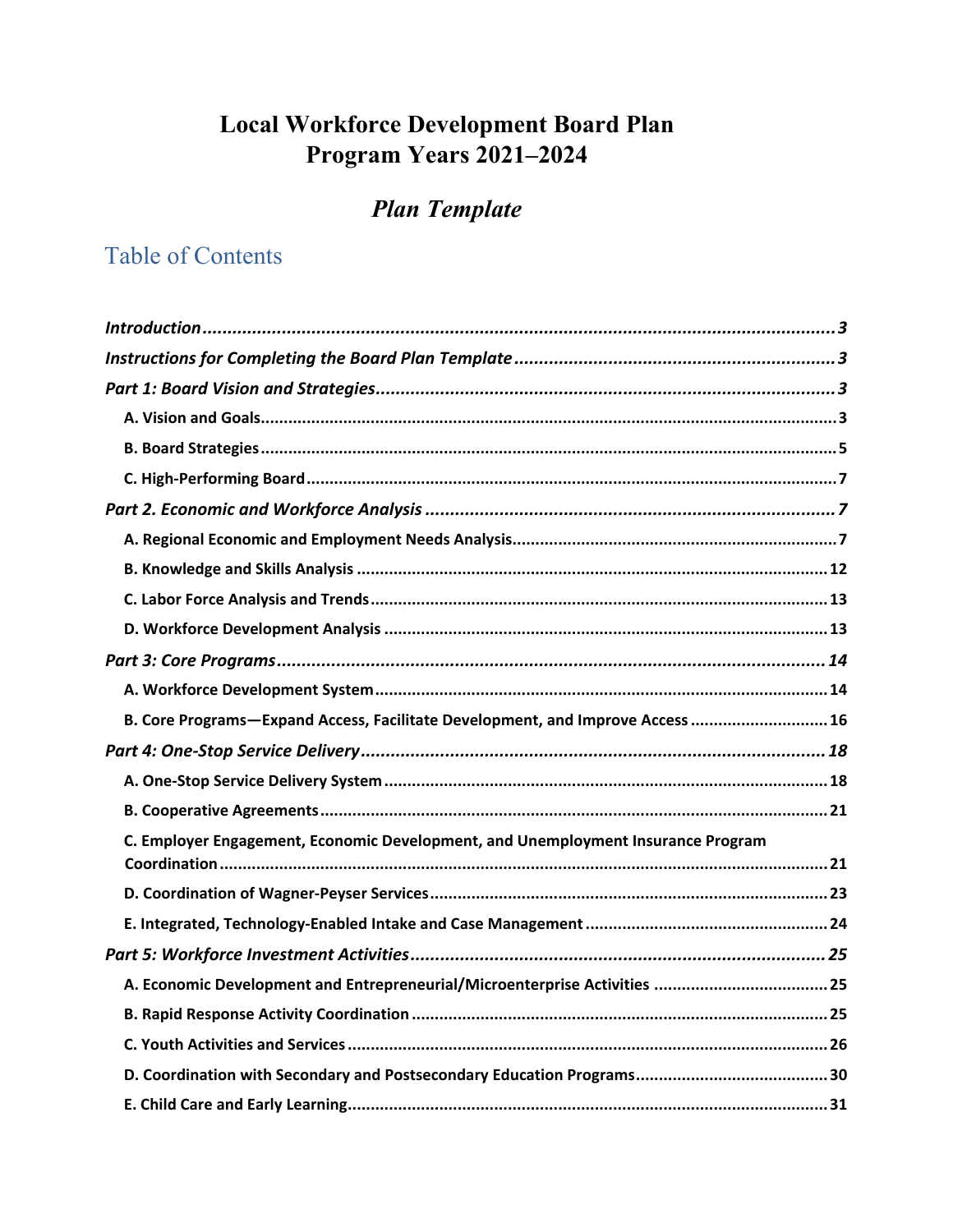# Local Workforce Development Board Plan
# Program Years 2021–2024

## *Plan Template*

## Table of Contents

***Introduction*** ........................................................................................................ **3**

***Instructions for Completing the Board Plan Template*** ............................................. **3**

***Part 1: Board Vision and Strategies*** ........................................................................ **3**

- **A. Vision and Goals** ................................................................................................ **3**
- **B. Board Strategies** ................................................................................................ **5**
- **C. High-Performing Board** ...................................................................................... **7**

***Part 2. Economic and Workforce Analysis*** ................................................................ **7**

- **A. Regional Economic and Employment Needs Analysis** ........................................ **7**
- **B. Knowledge and Skills Analysis** ......................................................................... **12**
- **C. Labor Force Analysis and Trends** ..................................................................... **13**
- **D. Workforce Development Analysis** ................................................................... **13**

***Part 3: Core Programs*** ........................................................................................... **14**

- **A. Workforce Development System** ..................................................................... **14**
- **B. Core Programs—Expand Access, Facilitate Development, and Improve Access** .......... **16**

***Part 4: One-Stop Service Delivery*** ......................................................................... **18**

- **A. One-Stop Service Delivery System** .................................................................. **18**
- **B. Cooperative Agreements** ................................................................................. **21**
- **C. Employer Engagement, Economic Development, and Unemployment Insurance Program Coordination** ........................................................................................................ **21**
- **D. Coordination of Wagner-Peyser Services** ........................................................ **23**
- **E. Integrated, Technology-Enabled Intake and Case Management** ........................ **24**

***Part 5: Workforce Investment Activities*** ................................................................ **25**

- **A. Economic Development and Entrepreneurial/Microenterprise Activities** .......... **25**
- **B. Rapid Response Activity Coordination** ............................................................. **25**
- **C. Youth Activities and Services** .......................................................................... **26**
- **D. Coordination with Secondary and Postsecondary Education Programs** ............ **30**
- **E. Child Care and Early Learning** ......................................................................... **31**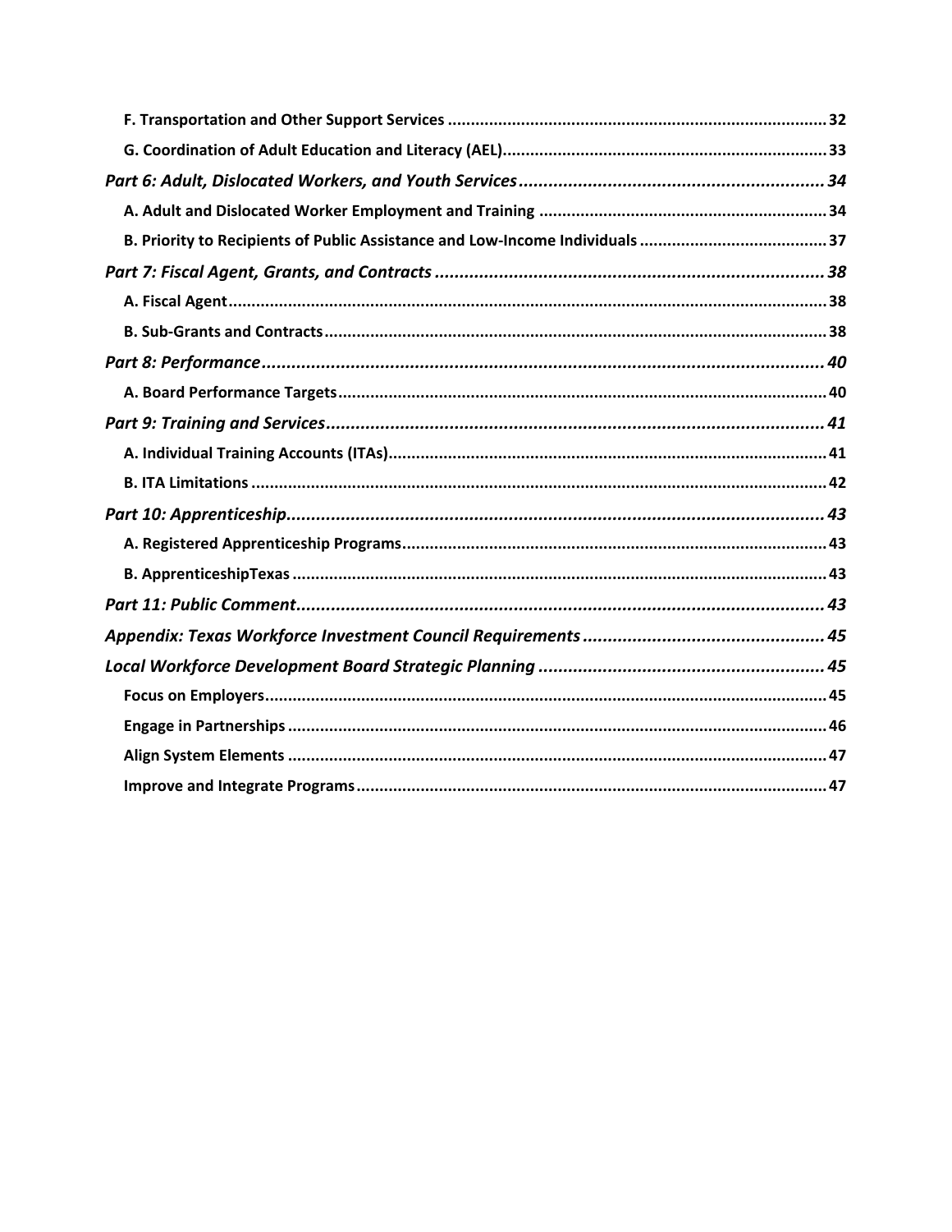**F. Transportation and Other Support Services** ..... 32

**G. Coordination of Adult Education and Literacy (AEL)** ..... 33

***Part 6: Adult, Dislocated Workers, and Youth Services*** ..... 34

**A. Adult and Dislocated Worker Employment and Training** ..... 34

**B. Priority to Recipients of Public Assistance and Low-Income Individuals** ..... 37

***Part 7: Fiscal Agent, Grants, and Contracts*** ..... 38

**A. Fiscal Agent** ..... 38

**B. Sub-Grants and Contracts** ..... 38

***Part 8: Performance*** ..... 40

**A. Board Performance Targets** ..... 40

***Part 9: Training and Services*** ..... 41

**A. Individual Training Accounts (ITAs)** ..... 41

**B. ITA Limitations** ..... 42

***Part 10: Apprenticeship*** ..... 43

**A. Registered Apprenticeship Programs** ..... 43

**B. ApprenticeshipTexas** ..... 43

***Part 11: Public Comment*** ..... 43

***Appendix: Texas Workforce Investment Council Requirements*** ..... 45

***Local Workforce Development Board Strategic Planning*** ..... 45

**Focus on Employers** ..... 45

**Engage in Partnerships** ..... 46

**Align System Elements** ..... 47

**Improve and Integrate Programs** ..... 47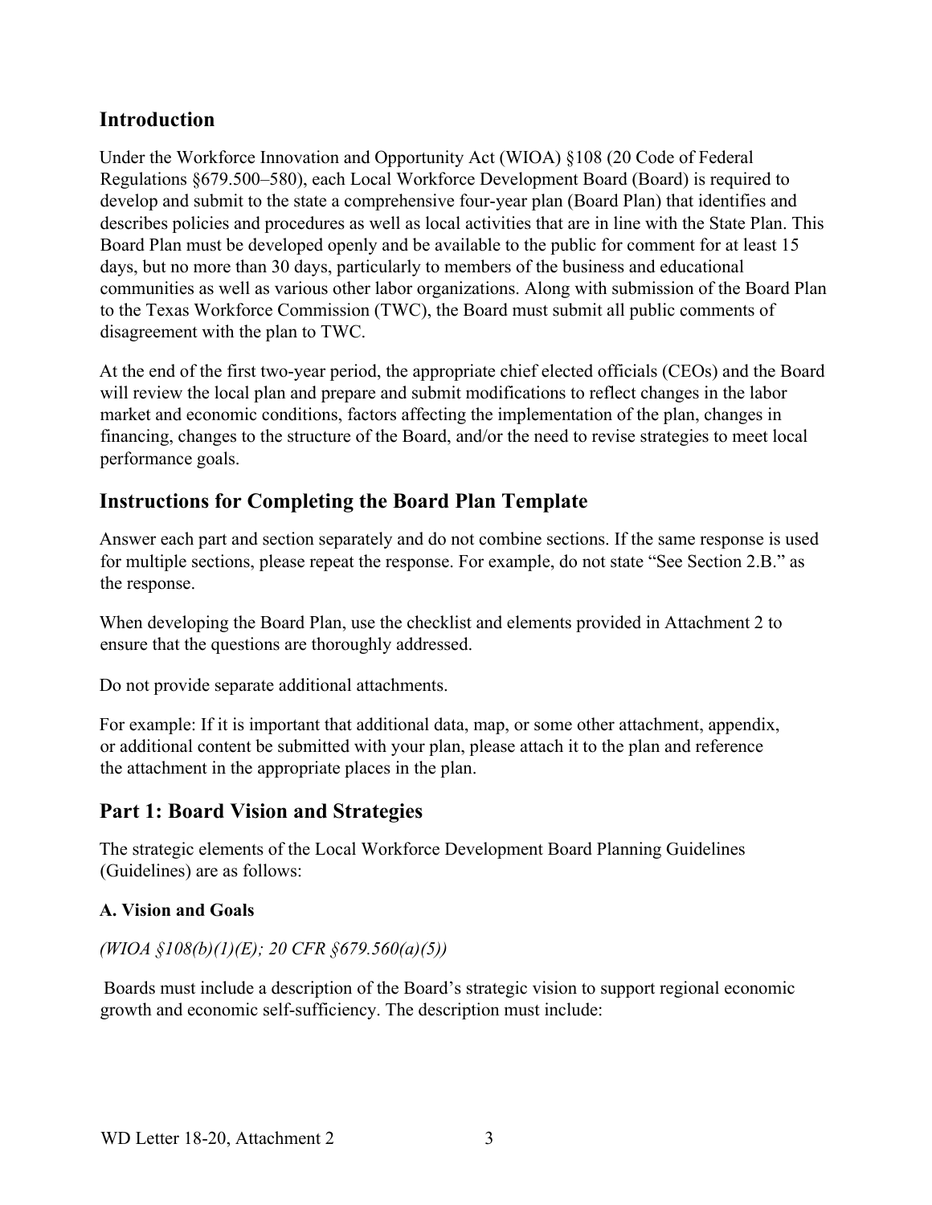## Introduction

Under the Workforce Innovation and Opportunity Act (WIOA) §108 (20 Code of Federal Regulations §679.500–580), each Local Workforce Development Board (Board) is required to develop and submit to the state a comprehensive four-year plan (Board Plan) that identifies and describes policies and procedures as well as local activities that are in line with the State Plan. This Board Plan must be developed openly and be available to the public for comment for at least 15 days, but no more than 30 days, particularly to members of the business and educational communities as well as various other labor organizations. Along with submission of the Board Plan to the Texas Workforce Commission (TWC), the Board must submit all public comments of disagreement with the plan to TWC.

At the end of the first two-year period, the appropriate chief elected officials (CEOs) and the Board will review the local plan and prepare and submit modifications to reflect changes in the labor market and economic conditions, factors affecting the implementation of the plan, changes in financing, changes to the structure of the Board, and/or the need to revise strategies to meet local performance goals.

## Instructions for Completing the Board Plan Template

Answer each part and section separately and do not combine sections. If the same response is used for multiple sections, please repeat the response. For example, do not state "See Section 2.B." as the response.

When developing the Board Plan, use the checklist and elements provided in Attachment 2 to ensure that the questions are thoroughly addressed.

Do not provide separate additional attachments.

For example: If it is important that additional data, map, or some other attachment, appendix, or additional content be submitted with your plan, please attach it to the plan and reference the attachment in the appropriate places in the plan.

## Part 1: Board Vision and Strategies

The strategic elements of the Local Workforce Development Board Planning Guidelines (Guidelines) are as follows:

### A. Vision and Goals

*(WIOA §108(b)(1)(E); 20 CFR §679.560(a)(5))*

Boards must include a description of the Board's strategic vision to support regional economic growth and economic self-sufficiency. The description must include: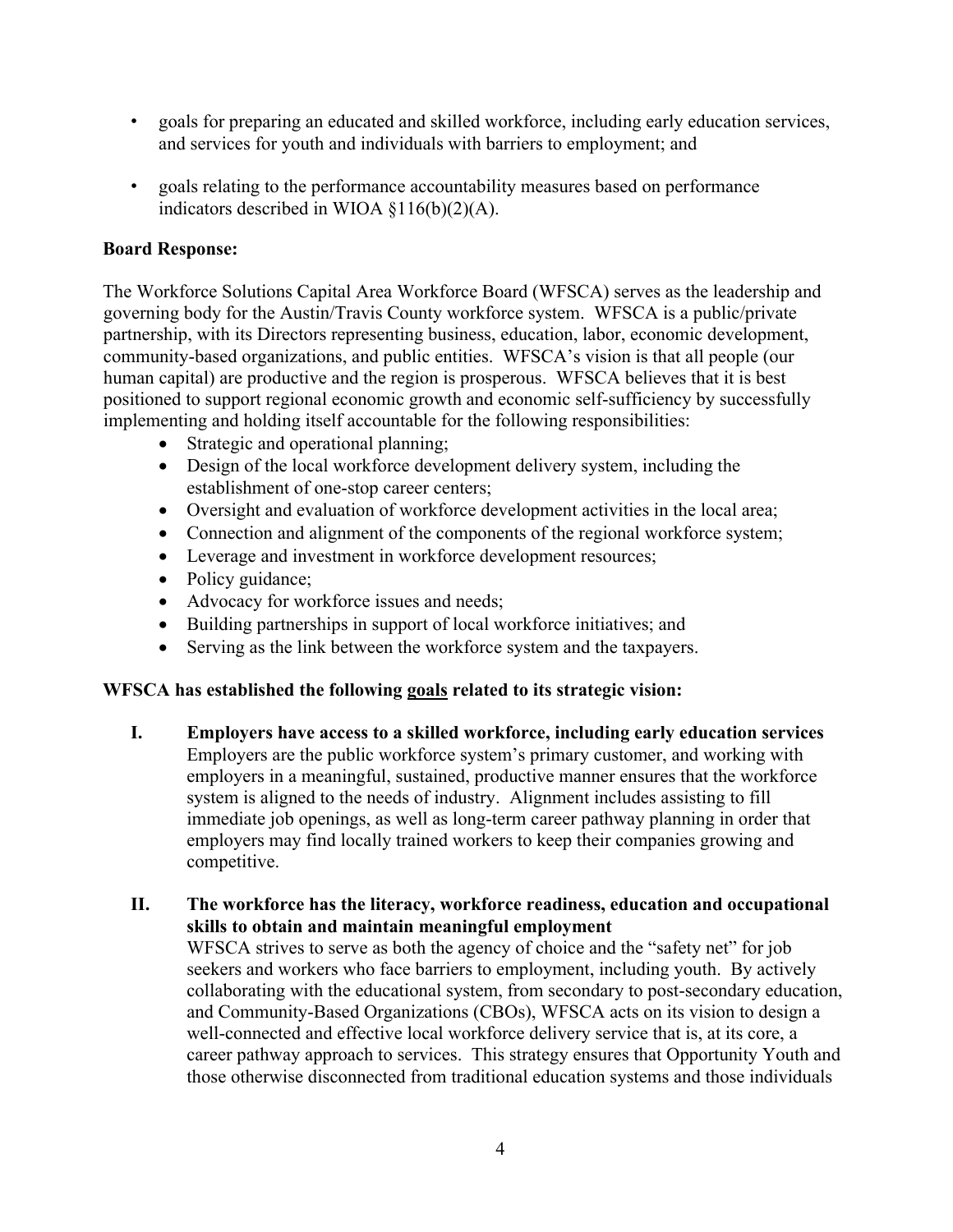- goals for preparing an educated and skilled workforce, including early education services, and services for youth and individuals with barriers to employment; and
- goals relating to the performance accountability measures based on performance indicators described in WIOA §116(b)(2)(A).

**Board Response:**

The Workforce Solutions Capital Area Workforce Board (WFSCA) serves as the leadership and governing body for the Austin/Travis County workforce system. WFSCA is a public/private partnership, with its Directors representing business, education, labor, economic development, community-based organizations, and public entities. WFSCA's vision is that all people (our human capital) are productive and the region is prosperous. WFSCA believes that it is best positioned to support regional economic growth and economic self-sufficiency by successfully implementing and holding itself accountable for the following responsibilities:

- Strategic and operational planning;
- Design of the local workforce development delivery system, including the establishment of one-stop career centers;
- Oversight and evaluation of workforce development activities in the local area;
- Connection and alignment of the components of the regional workforce system;
- Leverage and investment in workforce development resources;
- Policy guidance;
- Advocacy for workforce issues and needs;
- Building partnerships in support of local workforce initiatives; and
- Serving as the link between the workforce system and the taxpayers.

**WFSCA has established the following <u>goals</u> related to its strategic vision:**

**I. Employers have access to a skilled workforce, including early education services**
Employers are the public workforce system's primary customer, and working with employers in a meaningful, sustained, productive manner ensures that the workforce system is aligned to the needs of industry. Alignment includes assisting to fill immediate job openings, as well as long-term career pathway planning in order that employers may find locally trained workers to keep their companies growing and competitive.

**II. The workforce has the literacy, workforce readiness, education and occupational skills to obtain and maintain meaningful employment**
WFSCA strives to serve as both the agency of choice and the "safety net" for job seekers and workers who face barriers to employment, including youth. By actively collaborating with the educational system, from secondary to post-secondary education, and Community-Based Organizations (CBOs), WFSCA acts on its vision to design a well-connected and effective local workforce delivery service that is, at its core, a career pathway approach to services. This strategy ensures that Opportunity Youth and those otherwise disconnected from traditional education systems and those individuals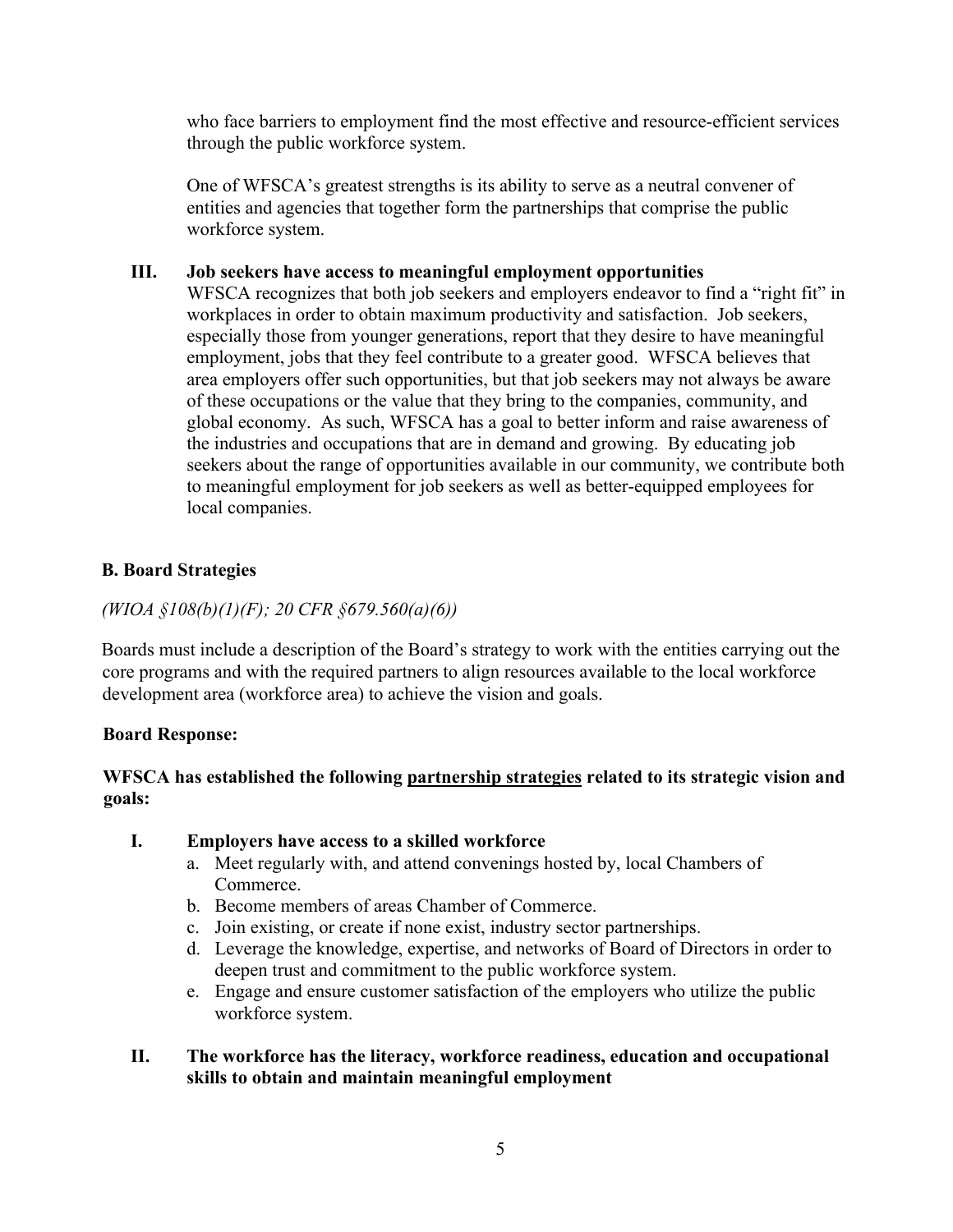who face barriers to employment find the most effective and resource-efficient services through the public workforce system.

One of WFSCA's greatest strengths is its ability to serve as a neutral convener of entities and agencies that together form the partnerships that comprise the public workforce system.

**III. Job seekers have access to meaningful employment opportunities**

WFSCA recognizes that both job seekers and employers endeavor to find a "right fit" in workplaces in order to obtain maximum productivity and satisfaction. Job seekers, especially those from younger generations, report that they desire to have meaningful employment, jobs that they feel contribute to a greater good. WFSCA believes that area employers offer such opportunities, but that job seekers may not always be aware of these occupations or the value that they bring to the companies, community, and global economy. As such, WFSCA has a goal to better inform and raise awareness of the industries and occupations that are in demand and growing. By educating job seekers about the range of opportunities available in our community, we contribute both to meaningful employment for job seekers as well as better-equipped employees for local companies.

## B. Board Strategies

*(WIOA §108(b)(1)(F); 20 CFR §679.560(a)(6))*

Boards must include a description of the Board's strategy to work with the entities carrying out the core programs and with the required partners to align resources available to the local workforce development area (workforce area) to achieve the vision and goals.

**Board Response:**

**WFSCA has established the following <u>partnership strategies</u> related to its strategic vision and goals:**

**I. Employers have access to a skilled workforce**

a. Meet regularly with, and attend convenings hosted by, local Chambers of Commerce.
b. Become members of areas Chamber of Commerce.
c. Join existing, or create if none exist, industry sector partnerships.
d. Leverage the knowledge, expertise, and networks of Board of Directors in order to deepen trust and commitment to the public workforce system.
e. Engage and ensure customer satisfaction of the employers who utilize the public workforce system.

**II. The workforce has the literacy, workforce readiness, education and occupational skills to obtain and maintain meaningful employment**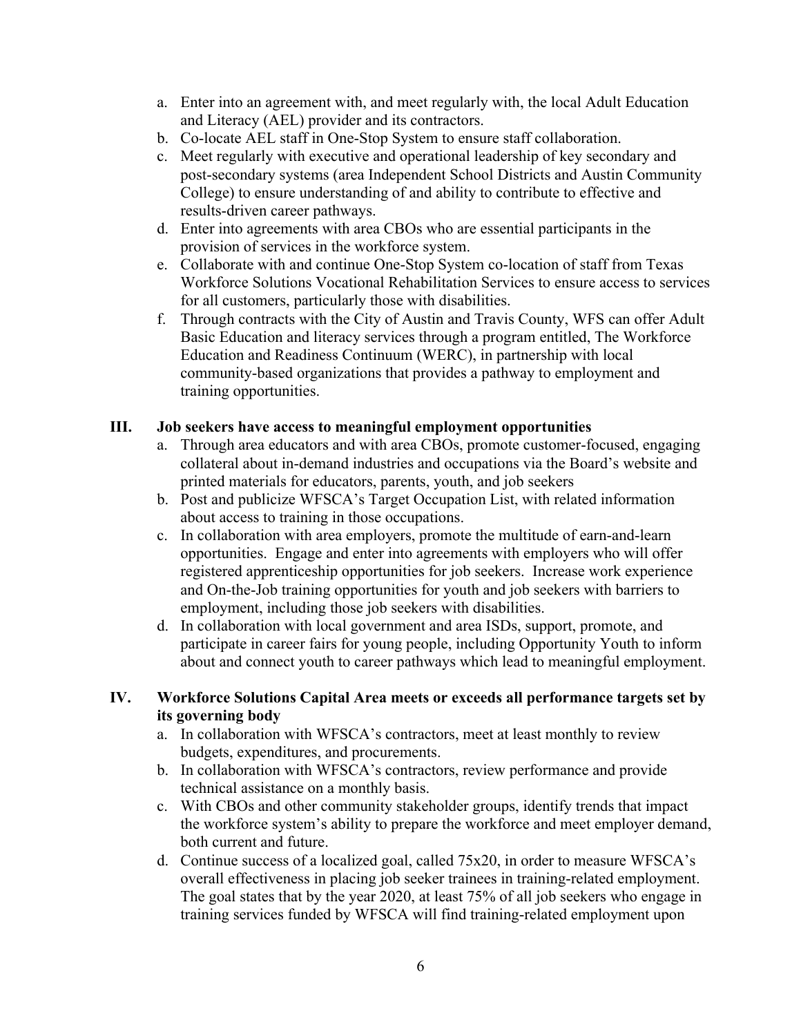a. Enter into an agreement with, and meet regularly with, the local Adult Education and Literacy (AEL) provider and its contractors.
b. Co-locate AEL staff in One-Stop System to ensure staff collaboration.
c. Meet regularly with executive and operational leadership of key secondary and post-secondary systems (area Independent School Districts and Austin Community College) to ensure understanding of and ability to contribute to effective and results-driven career pathways.
d. Enter into agreements with area CBOs who are essential participants in the provision of services in the workforce system.
e. Collaborate with and continue One-Stop System co-location of staff from Texas Workforce Solutions Vocational Rehabilitation Services to ensure access to services for all customers, particularly those with disabilities.
f. Through contracts with the City of Austin and Travis County, WFS can offer Adult Basic Education and literacy services through a program entitled, The Workforce Education and Readiness Continuum (WERC), in partnership with local community-based organizations that provides a pathway to employment and training opportunities.

**III. Job seekers have access to meaningful employment opportunities**

a. Through area educators and with area CBOs, promote customer-focused, engaging collateral about in-demand industries and occupations via the Board's website and printed materials for educators, parents, youth, and job seekers
b. Post and publicize WFSCA's Target Occupation List, with related information about access to training in those occupations.
c. In collaboration with area employers, promote the multitude of earn-and-learn opportunities. Engage and enter into agreements with employers who will offer registered apprenticeship opportunities for job seekers. Increase work experience and On-the-Job training opportunities for youth and job seekers with barriers to employment, including those job seekers with disabilities.
d. In collaboration with local government and area ISDs, support, promote, and participate in career fairs for young people, including Opportunity Youth to inform about and connect youth to career pathways which lead to meaningful employment.

**IV. Workforce Solutions Capital Area meets or exceeds all performance targets set by its governing body**

a. In collaboration with WFSCA's contractors, meet at least monthly to review budgets, expenditures, and procurements.
b. In collaboration with WFSCA's contractors, review performance and provide technical assistance on a monthly basis.
c. With CBOs and other community stakeholder groups, identify trends that impact the workforce system's ability to prepare the workforce and meet employer demand, both current and future.
d. Continue success of a localized goal, called 75x20, in order to measure WFSCA's overall effectiveness in placing job seeker trainees in training-related employment. The goal states that by the year 2020, at least 75% of all job seekers who engage in training services funded by WFSCA will find training-related employment upon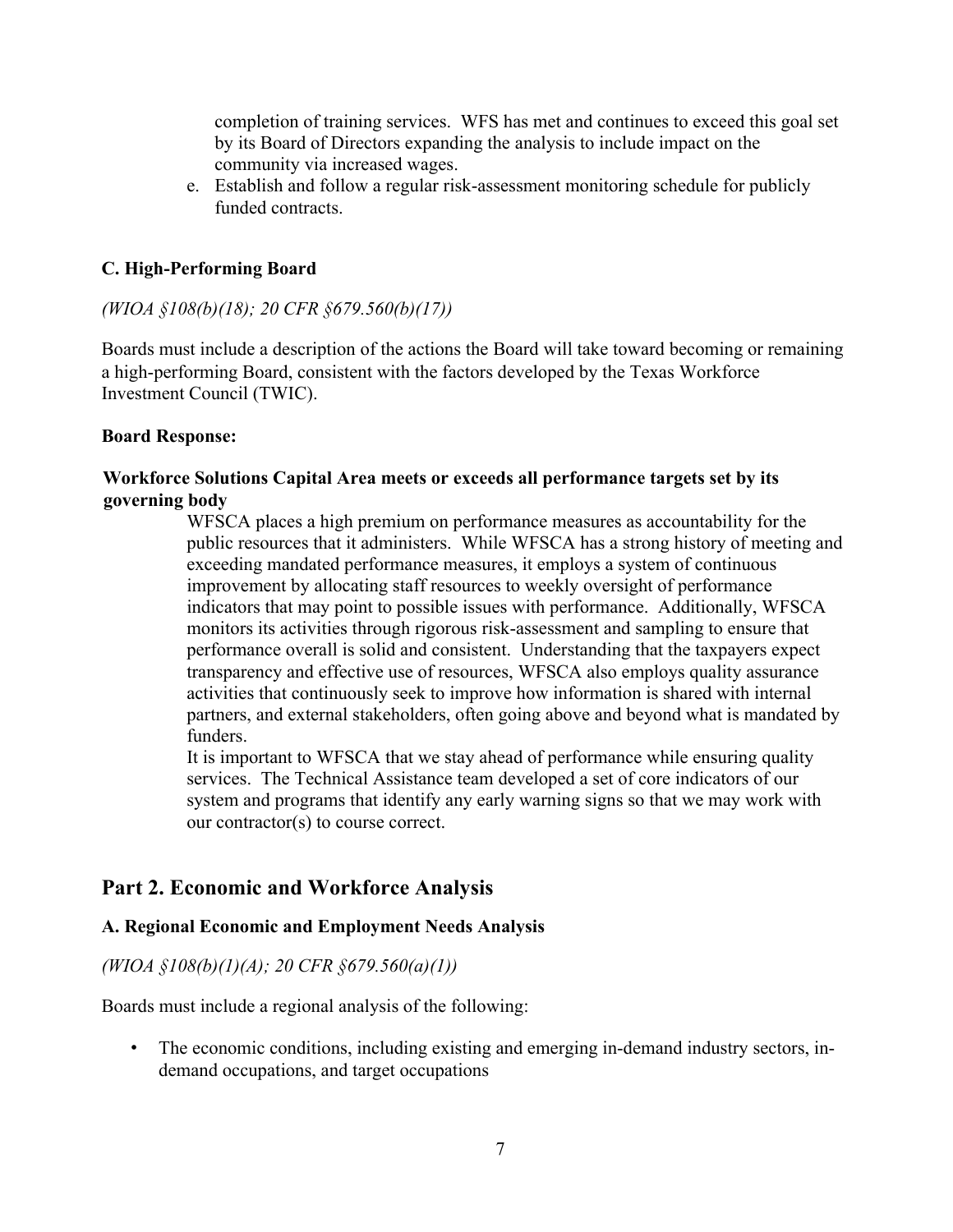completion of training services. WFS has met and continues to exceed this goal set by its Board of Directors expanding the analysis to include impact on the community via increased wages.

e. Establish and follow a regular risk-assessment monitoring schedule for publicly funded contracts.

### C. High-Performing Board

*(WIOA §108(b)(18); 20 CFR §679.560(b)(17))*

Boards must include a description of the actions the Board will take toward becoming or remaining a high-performing Board, consistent with the factors developed by the Texas Workforce Investment Council (TWIC).

**Board Response:**

**Workforce Solutions Capital Area meets or exceeds all performance targets set by its governing body**

WFSCA places a high premium on performance measures as accountability for the public resources that it administers. While WFSCA has a strong history of meeting and exceeding mandated performance measures, it employs a system of continuous improvement by allocating staff resources to weekly oversight of performance indicators that may point to possible issues with performance. Additionally, WFSCA monitors its activities through rigorous risk-assessment and sampling to ensure that performance overall is solid and consistent. Understanding that the taxpayers expect transparency and effective use of resources, WFSCA also employs quality assurance activities that continuously seek to improve how information is shared with internal partners, and external stakeholders, often going above and beyond what is mandated by funders.

It is important to WFSCA that we stay ahead of performance while ensuring quality services. The Technical Assistance team developed a set of core indicators of our system and programs that identify any early warning signs so that we may work with our contractor(s) to course correct.

## Part 2. Economic and Workforce Analysis

### A. Regional Economic and Employment Needs Analysis

*(WIOA §108(b)(1)(A); 20 CFR §679.560(a)(1))*

Boards must include a regional analysis of the following:

- The economic conditions, including existing and emerging in-demand industry sectors, in-demand occupations, and target occupations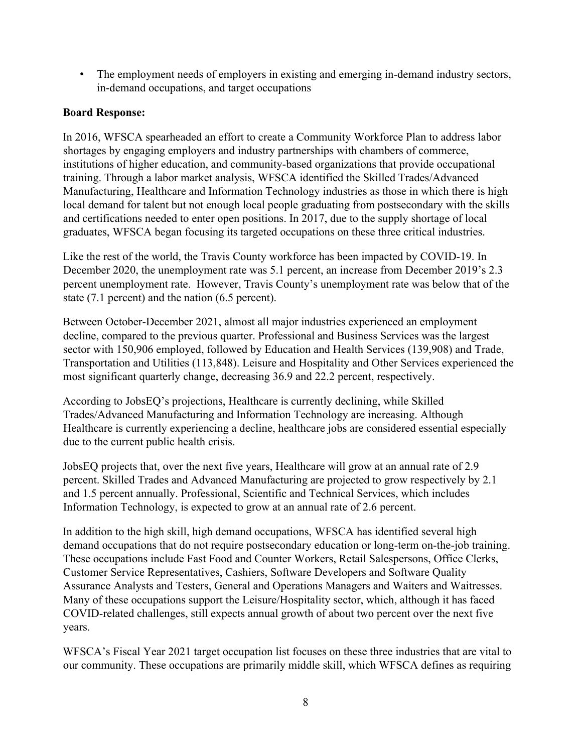- The employment needs of employers in existing and emerging in-demand industry sectors, in-demand occupations, and target occupations

**Board Response:**

In 2016, WFSCA spearheaded an effort to create a Community Workforce Plan to address labor shortages by engaging employers and industry partnerships with chambers of commerce, institutions of higher education, and community-based organizations that provide occupational training. Through a labor market analysis, WFSCA identified the Skilled Trades/Advanced Manufacturing, Healthcare and Information Technology industries as those in which there is high local demand for talent but not enough local people graduating from postsecondary with the skills and certifications needed to enter open positions. In 2017, due to the supply shortage of local graduates, WFSCA began focusing its targeted occupations on these three critical industries.

Like the rest of the world, the Travis County workforce has been impacted by COVID-19. In December 2020, the unemployment rate was 5.1 percent, an increase from December 2019's 2.3 percent unemployment rate. However, Travis County's unemployment rate was below that of the state (7.1 percent) and the nation (6.5 percent).

Between October-December 2021, almost all major industries experienced an employment decline, compared to the previous quarter. Professional and Business Services was the largest sector with 150,906 employed, followed by Education and Health Services (139,908) and Trade, Transportation and Utilities (113,848). Leisure and Hospitality and Other Services experienced the most significant quarterly change, decreasing 36.9 and 22.2 percent, respectively.

According to JobsEQ's projections, Healthcare is currently declining, while Skilled Trades/Advanced Manufacturing and Information Technology are increasing. Although Healthcare is currently experiencing a decline, healthcare jobs are considered essential especially due to the current public health crisis.

JobsEQ projects that, over the next five years, Healthcare will grow at an annual rate of 2.9 percent. Skilled Trades and Advanced Manufacturing are projected to grow respectively by 2.1 and 1.5 percent annually. Professional, Scientific and Technical Services, which includes Information Technology, is expected to grow at an annual rate of 2.6 percent.

In addition to the high skill, high demand occupations, WFSCA has identified several high demand occupations that do not require postsecondary education or long-term on-the-job training. These occupations include Fast Food and Counter Workers, Retail Salespersons, Office Clerks, Customer Service Representatives, Cashiers, Software Developers and Software Quality Assurance Analysts and Testers, General and Operations Managers and Waiters and Waitresses. Many of these occupations support the Leisure/Hospitality sector, which, although it has faced COVID-related challenges, still expects annual growth of about two percent over the next five years.

WFSCA's Fiscal Year 2021 target occupation list focuses on these three industries that are vital to our community. These occupations are primarily middle skill, which WFSCA defines as requiring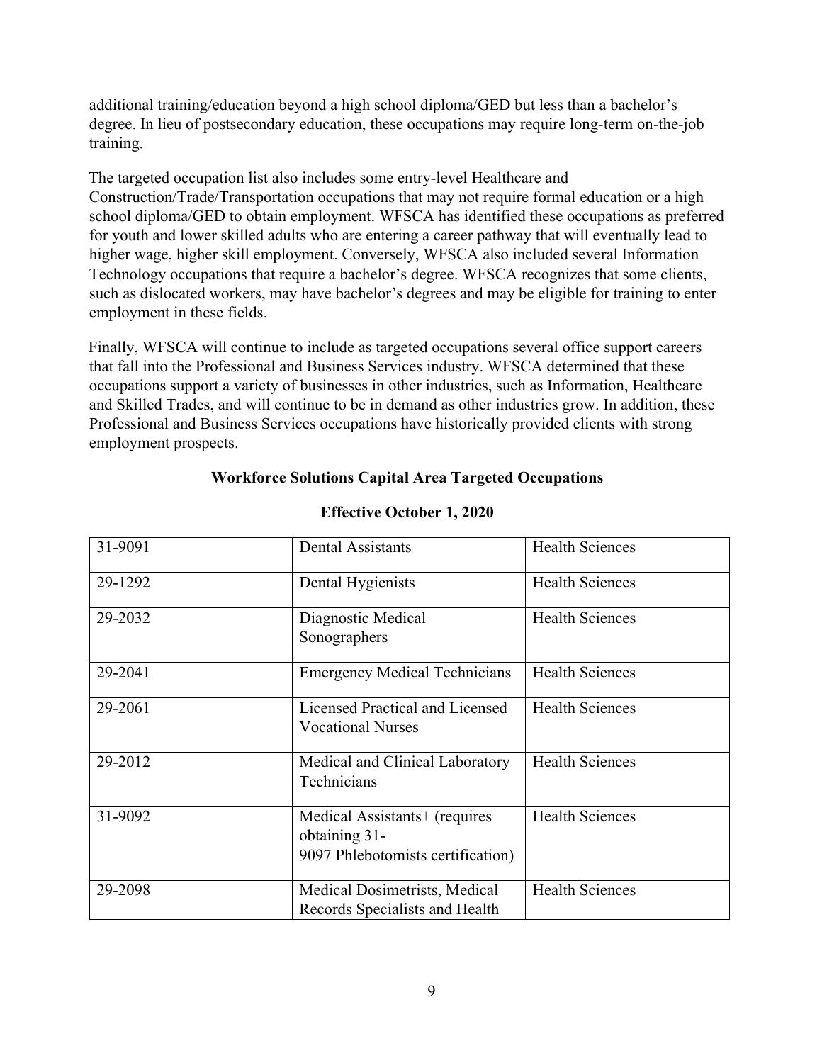additional training/education beyond a high school diploma/GED but less than a bachelor's degree. In lieu of postsecondary education, these occupations may require long-term on-the-job training.

The targeted occupation list also includes some entry-level Healthcare and Construction/Trade/Transportation occupations that may not require formal education or a high school diploma/GED to obtain employment. WFSCA has identified these occupations as preferred for youth and lower skilled adults who are entering a career pathway that will eventually lead to higher wage, higher skill employment. Conversely, WFSCA also included several Information Technology occupations that require a bachelor's degree. WFSCA recognizes that some clients, such as dislocated workers, may have bachelor's degrees and may be eligible for training to enter employment in these fields.

Finally, WFSCA will continue to include as targeted occupations several office support careers that fall into the Professional and Business Services industry. WFSCA determined that these occupations support a variety of businesses in other industries, such as Information, Healthcare and Skilled Trades, and will continue to be in demand as other industries grow. In addition, these Professional and Business Services occupations have historically provided clients with strong employment prospects.

**Workforce Solutions Capital Area Targeted Occupations**

**Effective October 1, 2020**

| | | |
|---|---|---|
| 31-9091 | Dental Assistants | Health Sciences |
| 29-1292 | Dental Hygienists | Health Sciences |
| 29-2032 | Diagnostic Medical Sonographers | Health Sciences |
| 29-2041 | Emergency Medical Technicians | Health Sciences |
| 29-2061 | Licensed Practical and Licensed Vocational Nurses | Health Sciences |
| 29-2012 | Medical and Clinical Laboratory Technicians | Health Sciences |
| 31-9092 | Medical Assistants+ (requires obtaining 31-9097 Phlebotomists certification) | Health Sciences |
| 29-2098 | Medical Dosimetrists, Medical Records Specialists and Health | Health Sciences |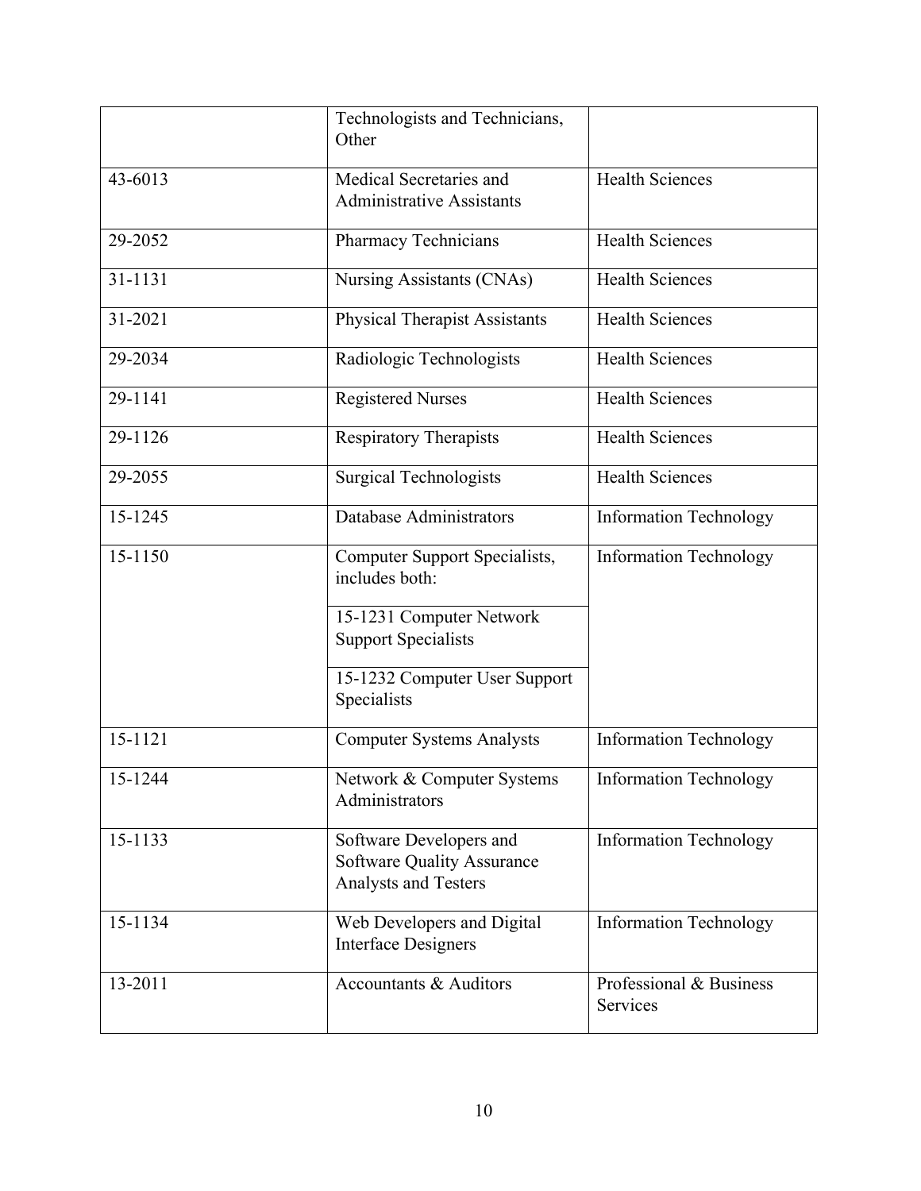| | | |
|---|---|---|
| | Technologists and Technicians, Other | |
| 43-6013 | Medical Secretaries and Administrative Assistants | Health Sciences |
| 29-2052 | Pharmacy Technicians | Health Sciences |
| 31-1131 | Nursing Assistants (CNAs) | Health Sciences |
| 31-2021 | Physical Therapist Assistants | Health Sciences |
| 29-2034 | Radiologic Technologists | Health Sciences |
| 29-1141 | Registered Nurses | Health Sciences |
| 29-1126 | Respiratory Therapists | Health Sciences |
| 29-2055 | Surgical Technologists | Health Sciences |
| 15-1245 | Database Administrators | Information Technology |
| 15-1150 | Computer Support Specialists, includes both: | Information Technology |
| | 15-1231 Computer Network Support Specialists | |
| | 15-1232 Computer User Support Specialists | |
| 15-1121 | Computer Systems Analysts | Information Technology |
| 15-1244 | Network & Computer Systems Administrators | Information Technology |
| 15-1133 | Software Developers and Software Quality Assurance Analysts and Testers | Information Technology |
| 15-1134 | Web Developers and Digital Interface Designers | Information Technology |
| 13-2011 | Accountants & Auditors | Professional & Business Services |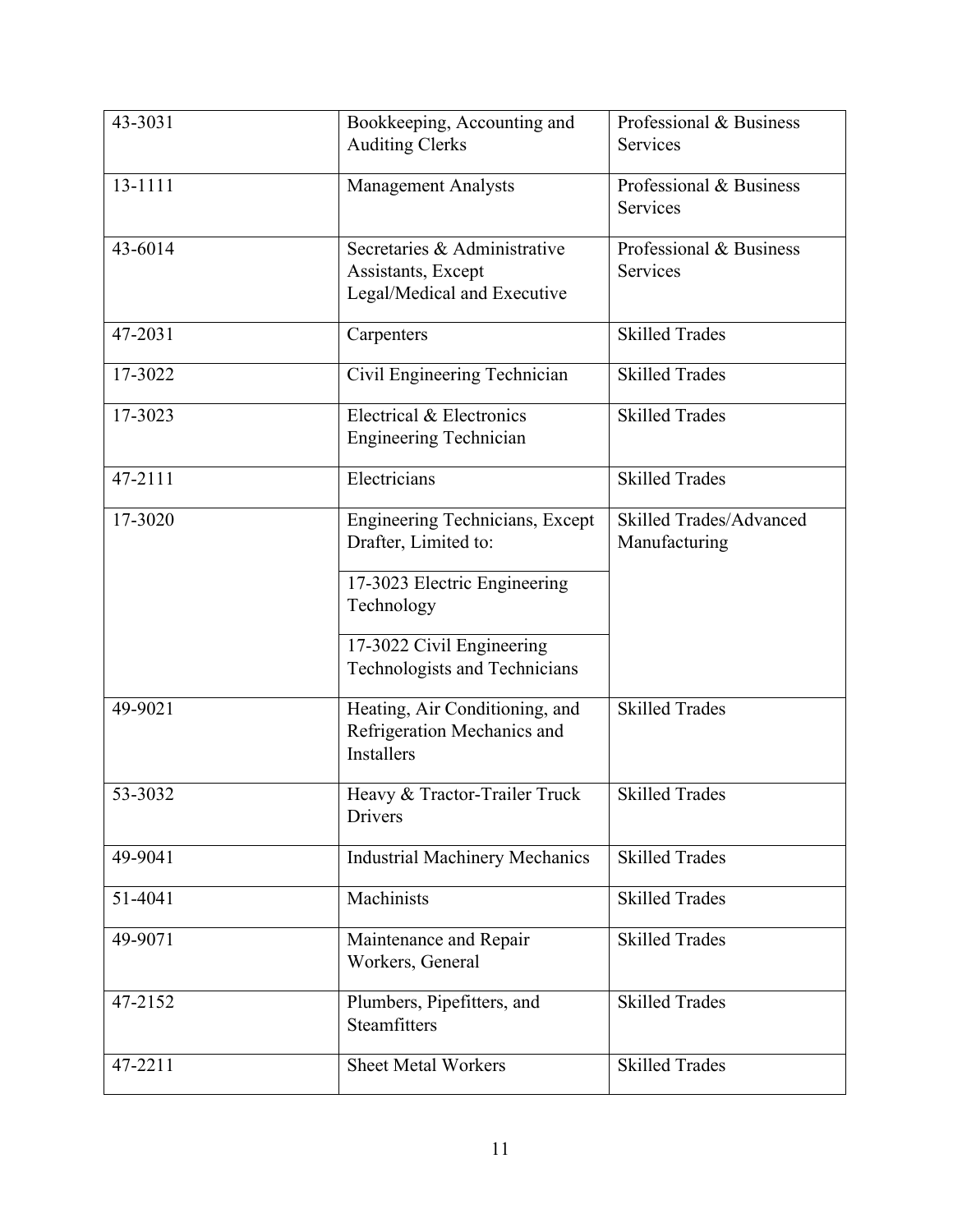| | | |
|---|---|---|
| 43-3031 | Bookkeeping, Accounting and Auditing Clerks | Professional & Business Services |
| 13-1111 | Management Analysts | Professional & Business Services |
| 43-6014 | Secretaries & Administrative Assistants, Except Legal/Medical and Executive | Professional & Business Services |
| 47-2031 | Carpenters | Skilled Trades |
| 17-3022 | Civil Engineering Technician | Skilled Trades |
| 17-3023 | Electrical & Electronics Engineering Technician | Skilled Trades |
| 47-2111 | Electricians | Skilled Trades |
| 17-3020 | Engineering Technicians, Except Drafter, Limited to: | Skilled Trades/Advanced Manufacturing |
| | 17-3023 Electric Engineering Technology | |
| | 17-3022 Civil Engineering Technologists and Technicians | |
| 49-9021 | Heating, Air Conditioning, and Refrigeration Mechanics and Installers | Skilled Trades |
| 53-3032 | Heavy & Tractor-Trailer Truck Drivers | Skilled Trades |
| 49-9041 | Industrial Machinery Mechanics | Skilled Trades |
| 51-4041 | Machinists | Skilled Trades |
| 49-9071 | Maintenance and Repair Workers, General | Skilled Trades |
| 47-2152 | Plumbers, Pipefitters, and Steamfitters | Skilled Trades |
| 47-2211 | Sheet Metal Workers | Skilled Trades |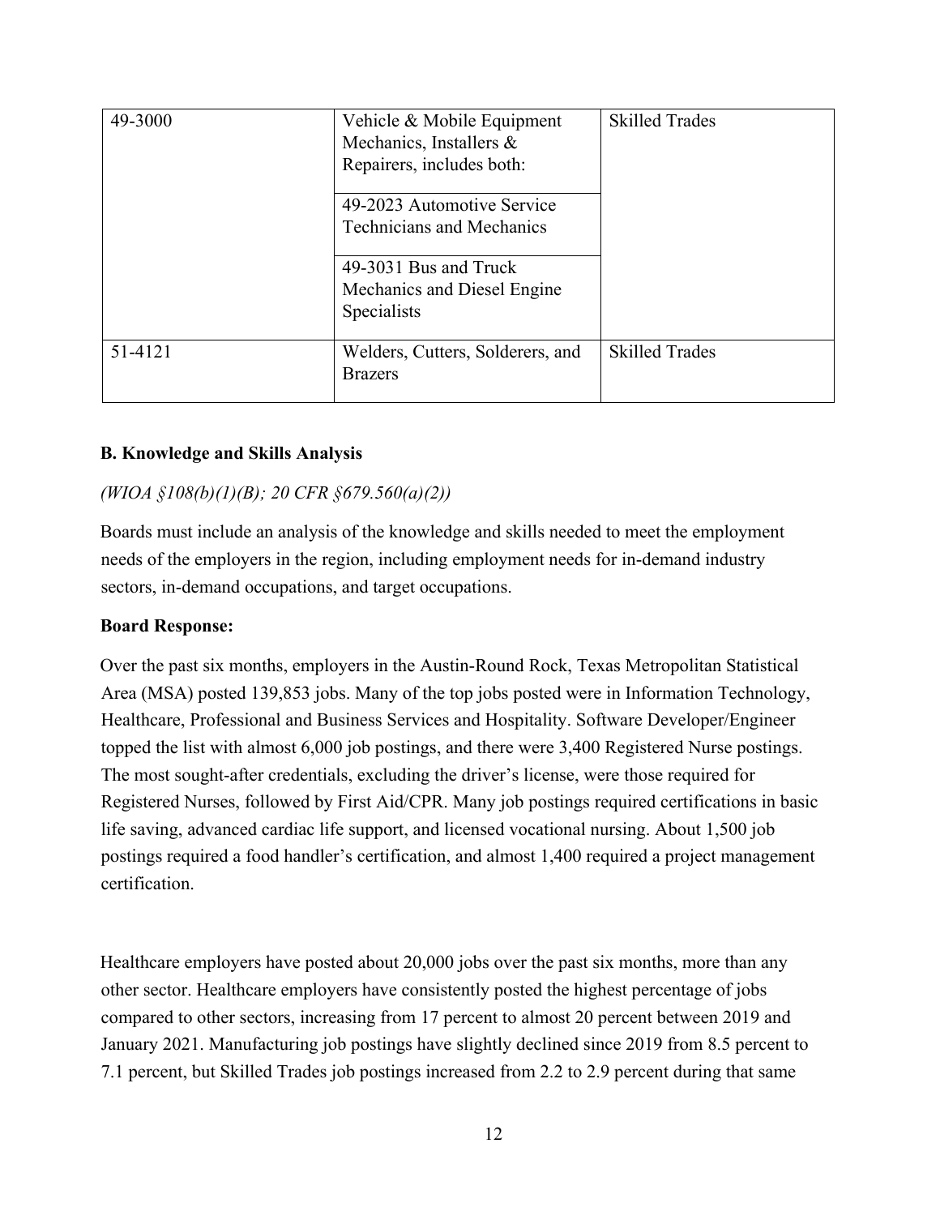| | | |
|---|---|---|
| 49-3000 | Vehicle & Mobile Equipment Mechanics, Installers & Repairers, includes both: | Skilled Trades |
| | 49-2023 Automotive Service Technicians and Mechanics | |
| | 49-3031 Bus and Truck Mechanics and Diesel Engine Specialists | |
| 51-4121 | Welders, Cutters, Solderers, and Brazers | Skilled Trades |

### B. Knowledge and Skills Analysis

*(WIOA §108(b)(1)(B); 20 CFR §679.560(a)(2))*

Boards must include an analysis of the knowledge and skills needed to meet the employment needs of the employers in the region, including employment needs for in-demand industry sectors, in-demand occupations, and target occupations.

**Board Response:**

Over the past six months, employers in the Austin-Round Rock, Texas Metropolitan Statistical Area (MSA) posted 139,853 jobs. Many of the top jobs posted were in Information Technology, Healthcare, Professional and Business Services and Hospitality. Software Developer/Engineer topped the list with almost 6,000 job postings, and there were 3,400 Registered Nurse postings. The most sought-after credentials, excluding the driver's license, were those required for Registered Nurses, followed by First Aid/CPR. Many job postings required certifications in basic life saving, advanced cardiac life support, and licensed vocational nursing. About 1,500 job postings required a food handler's certification, and almost 1,400 required a project management certification.

Healthcare employers have posted about 20,000 jobs over the past six months, more than any other sector. Healthcare employers have consistently posted the highest percentage of jobs compared to other sectors, increasing from 17 percent to almost 20 percent between 2019 and January 2021. Manufacturing job postings have slightly declined since 2019 from 8.5 percent to 7.1 percent, but Skilled Trades job postings increased from 2.2 to 2.9 percent during that same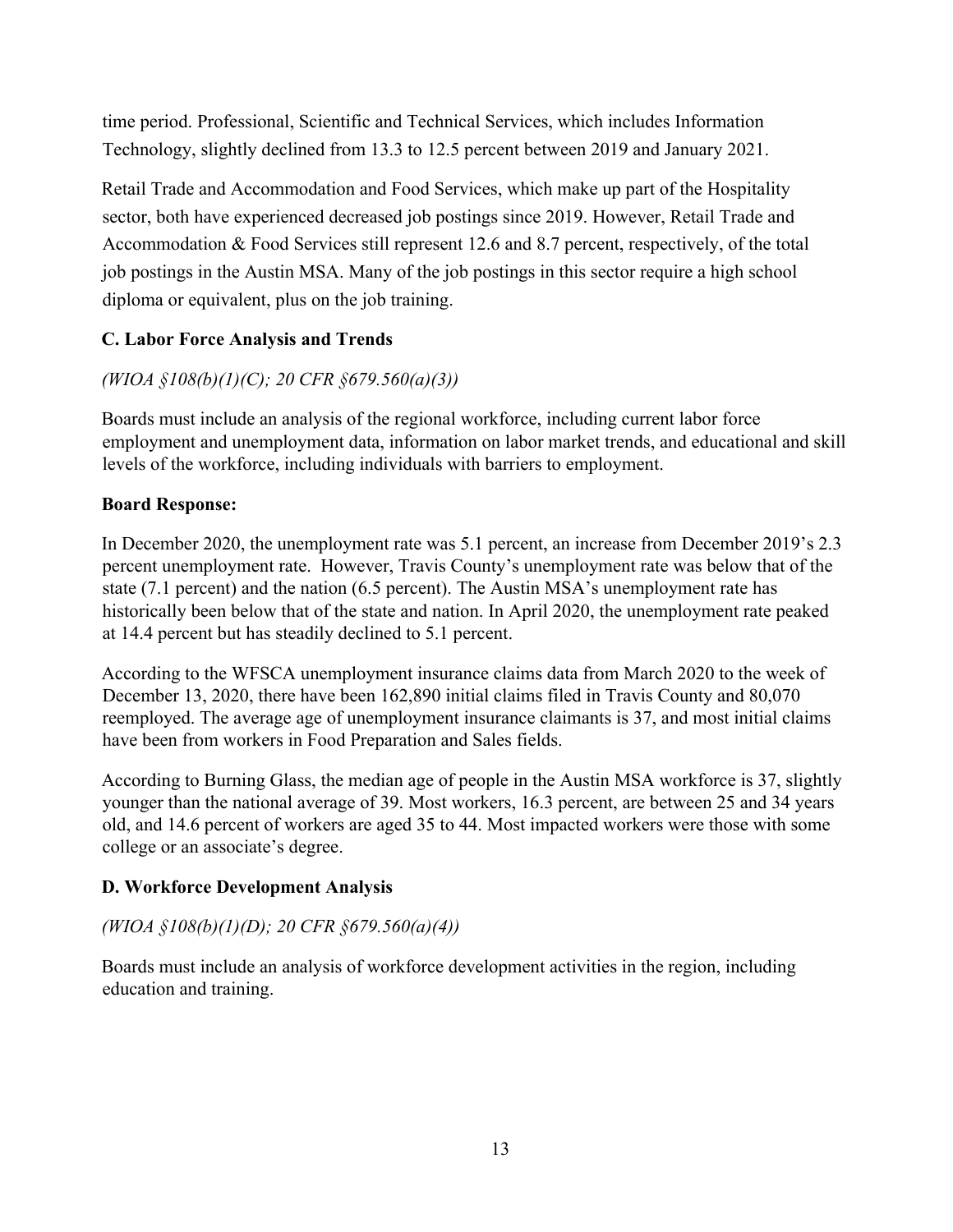time period. Professional, Scientific and Technical Services, which includes Information Technology, slightly declined from 13.3 to 12.5 percent between 2019 and January 2021.

Retail Trade and Accommodation and Food Services, which make up part of the Hospitality sector, both have experienced decreased job postings since 2019. However, Retail Trade and Accommodation & Food Services still represent 12.6 and 8.7 percent, respectively, of the total job postings in the Austin MSA. Many of the job postings in this sector require a high school diploma or equivalent, plus on the job training.

### C. Labor Force Analysis and Trends

*(WIOA §108(b)(1)(C); 20 CFR §679.560(a)(3))*

Boards must include an analysis of the regional workforce, including current labor force employment and unemployment data, information on labor market trends, and educational and skill levels of the workforce, including individuals with barriers to employment.

**Board Response:**

In December 2020, the unemployment rate was 5.1 percent, an increase from December 2019's 2.3 percent unemployment rate. However, Travis County's unemployment rate was below that of the state (7.1 percent) and the nation (6.5 percent). The Austin MSA's unemployment rate has historically been below that of the state and nation. In April 2020, the unemployment rate peaked at 14.4 percent but has steadily declined to 5.1 percent.

According to the WFSCA unemployment insurance claims data from March 2020 to the week of December 13, 2020, there have been 162,890 initial claims filed in Travis County and 80,070 reemployed. The average age of unemployment insurance claimants is 37, and most initial claims have been from workers in Food Preparation and Sales fields.

According to Burning Glass, the median age of people in the Austin MSA workforce is 37, slightly younger than the national average of 39. Most workers, 16.3 percent, are between 25 and 34 years old, and 14.6 percent of workers are aged 35 to 44. Most impacted workers were those with some college or an associate's degree.

### D. Workforce Development Analysis

*(WIOA §108(b)(1)(D); 20 CFR §679.560(a)(4))*

Boards must include an analysis of workforce development activities in the region, including education and training.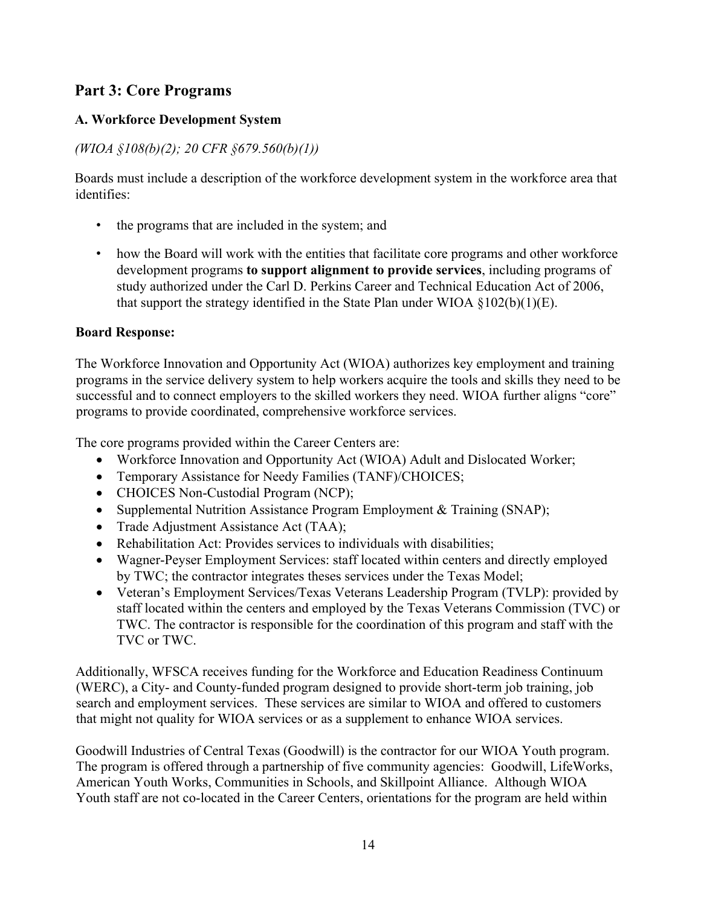## Part 3: Core Programs

### A. Workforce Development System

*(WIOA §108(b)(2); 20 CFR §679.560(b)(1))*

Boards must include a description of the workforce development system in the workforce area that identifies:

- the programs that are included in the system; and
- how the Board will work with the entities that facilitate core programs and other workforce development programs **to support alignment to provide services**, including programs of study authorized under the Carl D. Perkins Career and Technical Education Act of 2006, that support the strategy identified in the State Plan under WIOA §102(b)(1)(E).

**Board Response:**

The Workforce Innovation and Opportunity Act (WIOA) authorizes key employment and training programs in the service delivery system to help workers acquire the tools and skills they need to be successful and to connect employers to the skilled workers they need. WIOA further aligns "core" programs to provide coordinated, comprehensive workforce services.

The core programs provided within the Career Centers are:

- Workforce Innovation and Opportunity Act (WIOA) Adult and Dislocated Worker;
- Temporary Assistance for Needy Families (TANF)/CHOICES;
- CHOICES Non-Custodial Program (NCP);
- Supplemental Nutrition Assistance Program Employment & Training (SNAP);
- Trade Adjustment Assistance Act (TAA);
- Rehabilitation Act: Provides services to individuals with disabilities;
- Wagner-Peyser Employment Services: staff located within centers and directly employed by TWC; the contractor integrates theses services under the Texas Model;
- Veteran's Employment Services/Texas Veterans Leadership Program (TVLP): provided by staff located within the centers and employed by the Texas Veterans Commission (TVC) or TWC. The contractor is responsible for the coordination of this program and staff with the TVC or TWC.

Additionally, WFSCA receives funding for the Workforce and Education Readiness Continuum (WERC), a City- and County-funded program designed to provide short-term job training, job search and employment services. These services are similar to WIOA and offered to customers that might not quality for WIOA services or as a supplement to enhance WIOA services.

Goodwill Industries of Central Texas (Goodwill) is the contractor for our WIOA Youth program. The program is offered through a partnership of five community agencies: Goodwill, LifeWorks, American Youth Works, Communities in Schools, and Skillpoint Alliance. Although WIOA Youth staff are not co-located in the Career Centers, orientations for the program are held within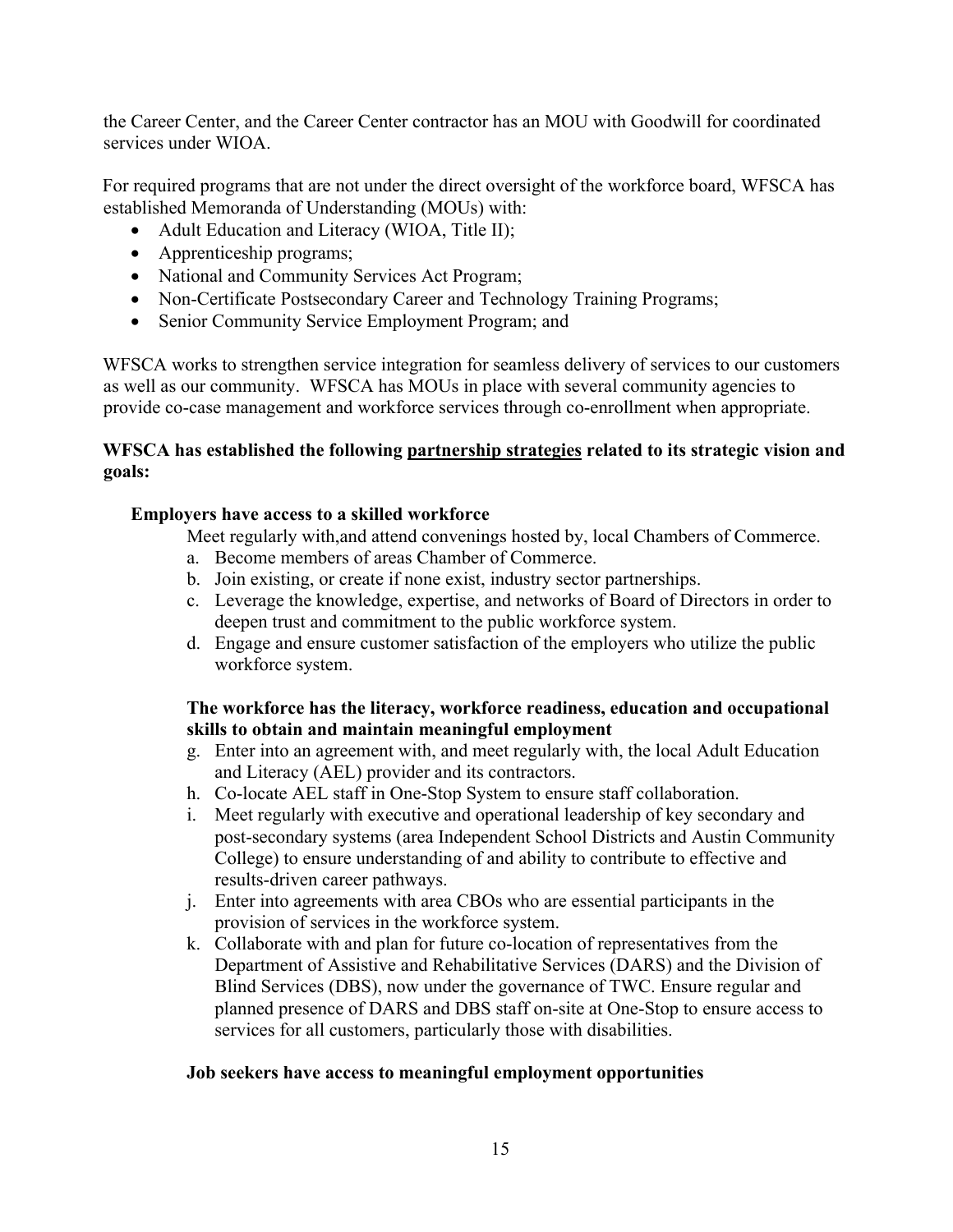the Career Center, and the Career Center contractor has an MOU with Goodwill for coordinated services under WIOA.

For required programs that are not under the direct oversight of the workforce board, WFSCA has established Memoranda of Understanding (MOUs) with:

- Adult Education and Literacy (WIOA, Title II);
- Apprenticeship programs;
- National and Community Services Act Program;
- Non-Certificate Postsecondary Career and Technology Training Programs;
- Senior Community Service Employment Program; and

WFSCA works to strengthen service integration for seamless delivery of services to our customers as well as our community. WFSCA has MOUs in place with several community agencies to provide co-case management and workforce services through co-enrollment when appropriate.

**WFSCA has established the following <u>partnership strategies</u> related to its strategic vision and goals:**

**Employers have access to a skilled workforce**

Meet regularly with,and attend convenings hosted by, local Chambers of Commerce.

a. Become members of areas Chamber of Commerce.
b. Join existing, or create if none exist, industry sector partnerships.
c. Leverage the knowledge, expertise, and networks of Board of Directors in order to deepen trust and commitment to the public workforce system.
d. Engage and ensure customer satisfaction of the employers who utilize the public workforce system.

**The workforce has the literacy, workforce readiness, education and occupational skills to obtain and maintain meaningful employment**

g. Enter into an agreement with, and meet regularly with, the local Adult Education and Literacy (AEL) provider and its contractors.
h. Co-locate AEL staff in One-Stop System to ensure staff collaboration.
i. Meet regularly with executive and operational leadership of key secondary and post-secondary systems (area Independent School Districts and Austin Community College) to ensure understanding of and ability to contribute to effective and results-driven career pathways.
j. Enter into agreements with area CBOs who are essential participants in the provision of services in the workforce system.
k. Collaborate with and plan for future co-location of representatives from the Department of Assistive and Rehabilitative Services (DARS) and the Division of Blind Services (DBS), now under the governance of TWC. Ensure regular and planned presence of DARS and DBS staff on-site at One-Stop to ensure access to services for all customers, particularly those with disabilities.

**Job seekers have access to meaningful employment opportunities**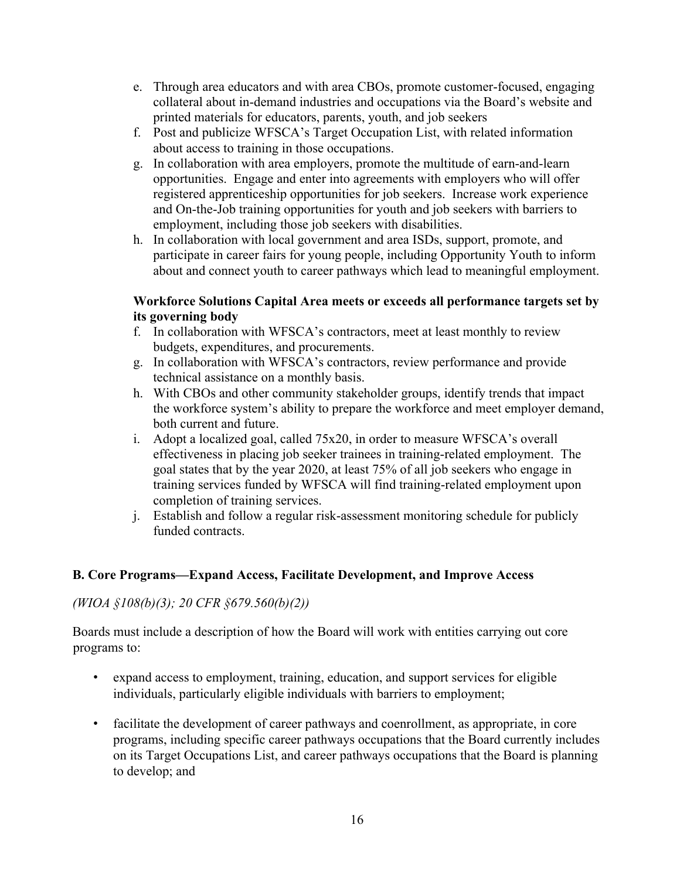e. Through area educators and with area CBOs, promote customer-focused, engaging collateral about in-demand industries and occupations via the Board's website and printed materials for educators, parents, youth, and job seekers
f. Post and publicize WFSCA's Target Occupation List, with related information about access to training in those occupations.
g. In collaboration with area employers, promote the multitude of earn-and-learn opportunities. Engage and enter into agreements with employers who will offer registered apprenticeship opportunities for job seekers. Increase work experience and On-the-Job training opportunities for youth and job seekers with barriers to employment, including those job seekers with disabilities.
h. In collaboration with local government and area ISDs, support, promote, and participate in career fairs for young people, including Opportunity Youth to inform about and connect youth to career pathways which lead to meaningful employment.

**Workforce Solutions Capital Area meets or exceeds all performance targets set by its governing body**

f. In collaboration with WFSCA's contractors, meet at least monthly to review budgets, expenditures, and procurements.
g. In collaboration with WFSCA's contractors, review performance and provide technical assistance on a monthly basis.
h. With CBOs and other community stakeholder groups, identify trends that impact the workforce system's ability to prepare the workforce and meet employer demand, both current and future.
i. Adopt a localized goal, called 75x20, in order to measure WFSCA's overall effectiveness in placing job seeker trainees in training-related employment. The goal states that by the year 2020, at least 75% of all job seekers who engage in training services funded by WFSCA will find training-related employment upon completion of training services.
j. Establish and follow a regular risk-assessment monitoring schedule for publicly funded contracts.

## B. Core Programs—Expand Access, Facilitate Development, and Improve Access

*(WIOA §108(b)(3); 20 CFR §679.560(b)(2))*

Boards must include a description of how the Board will work with entities carrying out core programs to:

- expand access to employment, training, education, and support services for eligible individuals, particularly eligible individuals with barriers to employment;
- facilitate the development of career pathways and coenrollment, as appropriate, in core programs, including specific career pathways occupations that the Board currently includes on its Target Occupations List, and career pathways occupations that the Board is planning to develop; and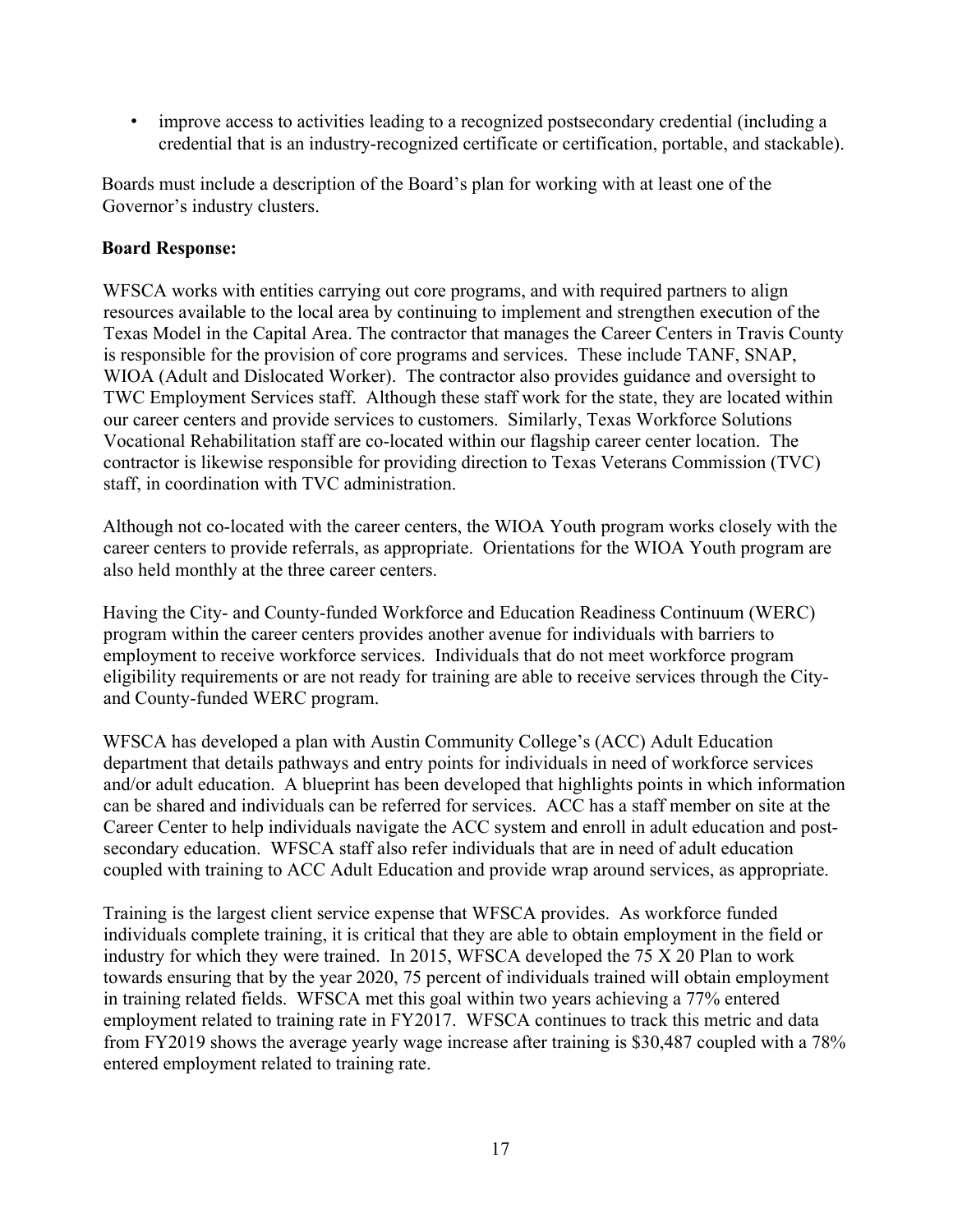- improve access to activities leading to a recognized postsecondary credential (including a credential that is an industry-recognized certificate or certification, portable, and stackable).

Boards must include a description of the Board's plan for working with at least one of the Governor's industry clusters.

**Board Response:**

WFSCA works with entities carrying out core programs, and with required partners to align resources available to the local area by continuing to implement and strengthen execution of the Texas Model in the Capital Area. The contractor that manages the Career Centers in Travis County is responsible for the provision of core programs and services. These include TANF, SNAP, WIOA (Adult and Dislocated Worker). The contractor also provides guidance and oversight to TWC Employment Services staff. Although these staff work for the state, they are located within our career centers and provide services to customers. Similarly, Texas Workforce Solutions Vocational Rehabilitation staff are co-located within our flagship career center location. The contractor is likewise responsible for providing direction to Texas Veterans Commission (TVC) staff, in coordination with TVC administration.

Although not co-located with the career centers, the WIOA Youth program works closely with the career centers to provide referrals, as appropriate. Orientations for the WIOA Youth program are also held monthly at the three career centers.

Having the City- and County-funded Workforce and Education Readiness Continuum (WERC) program within the career centers provides another avenue for individuals with barriers to employment to receive workforce services. Individuals that do not meet workforce program eligibility requirements or are not ready for training are able to receive services through the City- and County-funded WERC program.

WFSCA has developed a plan with Austin Community College's (ACC) Adult Education department that details pathways and entry points for individuals in need of workforce services and/or adult education. A blueprint has been developed that highlights points in which information can be shared and individuals can be referred for services. ACC has a staff member on site at the Career Center to help individuals navigate the ACC system and enroll in adult education and post-secondary education. WFSCA staff also refer individuals that are in need of adult education coupled with training to ACC Adult Education and provide wrap around services, as appropriate.

Training is the largest client service expense that WFSCA provides. As workforce funded individuals complete training, it is critical that they are able to obtain employment in the field or industry for which they were trained. In 2015, WFSCA developed the 75 X 20 Plan to work towards ensuring that by the year 2020, 75 percent of individuals trained will obtain employment in training related fields. WFSCA met this goal within two years achieving a 77% entered employment related to training rate in FY2017. WFSCA continues to track this metric and data from FY2019 shows the average yearly wage increase after training is $30,487 coupled with a 78% entered employment related to training rate.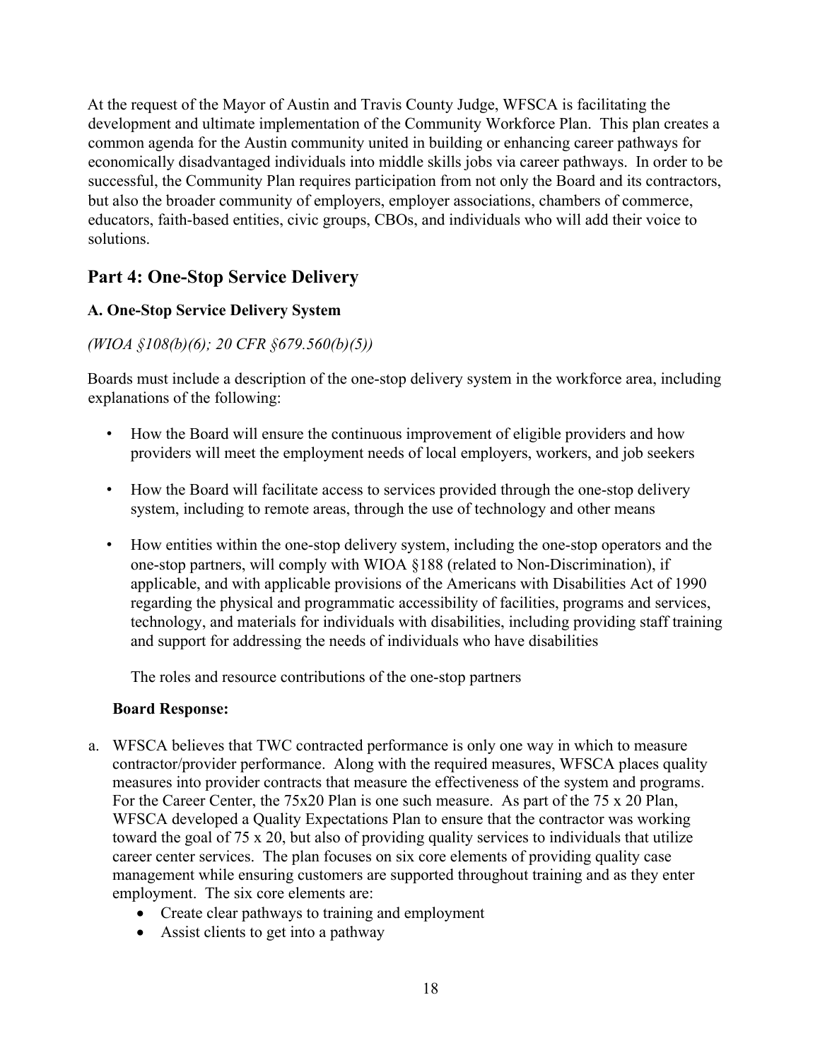At the request of the Mayor of Austin and Travis County Judge, WFSCA is facilitating the development and ultimate implementation of the Community Workforce Plan. This plan creates a common agenda for the Austin community united in building or enhancing career pathways for economically disadvantaged individuals into middle skills jobs via career pathways. In order to be successful, the Community Plan requires participation from not only the Board and its contractors, but also the broader community of employers, employer associations, chambers of commerce, educators, faith-based entities, civic groups, CBOs, and individuals who will add their voice to solutions.

## Part 4: One-Stop Service Delivery

### A. One-Stop Service Delivery System

*(WIOA §108(b)(6); 20 CFR §679.560(b)(5))*

Boards must include a description of the one-stop delivery system in the workforce area, including explanations of the following:

- How the Board will ensure the continuous improvement of eligible providers and how providers will meet the employment needs of local employers, workers, and job seekers
- How the Board will facilitate access to services provided through the one-stop delivery system, including to remote areas, through the use of technology and other means
- How entities within the one-stop delivery system, including the one-stop operators and the one-stop partners, will comply with WIOA §188 (related to Non-Discrimination), if applicable, and with applicable provisions of the Americans with Disabilities Act of 1990 regarding the physical and programmatic accessibility of facilities, programs and services, technology, and materials for individuals with disabilities, including providing staff training and support for addressing the needs of individuals who have disabilities

  The roles and resource contributions of the one-stop partners

**Board Response:**

a. WFSCA believes that TWC contracted performance is only one way in which to measure contractor/provider performance. Along with the required measures, WFSCA places quality measures into provider contracts that measure the effectiveness of the system and programs. For the Career Center, the 75x20 Plan is one such measure. As part of the 75 x 20 Plan, WFSCA developed a Quality Expectations Plan to ensure that the contractor was working toward the goal of 75 x 20, but also of providing quality services to individuals that utilize career center services. The plan focuses on six core elements of providing quality case management while ensuring customers are supported throughout training and as they enter employment. The six core elements are:
   - Create clear pathways to training and employment
   - Assist clients to get into a pathway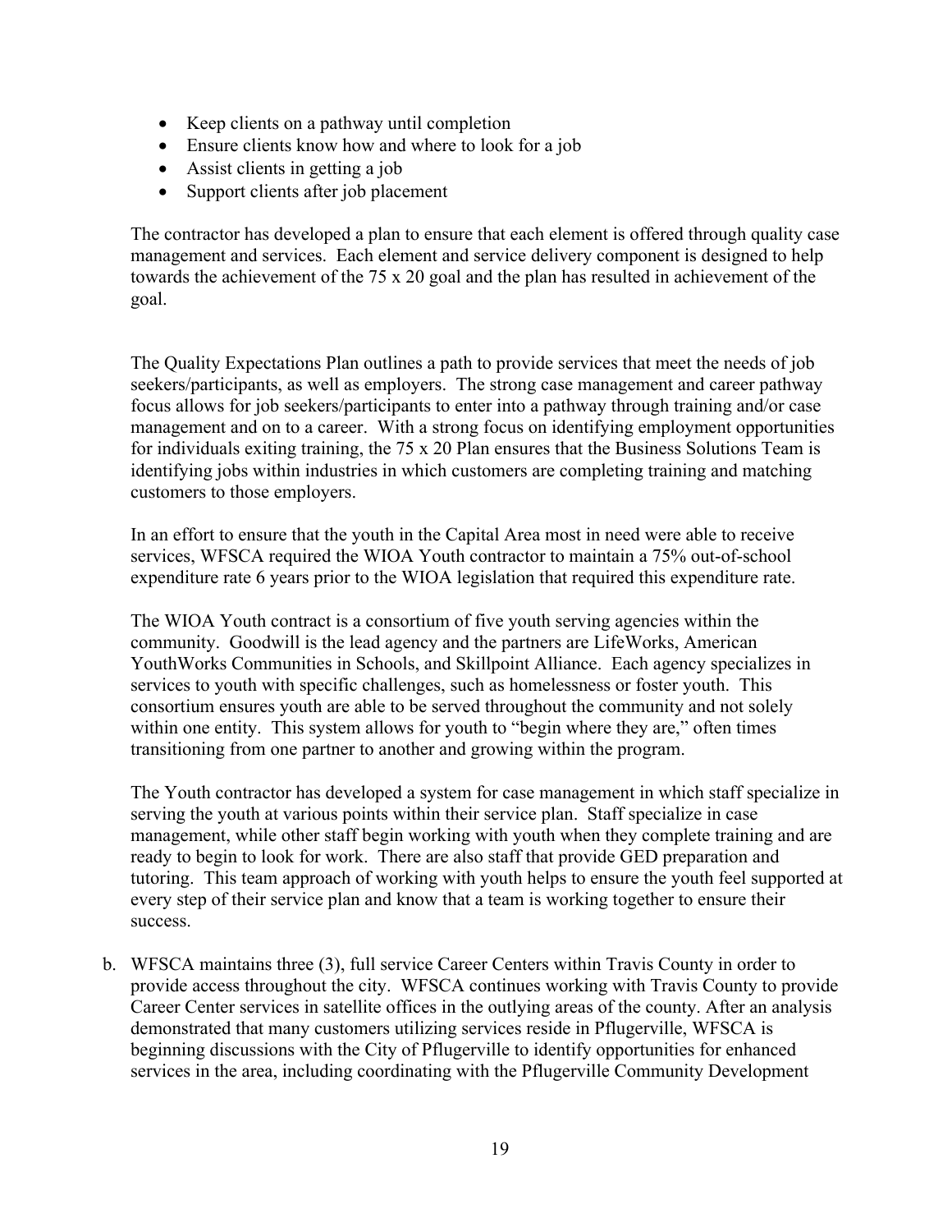- Keep clients on a pathway until completion
- Ensure clients know how and where to look for a job
- Assist clients in getting a job
- Support clients after job placement

The contractor has developed a plan to ensure that each element is offered through quality case management and services. Each element and service delivery component is designed to help towards the achievement of the 75 x 20 goal and the plan has resulted in achievement of the goal.

The Quality Expectations Plan outlines a path to provide services that meet the needs of job seekers/participants, as well as employers. The strong case management and career pathway focus allows for job seekers/participants to enter into a pathway through training and/or case management and on to a career. With a strong focus on identifying employment opportunities for individuals exiting training, the 75 x 20 Plan ensures that the Business Solutions Team is identifying jobs within industries in which customers are completing training and matching customers to those employers.

In an effort to ensure that the youth in the Capital Area most in need were able to receive services, WFSCA required the WIOA Youth contractor to maintain a 75% out-of-school expenditure rate 6 years prior to the WIOA legislation that required this expenditure rate.

The WIOA Youth contract is a consortium of five youth serving agencies within the community. Goodwill is the lead agency and the partners are LifeWorks, American YouthWorks Communities in Schools, and Skillpoint Alliance. Each agency specializes in services to youth with specific challenges, such as homelessness or foster youth. This consortium ensures youth are able to be served throughout the community and not solely within one entity. This system allows for youth to "begin where they are," often times transitioning from one partner to another and growing within the program.

The Youth contractor has developed a system for case management in which staff specialize in serving the youth at various points within their service plan. Staff specialize in case management, while other staff begin working with youth when they complete training and are ready to begin to look for work. There are also staff that provide GED preparation and tutoring. This team approach of working with youth helps to ensure the youth feel supported at every step of their service plan and know that a team is working together to ensure their success.

b. WFSCA maintains three (3), full service Career Centers within Travis County in order to provide access throughout the city. WFSCA continues working with Travis County to provide Career Center services in satellite offices in the outlying areas of the county. After an analysis demonstrated that many customers utilizing services reside in Pflugerville, WFSCA is beginning discussions with the City of Pflugerville to identify opportunities for enhanced services in the area, including coordinating with the Pflugerville Community Development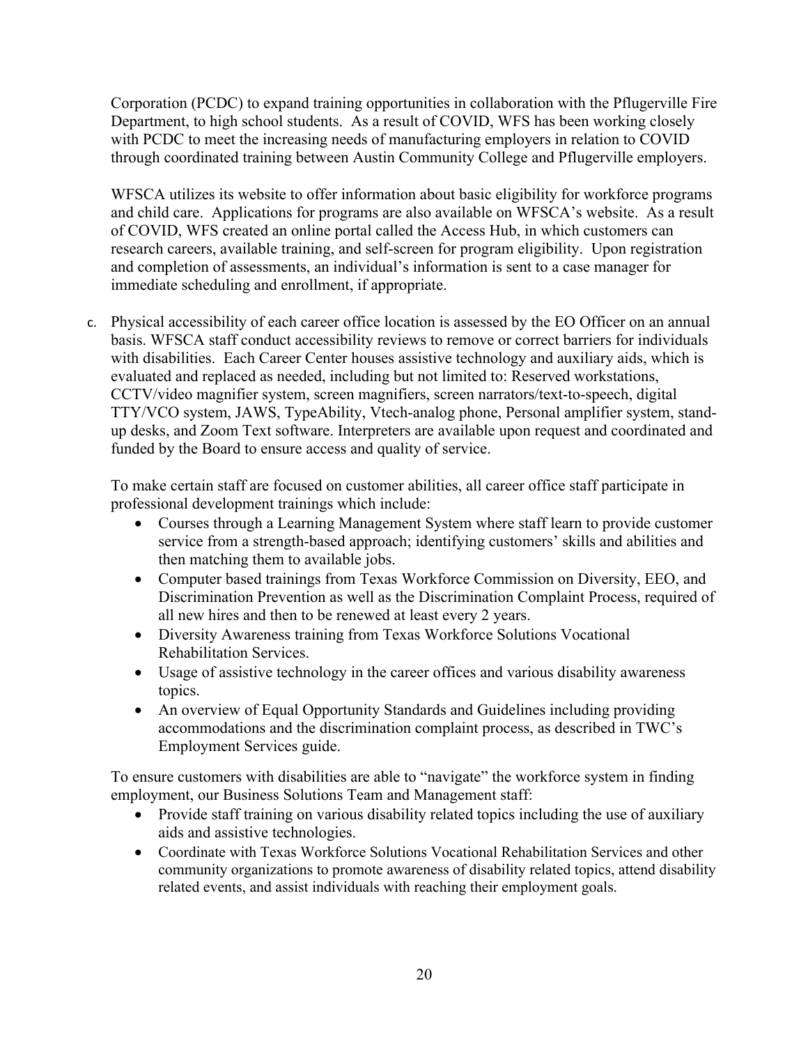Corporation (PCDC) to expand training opportunities in collaboration with the Pflugerville Fire Department, to high school students. As a result of COVID, WFS has been working closely with PCDC to meet the increasing needs of manufacturing employers in relation to COVID through coordinated training between Austin Community College and Pflugerville employers.

WFSCA utilizes its website to offer information about basic eligibility for workforce programs and child care. Applications for programs are also available on WFSCA's website. As a result of COVID, WFS created an online portal called the Access Hub, in which customers can research careers, available training, and self-screen for program eligibility. Upon registration and completion of assessments, an individual's information is sent to a case manager for immediate scheduling and enrollment, if appropriate.

c. Physical accessibility of each career office location is assessed by the EO Officer on an annual basis. WFSCA staff conduct accessibility reviews to remove or correct barriers for individuals with disabilities. Each Career Center houses assistive technology and auxiliary aids, which is evaluated and replaced as needed, including but not limited to: Reserved workstations, CCTV/video magnifier system, screen magnifiers, screen narrators/text-to-speech, digital TTY/VCO system, JAWS, TypeAbility, Vtech-analog phone, Personal amplifier system, stand-up desks, and Zoom Text software. Interpreters are available upon request and coordinated and funded by the Board to ensure access and quality of service.

To make certain staff are focused on customer abilities, all career office staff participate in professional development trainings which include:

- Courses through a Learning Management System where staff learn to provide customer service from a strength-based approach; identifying customers' skills and abilities and then matching them to available jobs.
- Computer based trainings from Texas Workforce Commission on Diversity, EEO, and Discrimination Prevention as well as the Discrimination Complaint Process, required of all new hires and then to be renewed at least every 2 years.
- Diversity Awareness training from Texas Workforce Solutions Vocational Rehabilitation Services.
- Usage of assistive technology in the career offices and various disability awareness topics.
- An overview of Equal Opportunity Standards and Guidelines including providing accommodations and the discrimination complaint process, as described in TWC's Employment Services guide.

To ensure customers with disabilities are able to "navigate" the workforce system in finding employment, our Business Solutions Team and Management staff:

- Provide staff training on various disability related topics including the use of auxiliary aids and assistive technologies.
- Coordinate with Texas Workforce Solutions Vocational Rehabilitation Services and other community organizations to promote awareness of disability related topics, attend disability related events, and assist individuals with reaching their employment goals.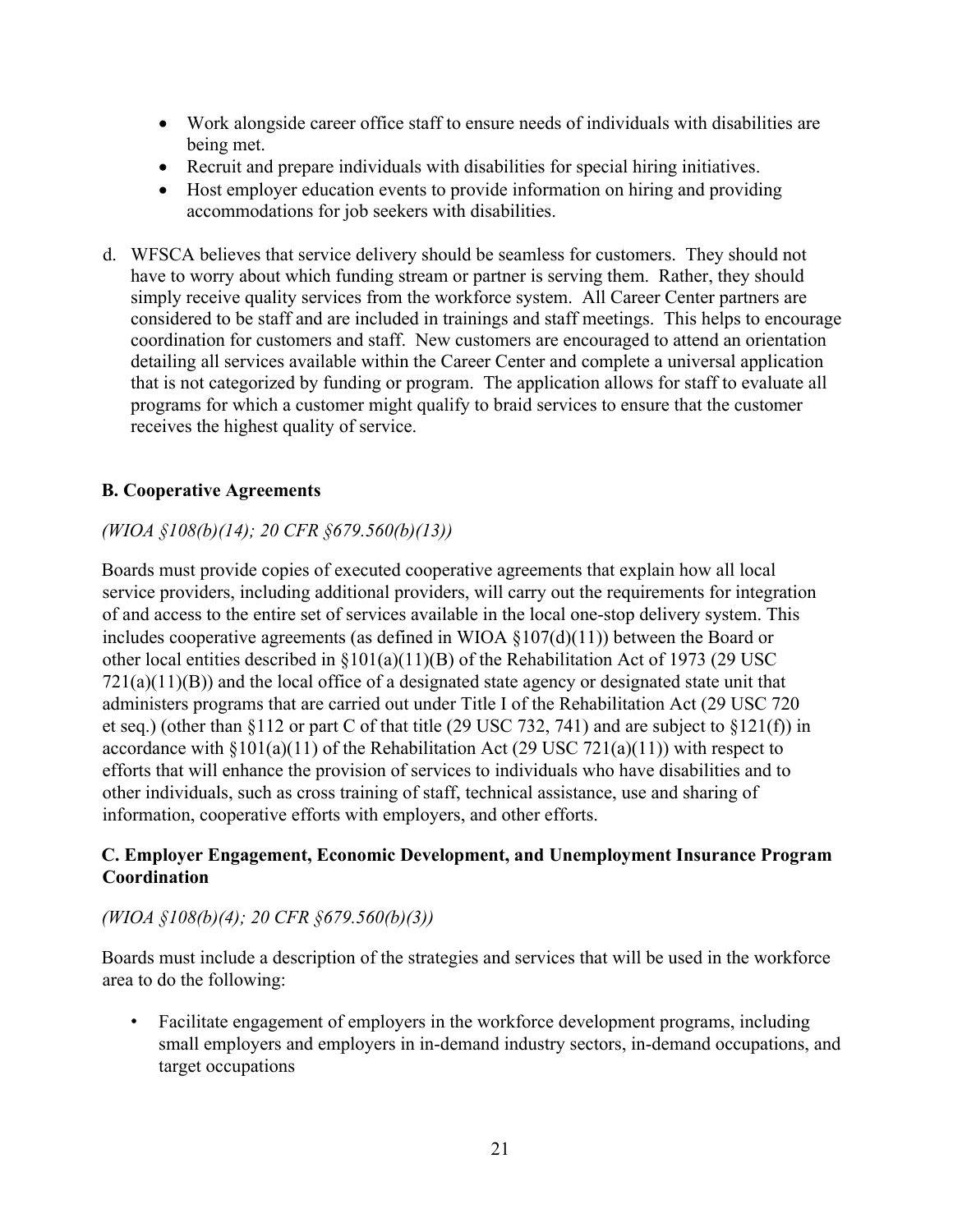- Work alongside career office staff to ensure needs of individuals with disabilities are being met.
- Recruit and prepare individuals with disabilities for special hiring initiatives.
- Host employer education events to provide information on hiring and providing accommodations for job seekers with disabilities.

d. WFSCA believes that service delivery should be seamless for customers. They should not have to worry about which funding stream or partner is serving them. Rather, they should simply receive quality services from the workforce system. All Career Center partners are considered to be staff and are included in trainings and staff meetings. This helps to encourage coordination for customers and staff. New customers are encouraged to attend an orientation detailing all services available within the Career Center and complete a universal application that is not categorized by funding or program. The application allows for staff to evaluate all programs for which a customer might qualify to braid services to ensure that the customer receives the highest quality of service.

### B. Cooperative Agreements

*(WIOA §108(b)(14); 20 CFR §679.560(b)(13))*

Boards must provide copies of executed cooperative agreements that explain how all local service providers, including additional providers, will carry out the requirements for integration of and access to the entire set of services available in the local one-stop delivery system. This includes cooperative agreements (as defined in WIOA §107(d)(11)) between the Board or other local entities described in §101(a)(11)(B) of the Rehabilitation Act of 1973 (29 USC 721(a)(11)(B)) and the local office of a designated state agency or designated state unit that administers programs that are carried out under Title I of the Rehabilitation Act (29 USC 720 et seq.) (other than §112 or part C of that title (29 USC 732, 741) and are subject to §121(f)) in accordance with §101(a)(11) of the Rehabilitation Act (29 USC 721(a)(11)) with respect to efforts that will enhance the provision of services to individuals who have disabilities and to other individuals, such as cross training of staff, technical assistance, use and sharing of information, cooperative efforts with employers, and other efforts.

### C. Employer Engagement, Economic Development, and Unemployment Insurance Program Coordination

*(WIOA §108(b)(4); 20 CFR §679.560(b)(3))*

Boards must include a description of the strategies and services that will be used in the workforce area to do the following:

- Facilitate engagement of employers in the workforce development programs, including small employers and employers in in-demand industry sectors, in-demand occupations, and target occupations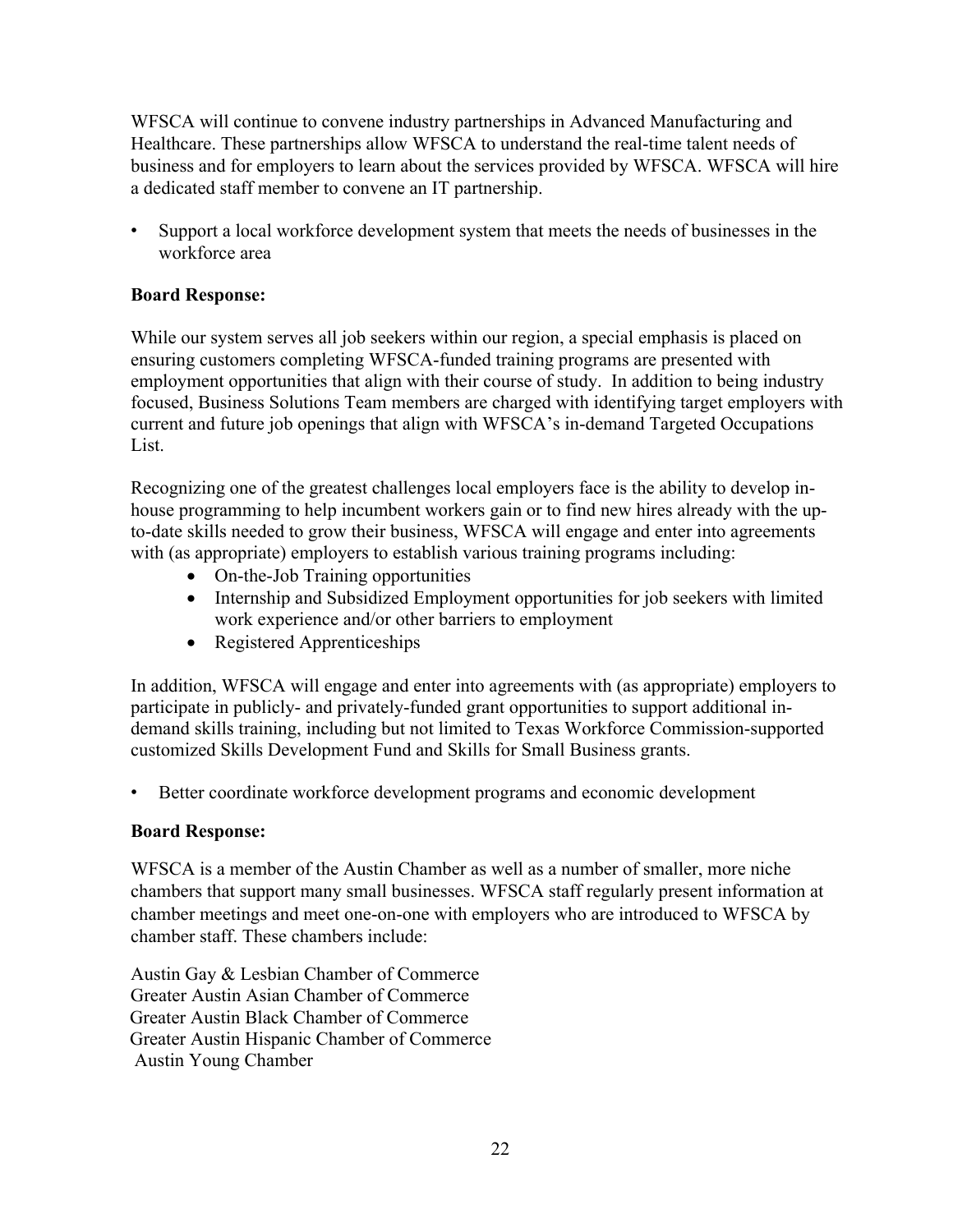WFSCA will continue to convene industry partnerships in Advanced Manufacturing and Healthcare. These partnerships allow WFSCA to understand the real-time talent needs of business and for employers to learn about the services provided by WFSCA. WFSCA will hire a dedicated staff member to convene an IT partnership.

- Support a local workforce development system that meets the needs of businesses in the workforce area

**Board Response:**

While our system serves all job seekers within our region, a special emphasis is placed on ensuring customers completing WFSCA-funded training programs are presented with employment opportunities that align with their course of study. In addition to being industry focused, Business Solutions Team members are charged with identifying target employers with current and future job openings that align with WFSCA's in-demand Targeted Occupations List.

Recognizing one of the greatest challenges local employers face is the ability to develop in-house programming to help incumbent workers gain or to find new hires already with the up-to-date skills needed to grow their business, WFSCA will engage and enter into agreements with (as appropriate) employers to establish various training programs including:

- On-the-Job Training opportunities
- Internship and Subsidized Employment opportunities for job seekers with limited work experience and/or other barriers to employment
- Registered Apprenticeships

In addition, WFSCA will engage and enter into agreements with (as appropriate) employers to participate in publicly- and privately-funded grant opportunities to support additional in-demand skills training, including but not limited to Texas Workforce Commission-supported customized Skills Development Fund and Skills for Small Business grants.

- Better coordinate workforce development programs and economic development

**Board Response:**

WFSCA is a member of the Austin Chamber as well as a number of smaller, more niche chambers that support many small businesses. WFSCA staff regularly present information at chamber meetings and meet one-on-one with employers who are introduced to WFSCA by chamber staff. These chambers include:

Austin Gay & Lesbian Chamber of Commerce
Greater Austin Asian Chamber of Commerce
Greater Austin Black Chamber of Commerce
Greater Austin Hispanic Chamber of Commerce
Austin Young Chamber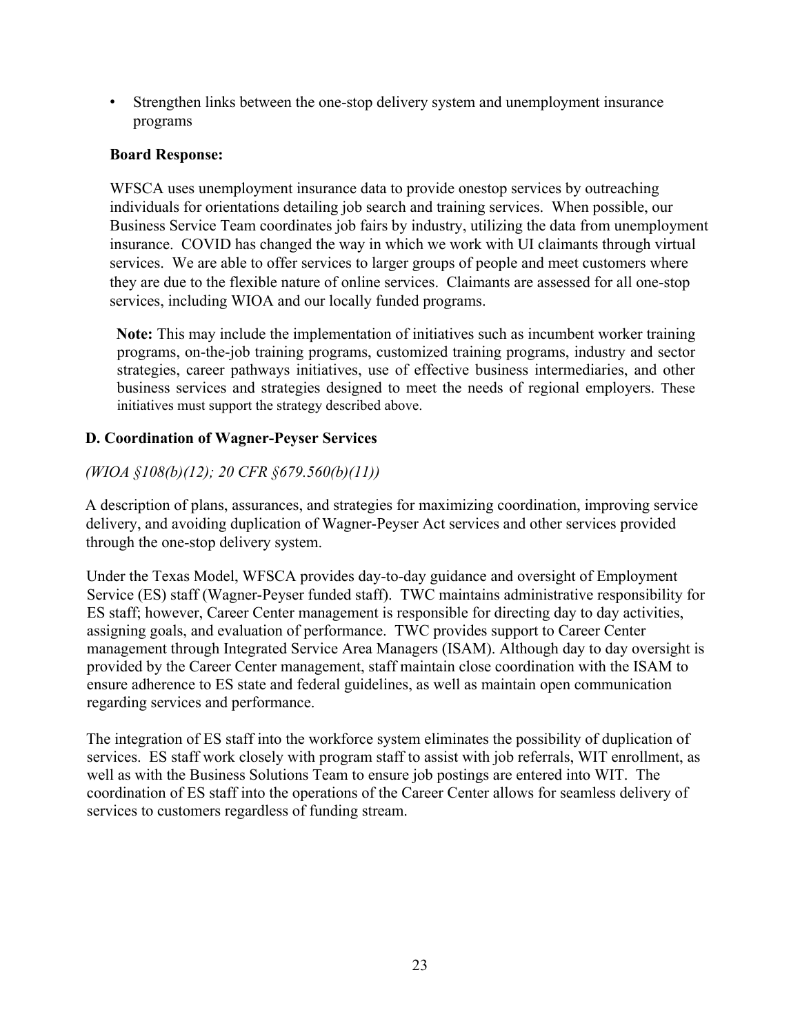- Strengthen links between the one-stop delivery system and unemployment insurance programs

**Board Response:**

WFSCA uses unemployment insurance data to provide onestop services by outreaching individuals for orientations detailing job search and training services. When possible, our Business Service Team coordinates job fairs by industry, utilizing the data from unemployment insurance. COVID has changed the way in which we work with UI claimants through virtual services. We are able to offer services to larger groups of people and meet customers where they are due to the flexible nature of online services. Claimants are assessed for all one-stop services, including WIOA and our locally funded programs.

**Note:** This may include the implementation of initiatives such as incumbent worker training programs, on-the-job training programs, customized training programs, industry and sector strategies, career pathways initiatives, use of effective business intermediaries, and other business services and strategies designed to meet the needs of regional employers. These initiatives must support the strategy described above.

### D. Coordination of Wagner-Peyser Services

*(WIOA §108(b)(12); 20 CFR §679.560(b)(11))*

A description of plans, assurances, and strategies for maximizing coordination, improving service delivery, and avoiding duplication of Wagner-Peyser Act services and other services provided through the one-stop delivery system.

Under the Texas Model, WFSCA provides day-to-day guidance and oversight of Employment Service (ES) staff (Wagner-Peyser funded staff). TWC maintains administrative responsibility for ES staff; however, Career Center management is responsible for directing day to day activities, assigning goals, and evaluation of performance. TWC provides support to Career Center management through Integrated Service Area Managers (ISAM). Although day to day oversight is provided by the Career Center management, staff maintain close coordination with the ISAM to ensure adherence to ES state and federal guidelines, as well as maintain open communication regarding services and performance.

The integration of ES staff into the workforce system eliminates the possibility of duplication of services. ES staff work closely with program staff to assist with job referrals, WIT enrollment, as well as with the Business Solutions Team to ensure job postings are entered into WIT. The coordination of ES staff into the operations of the Career Center allows for seamless delivery of services to customers regardless of funding stream.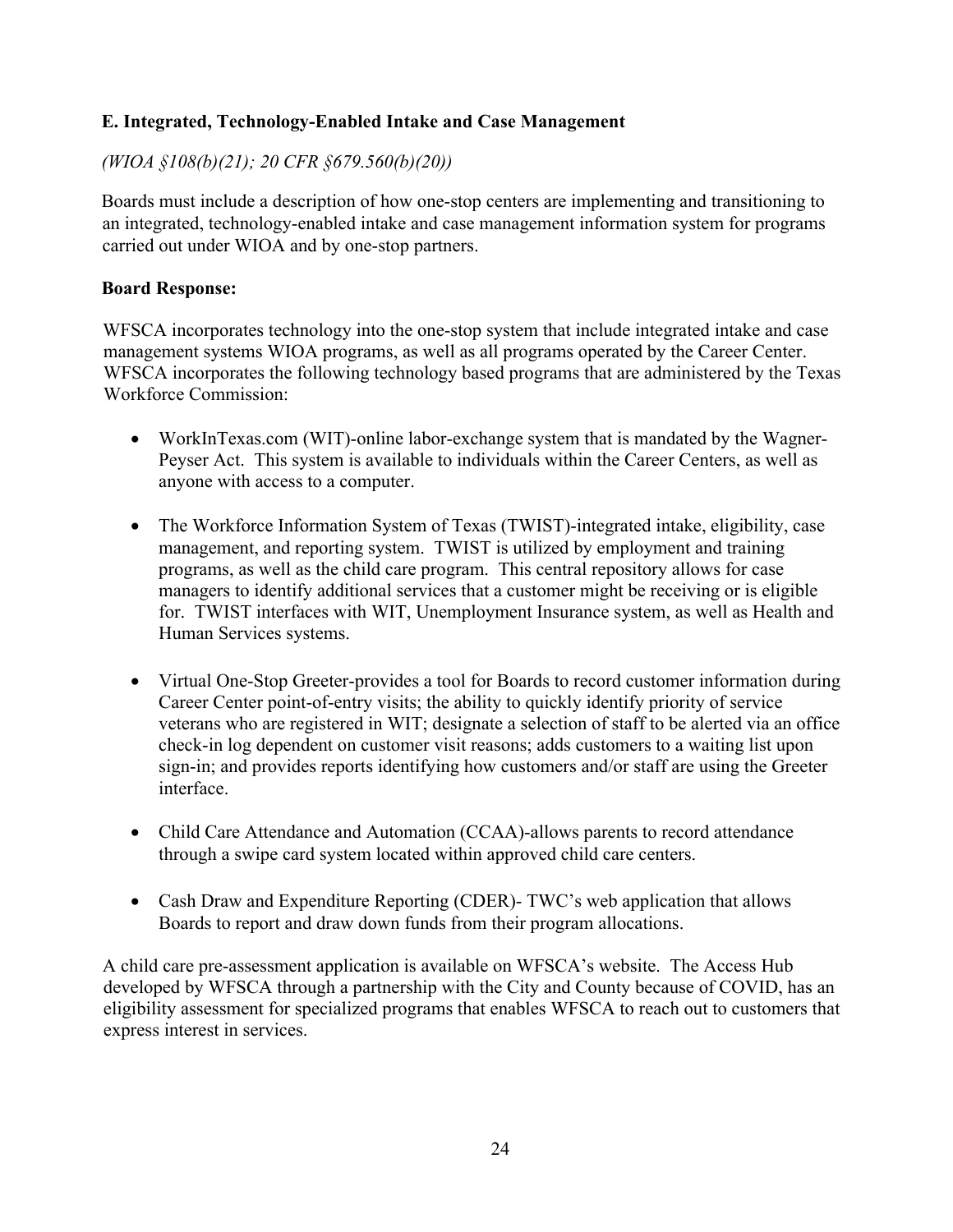### E. Integrated, Technology-Enabled Intake and Case Management

*(WIOA §108(b)(21); 20 CFR §679.560(b)(20))*

Boards must include a description of how one-stop centers are implementing and transitioning to an integrated, technology-enabled intake and case management information system for programs carried out under WIOA and by one-stop partners.

**Board Response:**

WFSCA incorporates technology into the one-stop system that include integrated intake and case management systems WIOA programs, as well as all programs operated by the Career Center. WFSCA incorporates the following technology based programs that are administered by the Texas Workforce Commission:

- WorkInTexas.com (WIT)-online labor-exchange system that is mandated by the Wagner-Peyser Act. This system is available to individuals within the Career Centers, as well as anyone with access to a computer.
- The Workforce Information System of Texas (TWIST)-integrated intake, eligibility, case management, and reporting system. TWIST is utilized by employment and training programs, as well as the child care program. This central repository allows for case managers to identify additional services that a customer might be receiving or is eligible for. TWIST interfaces with WIT, Unemployment Insurance system, as well as Health and Human Services systems.
- Virtual One-Stop Greeter-provides a tool for Boards to record customer information during Career Center point-of-entry visits; the ability to quickly identify priority of service veterans who are registered in WIT; designate a selection of staff to be alerted via an office check-in log dependent on customer visit reasons; adds customers to a waiting list upon sign-in; and provides reports identifying how customers and/or staff are using the Greeter interface.
- Child Care Attendance and Automation (CCAA)-allows parents to record attendance through a swipe card system located within approved child care centers.
- Cash Draw and Expenditure Reporting (CDER)- TWC's web application that allows Boards to report and draw down funds from their program allocations.

A child care pre-assessment application is available on WFSCA's website. The Access Hub developed by WFSCA through a partnership with the City and County because of COVID, has an eligibility assessment for specialized programs that enables WFSCA to reach out to customers that express interest in services.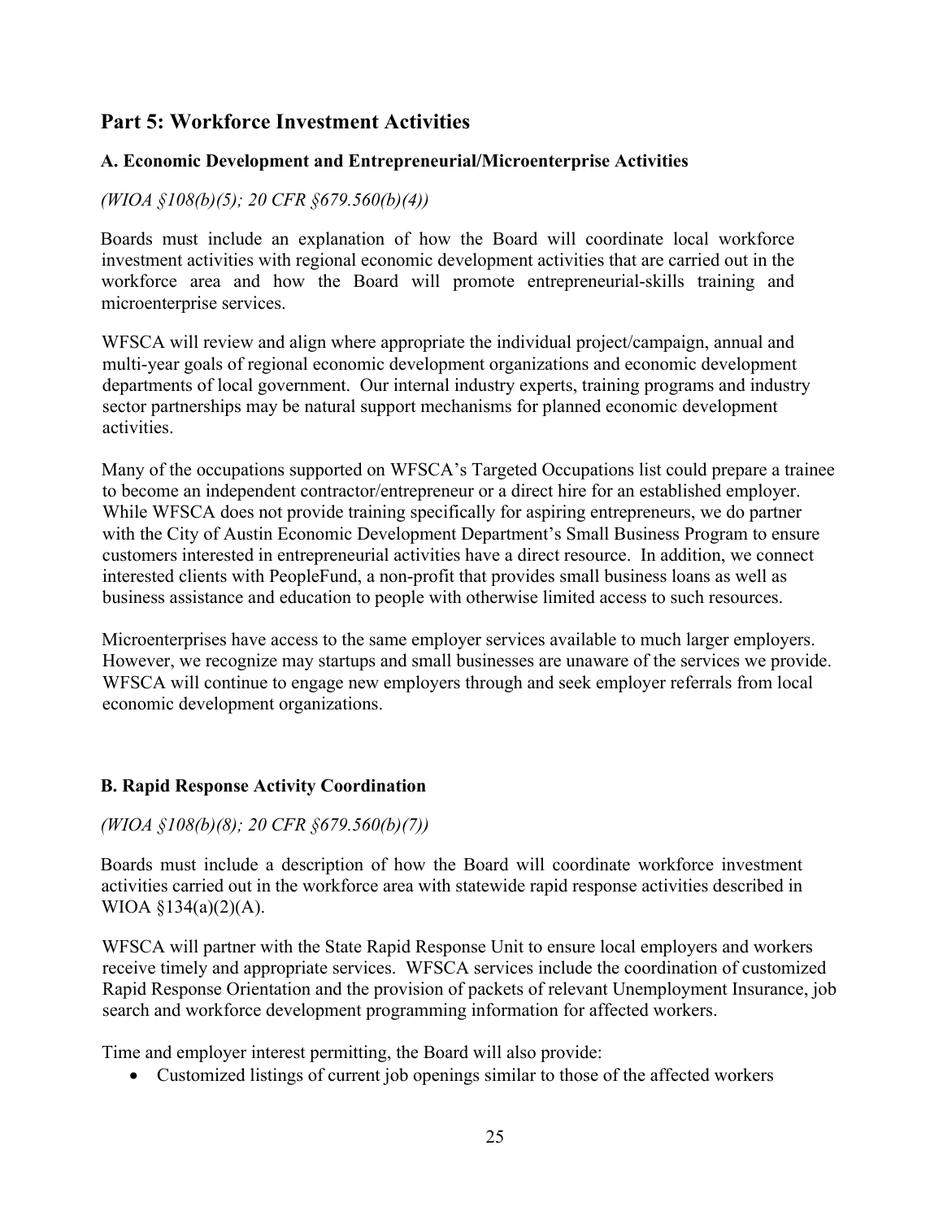## Part 5: Workforce Investment Activities

### A. Economic Development and Entrepreneurial/Microenterprise Activities

*(WIOA §108(b)(5); 20 CFR §679.560(b)(4))*

Boards must include an explanation of how the Board will coordinate local workforce investment activities with regional economic development activities that are carried out in the workforce area and how the Board will promote entrepreneurial-skills training and microenterprise services.

WFSCA will review and align where appropriate the individual project/campaign, annual and multi-year goals of regional economic development organizations and economic development departments of local government. Our internal industry experts, training programs and industry sector partnerships may be natural support mechanisms for planned economic development activities.

Many of the occupations supported on WFSCA's Targeted Occupations list could prepare a trainee to become an independent contractor/entrepreneur or a direct hire for an established employer. While WFSCA does not provide training specifically for aspiring entrepreneurs, we do partner with the City of Austin Economic Development Department's Small Business Program to ensure customers interested in entrepreneurial activities have a direct resource. In addition, we connect interested clients with PeopleFund, a non-profit that provides small business loans as well as business assistance and education to people with otherwise limited access to such resources.

Microenterprises have access to the same employer services available to much larger employers. However, we recognize may startups and small businesses are unaware of the services we provide. WFSCA will continue to engage new employers through and seek employer referrals from local economic development organizations.

### B. Rapid Response Activity Coordination

*(WIOA §108(b)(8); 20 CFR §679.560(b)(7))*

Boards must include a description of how the Board will coordinate workforce investment activities carried out in the workforce area with statewide rapid response activities described in WIOA §134(a)(2)(A).

WFSCA will partner with the State Rapid Response Unit to ensure local employers and workers receive timely and appropriate services. WFSCA services include the coordination of customized Rapid Response Orientation and the provision of packets of relevant Unemployment Insurance, job search and workforce development programming information for affected workers.

Time and employer interest permitting, the Board will also provide:

- Customized listings of current job openings similar to those of the affected workers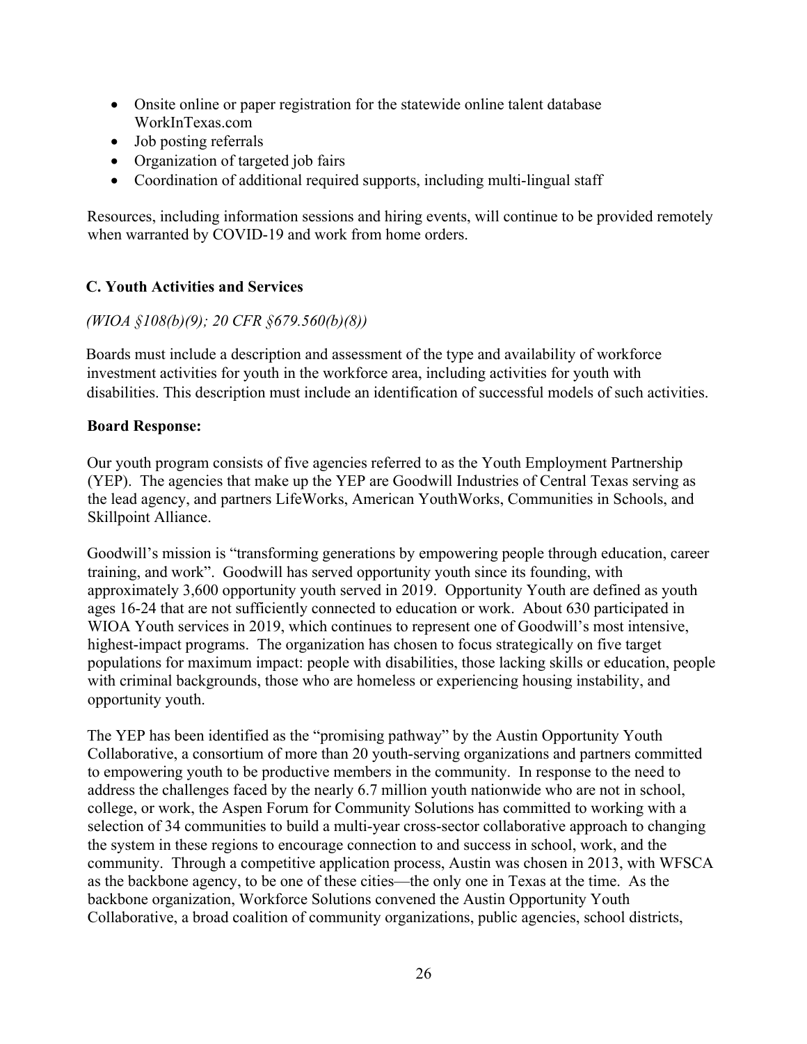- Onsite online or paper registration for the statewide online talent database WorkInTexas.com
- Job posting referrals
- Organization of targeted job fairs
- Coordination of additional required supports, including multi-lingual staff

Resources, including information sessions and hiring events, will continue to be provided remotely when warranted by COVID-19 and work from home orders.

### C. Youth Activities and Services

*(WIOA §108(b)(9); 20 CFR §679.560(b)(8))*

Boards must include a description and assessment of the type and availability of workforce investment activities for youth in the workforce area, including activities for youth with disabilities. This description must include an identification of successful models of such activities.

**Board Response:**

Our youth program consists of five agencies referred to as the Youth Employment Partnership (YEP). The agencies that make up the YEP are Goodwill Industries of Central Texas serving as the lead agency, and partners LifeWorks, American YouthWorks, Communities in Schools, and Skillpoint Alliance.

Goodwill's mission is "transforming generations by empowering people through education, career training, and work". Goodwill has served opportunity youth since its founding, with approximately 3,600 opportunity youth served in 2019. Opportunity Youth are defined as youth ages 16-24 that are not sufficiently connected to education or work. About 630 participated in WIOA Youth services in 2019, which continues to represent one of Goodwill's most intensive, highest-impact programs. The organization has chosen to focus strategically on five target populations for maximum impact: people with disabilities, those lacking skills or education, people with criminal backgrounds, those who are homeless or experiencing housing instability, and opportunity youth.

The YEP has been identified as the "promising pathway" by the Austin Opportunity Youth Collaborative, a consortium of more than 20 youth-serving organizations and partners committed to empowering youth to be productive members in the community. In response to the need to address the challenges faced by the nearly 6.7 million youth nationwide who are not in school, college, or work, the Aspen Forum for Community Solutions has committed to working with a selection of 34 communities to build a multi-year cross-sector collaborative approach to changing the system in these regions to encourage connection to and success in school, work, and the community. Through a competitive application process, Austin was chosen in 2013, with WFSCA as the backbone agency, to be one of these cities—the only one in Texas at the time. As the backbone organization, Workforce Solutions convened the Austin Opportunity Youth Collaborative, a broad coalition of community organizations, public agencies, school districts,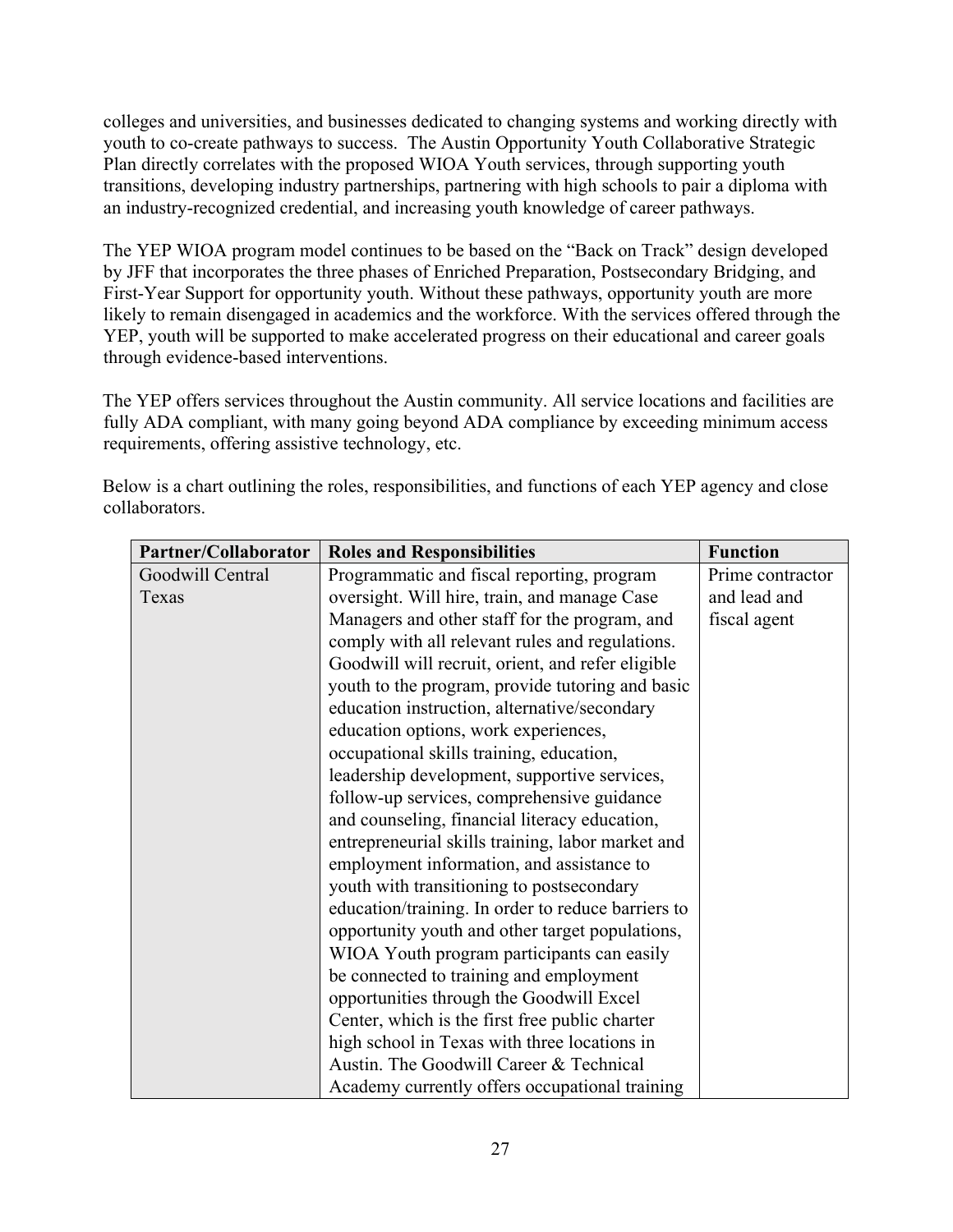colleges and universities, and businesses dedicated to changing systems and working directly with youth to co-create pathways to success. The Austin Opportunity Youth Collaborative Strategic Plan directly correlates with the proposed WIOA Youth services, through supporting youth transitions, developing industry partnerships, partnering with high schools to pair a diploma with an industry-recognized credential, and increasing youth knowledge of career pathways.

The YEP WIOA program model continues to be based on the "Back on Track" design developed by JFF that incorporates the three phases of Enriched Preparation, Postsecondary Bridging, and First-Year Support for opportunity youth. Without these pathways, opportunity youth are more likely to remain disengaged in academics and the workforce. With the services offered through the YEP, youth will be supported to make accelerated progress on their educational and career goals through evidence-based interventions.

The YEP offers services throughout the Austin community. All service locations and facilities are fully ADA compliant, with many going beyond ADA compliance by exceeding minimum access requirements, offering assistive technology, etc.

Below is a chart outlining the roles, responsibilities, and functions of each YEP agency and close collaborators.

| Partner/Collaborator | Roles and Responsibilities | Function |
|---|---|---|
| Goodwill Central Texas | Programmatic and fiscal reporting, program oversight. Will hire, train, and manage Case Managers and other staff for the program, and comply with all relevant rules and regulations. Goodwill will recruit, orient, and refer eligible youth to the program, provide tutoring and basic education instruction, alternative/secondary education options, work experiences, occupational skills training, education, leadership development, supportive services, follow-up services, comprehensive guidance and counseling, financial literacy education, entrepreneurial skills training, labor market and employment information, and assistance to youth with transitioning to postsecondary education/training. In order to reduce barriers to opportunity youth and other target populations, WIOA Youth program participants can easily be connected to training and employment opportunities through the Goodwill Excel Center, which is the first free public charter high school in Texas with three locations in Austin. The Goodwill Career & Technical Academy currently offers occupational training | Prime contractor and lead and fiscal agent |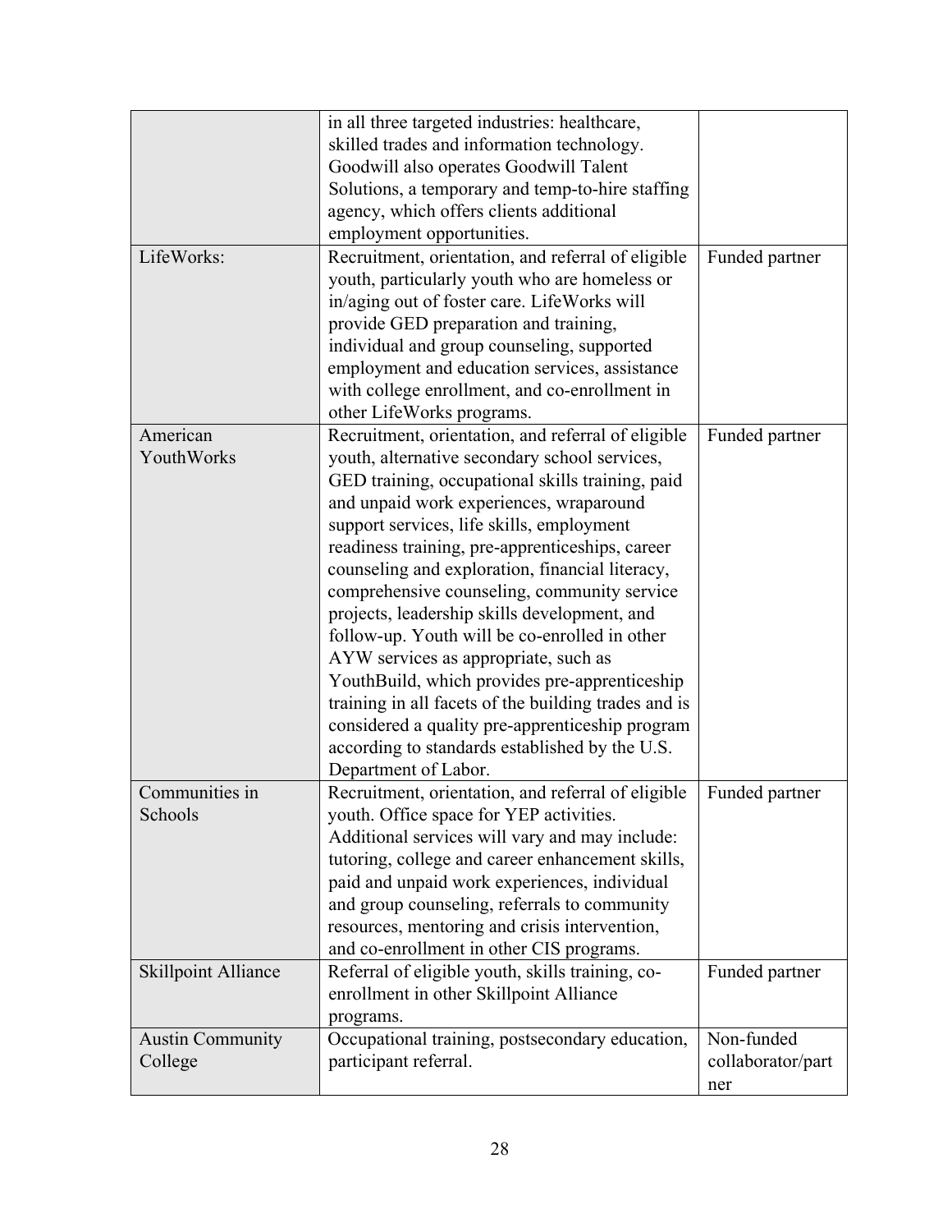| | | |
|---|---|---|
| | in all three targeted industries: healthcare, skilled trades and information technology. Goodwill also operates Goodwill Talent Solutions, a temporary and temp-to-hire staffing agency, which offers clients additional employment opportunities. | |
| LifeWorks: | Recruitment, orientation, and referral of eligible youth, particularly youth who are homeless or in/aging out of foster care. LifeWorks will provide GED preparation and training, individual and group counseling, supported employment and education services, assistance with college enrollment, and co-enrollment in other LifeWorks programs. | Funded partner |
| American YouthWorks | Recruitment, orientation, and referral of eligible youth, alternative secondary school services, GED training, occupational skills training, paid and unpaid work experiences, wraparound support services, life skills, employment readiness training, pre-apprenticeships, career counseling and exploration, financial literacy, comprehensive counseling, community service projects, leadership skills development, and follow-up. Youth will be co-enrolled in other AYW services as appropriate, such as YouthBuild, which provides pre-apprenticeship training in all facets of the building trades and is considered a quality pre-apprenticeship program according to standards established by the U.S. Department of Labor. | Funded partner |
| Communities in Schools | Recruitment, orientation, and referral of eligible youth. Office space for YEP activities. Additional services will vary and may include: tutoring, college and career enhancement skills, paid and unpaid work experiences, individual and group counseling, referrals to community resources, mentoring and crisis intervention, and co-enrollment in other CIS programs. | Funded partner |
| Skillpoint Alliance | Referral of eligible youth, skills training, co-enrollment in other Skillpoint Alliance programs. | Funded partner |
| Austin Community College | Occupational training, postsecondary education, participant referral. | Non-funded collaborator/partner |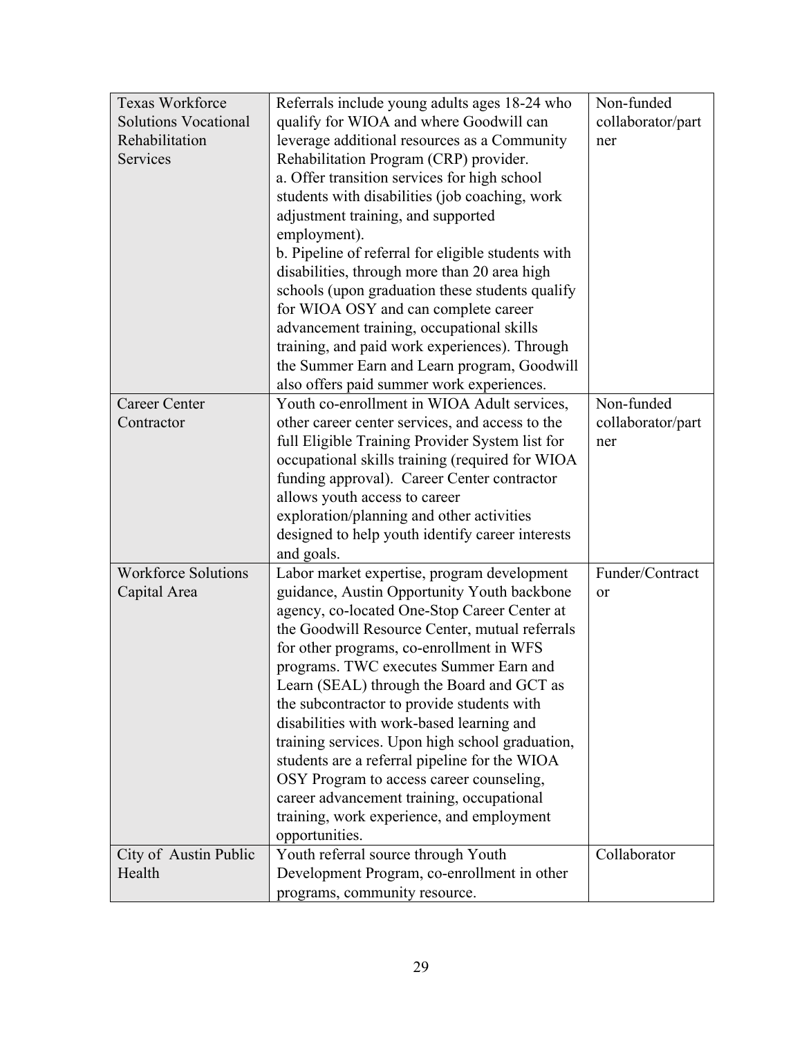| Texas Workforce Solutions Vocational Rehabilitation Services | Referrals include young adults ages 18-24 who qualify for WIOA and where Goodwill can leverage additional resources as a Community Rehabilitation Program (CRP) provider.<br>a. Offer transition services for high school students with disabilities (job coaching, work adjustment training, and supported employment).<br>b. Pipeline of referral for eligible students with disabilities, through more than 20 area high schools (upon graduation these students qualify for WIOA OSY and can complete career advancement training, occupational skills training, and paid work experiences). Through the Summer Earn and Learn program, Goodwill also offers paid summer work experiences. | Non-funded collaborator/partner |
|---|---|---|
| Career Center Contractor | Youth co-enrollment in WIOA Adult services, other career center services, and access to the full Eligible Training Provider System list for occupational skills training (required for WIOA funding approval). Career Center contractor allows youth access to career exploration/planning and other activities designed to help youth identify career interests and goals. | Non-funded collaborator/partner |
| Workforce Solutions Capital Area | Labor market expertise, program development guidance, Austin Opportunity Youth backbone agency, co-located One-Stop Career Center at the Goodwill Resource Center, mutual referrals for other programs, co-enrollment in WFS programs. TWC executes Summer Earn and Learn (SEAL) through the Board and GCT as the subcontractor to provide students with disabilities with work-based learning and training services. Upon high school graduation, students are a referral pipeline for the WIOA OSY Program to access career counseling, career advancement training, occupational training, work experience, and employment opportunities. | Funder/Contractor |
| City of Austin Public Health | Youth referral source through Youth Development Program, co-enrollment in other programs, community resource. | Collaborator |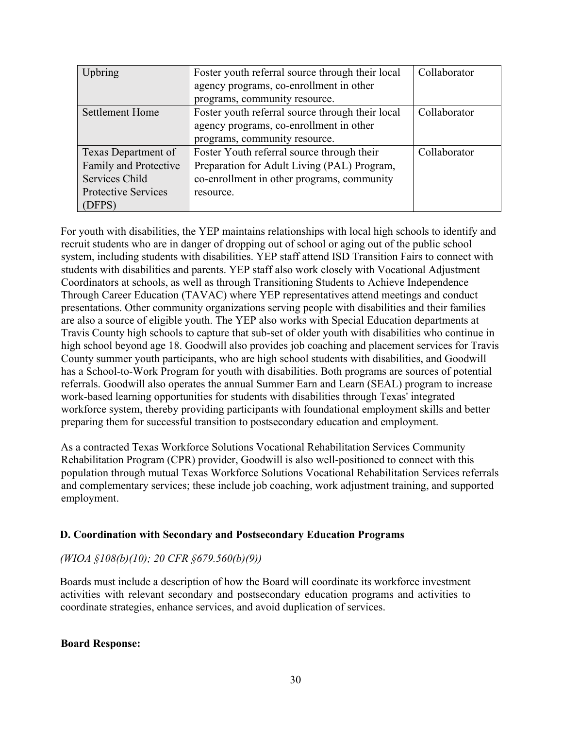| Upbring | Foster youth referral source through their local agency programs, co-enrollment in other programs, community resource. | Collaborator |
|---|---|---|
| Settlement Home | Foster youth referral source through their local agency programs, co-enrollment in other programs, community resource. | Collaborator |
| Texas Department of Family and Protective Services Child Protective Services (DFPS) | Foster Youth referral source through their Preparation for Adult Living (PAL) Program, co-enrollment in other programs, community resource. | Collaborator |

For youth with disabilities, the YEP maintains relationships with local high schools to identify and recruit students who are in danger of dropping out of school or aging out of the public school system, including students with disabilities. YEP staff attend ISD Transition Fairs to connect with students with disabilities and parents. YEP staff also work closely with Vocational Adjustment Coordinators at schools, as well as through Transitioning Students to Achieve Independence Through Career Education (TAVAC) where YEP representatives attend meetings and conduct presentations. Other community organizations serving people with disabilities and their families are also a source of eligible youth. The YEP also works with Special Education departments at Travis County high schools to capture that sub-set of older youth with disabilities who continue in high school beyond age 18. Goodwill also provides job coaching and placement services for Travis County summer youth participants, who are high school students with disabilities, and Goodwill has a School-to-Work Program for youth with disabilities. Both programs are sources of potential referrals. Goodwill also operates the annual Summer Earn and Learn (SEAL) program to increase work-based learning opportunities for students with disabilities through Texas' integrated workforce system, thereby providing participants with foundational employment skills and better preparing them for successful transition to postsecondary education and employment.

As a contracted Texas Workforce Solutions Vocational Rehabilitation Services Community Rehabilitation Program (CPR) provider, Goodwill is also well-positioned to connect with this population through mutual Texas Workforce Solutions Vocational Rehabilitation Services referrals and complementary services; these include job coaching, work adjustment training, and supported employment.

### D. Coordination with Secondary and Postsecondary Education Programs

*(WIOA §108(b)(10); 20 CFR §679.560(b)(9))*

Boards must include a description of how the Board will coordinate its workforce investment activities with relevant secondary and postsecondary education programs and activities to coordinate strategies, enhance services, and avoid duplication of services.

**Board Response:**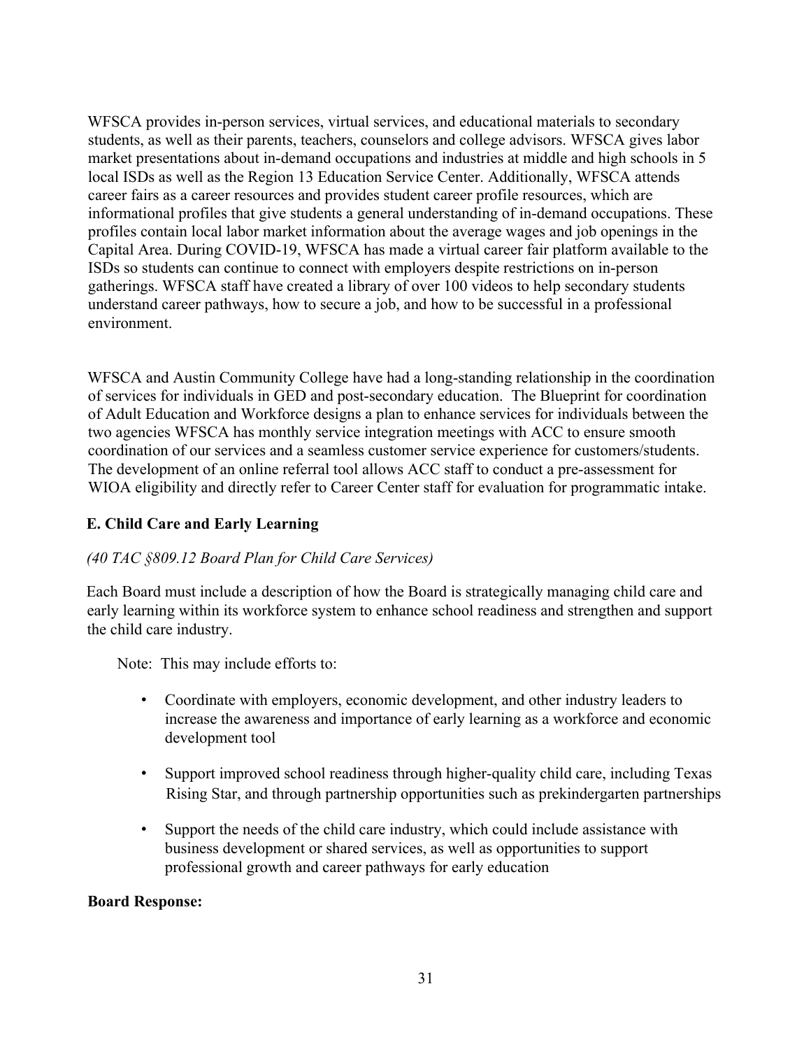WFSCA provides in-person services, virtual services, and educational materials to secondary students, as well as their parents, teachers, counselors and college advisors. WFSCA gives labor market presentations about in-demand occupations and industries at middle and high schools in 5 local ISDs as well as the Region 13 Education Service Center. Additionally, WFSCA attends career fairs as a career resources and provides student career profile resources, which are informational profiles that give students a general understanding of in-demand occupations. These profiles contain local labor market information about the average wages and job openings in the Capital Area. During COVID-19, WFSCA has made a virtual career fair platform available to the ISDs so students can continue to connect with employers despite restrictions on in-person gatherings. WFSCA staff have created a library of over 100 videos to help secondary students understand career pathways, how to secure a job, and how to be successful in a professional environment.

WFSCA and Austin Community College have had a long-standing relationship in the coordination of services for individuals in GED and post-secondary education. The Blueprint for coordination of Adult Education and Workforce designs a plan to enhance services for individuals between the two agencies WFSCA has monthly service integration meetings with ACC to ensure smooth coordination of our services and a seamless customer service experience for customers/students. The development of an online referral tool allows ACC staff to conduct a pre-assessment for WIOA eligibility and directly refer to Career Center staff for evaluation for programmatic intake.

### E. Child Care and Early Learning

*(40 TAC §809.12 Board Plan for Child Care Services)*

Each Board must include a description of how the Board is strategically managing child care and early learning within its workforce system to enhance school readiness and strengthen and support the child care industry.

Note: This may include efforts to:

- Coordinate with employers, economic development, and other industry leaders to increase the awareness and importance of early learning as a workforce and economic development tool
- Support improved school readiness through higher-quality child care, including Texas Rising Star, and through partnership opportunities such as prekindergarten partnerships
- Support the needs of the child care industry, which could include assistance with business development or shared services, as well as opportunities to support professional growth and career pathways for early education

**Board Response:**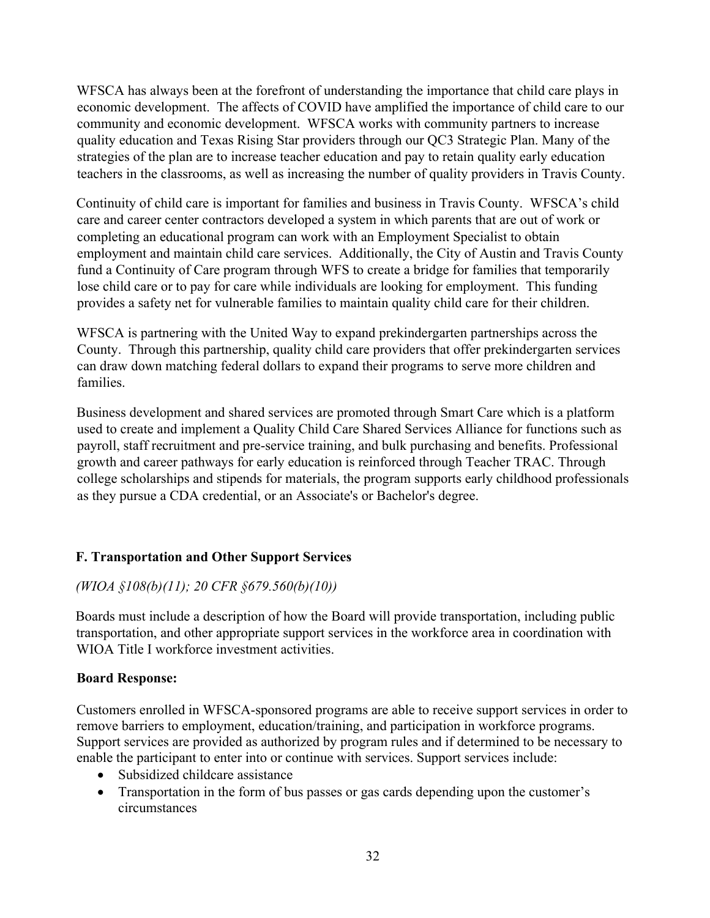WFSCA has always been at the forefront of understanding the importance that child care plays in economic development. The affects of COVID have amplified the importance of child care to our community and economic development. WFSCA works with community partners to increase quality education and Texas Rising Star providers through our QC3 Strategic Plan. Many of the strategies of the plan are to increase teacher education and pay to retain quality early education teachers in the classrooms, as well as increasing the number of quality providers in Travis County.

Continuity of child care is important for families and business in Travis County. WFSCA's child care and career center contractors developed a system in which parents that are out of work or completing an educational program can work with an Employment Specialist to obtain employment and maintain child care services. Additionally, the City of Austin and Travis County fund a Continuity of Care program through WFS to create a bridge for families that temporarily lose child care or to pay for care while individuals are looking for employment. This funding provides a safety net for vulnerable families to maintain quality child care for their children.

WFSCA is partnering with the United Way to expand prekindergarten partnerships across the County. Through this partnership, quality child care providers that offer prekindergarten services can draw down matching federal dollars to expand their programs to serve more children and families.

Business development and shared services are promoted through Smart Care which is a platform used to create and implement a Quality Child Care Shared Services Alliance for functions such as payroll, staff recruitment and pre-service training, and bulk purchasing and benefits. Professional growth and career pathways for early education is reinforced through Teacher TRAC. Through college scholarships and stipends for materials, the program supports early childhood professionals as they pursue a CDA credential, or an Associate's or Bachelor's degree.

## F. Transportation and Other Support Services

*(WIOA §108(b)(11); 20 CFR §679.560(b)(10))*

Boards must include a description of how the Board will provide transportation, including public transportation, and other appropriate support services in the workforce area in coordination with WIOA Title I workforce investment activities.

**Board Response:**

Customers enrolled in WFSCA-sponsored programs are able to receive support services in order to remove barriers to employment, education/training, and participation in workforce programs. Support services are provided as authorized by program rules and if determined to be necessary to enable the participant to enter into or continue with services. Support services include:

- Subsidized childcare assistance
- Transportation in the form of bus passes or gas cards depending upon the customer's circumstances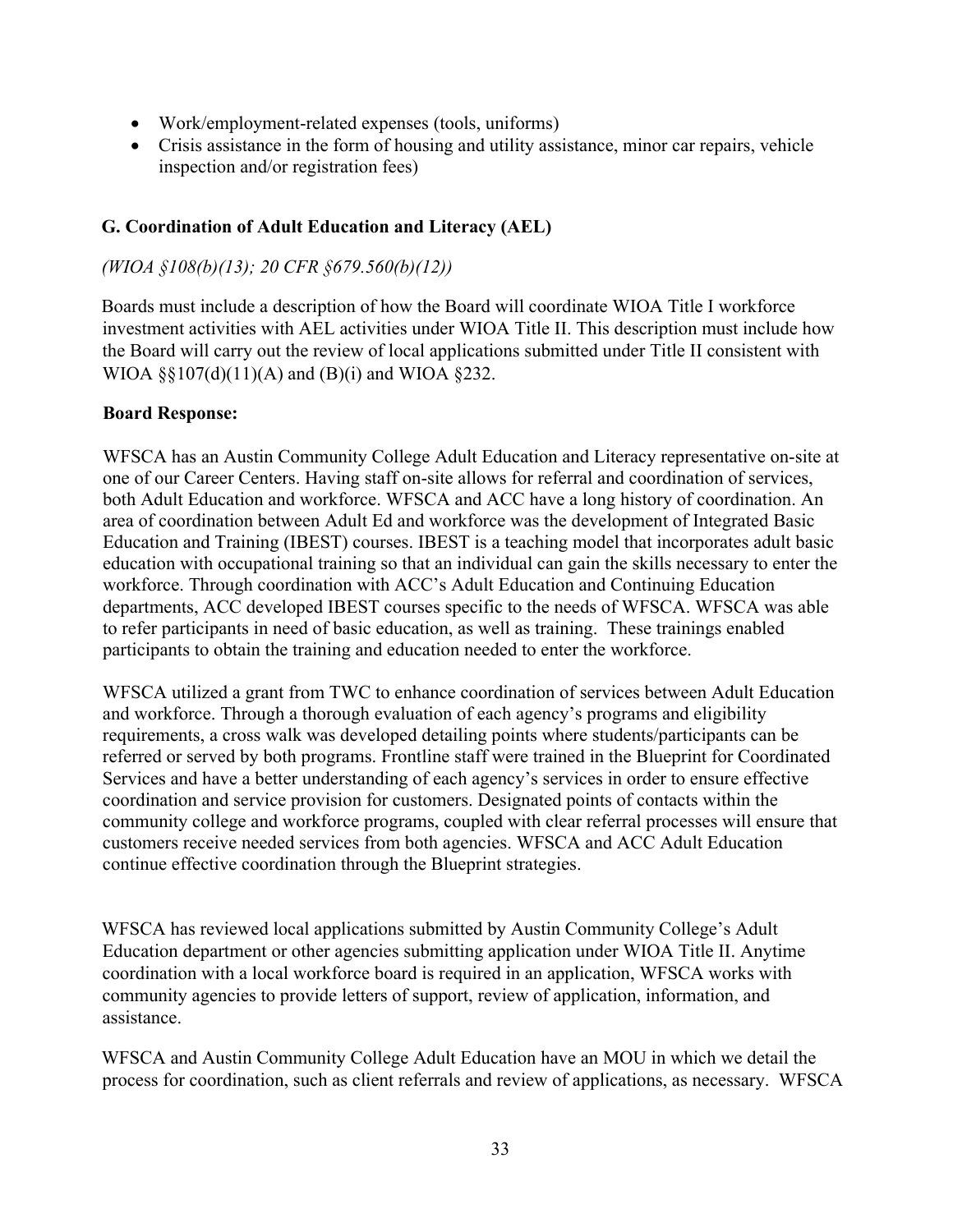- Work/employment-related expenses (tools, uniforms)
- Crisis assistance in the form of housing and utility assistance, minor car repairs, vehicle inspection and/or registration fees)

### G. Coordination of Adult Education and Literacy (AEL)

*(WIOA §108(b)(13); 20 CFR §679.560(b)(12))*

Boards must include a description of how the Board will coordinate WIOA Title I workforce investment activities with AEL activities under WIOA Title II. This description must include how the Board will carry out the review of local applications submitted under Title II consistent with WIOA §§107(d)(11)(A) and (B)(i) and WIOA §232.

**Board Response:**

WFSCA has an Austin Community College Adult Education and Literacy representative on-site at one of our Career Centers. Having staff on-site allows for referral and coordination of services, both Adult Education and workforce. WFSCA and ACC have a long history of coordination. An area of coordination between Adult Ed and workforce was the development of Integrated Basic Education and Training (IBEST) courses. IBEST is a teaching model that incorporates adult basic education with occupational training so that an individual can gain the skills necessary to enter the workforce. Through coordination with ACC's Adult Education and Continuing Education departments, ACC developed IBEST courses specific to the needs of WFSCA. WFSCA was able to refer participants in need of basic education, as well as training. These trainings enabled participants to obtain the training and education needed to enter the workforce.

WFSCA utilized a grant from TWC to enhance coordination of services between Adult Education and workforce. Through a thorough evaluation of each agency's programs and eligibility requirements, a cross walk was developed detailing points where students/participants can be referred or served by both programs. Frontline staff were trained in the Blueprint for Coordinated Services and have a better understanding of each agency's services in order to ensure effective coordination and service provision for customers. Designated points of contacts within the community college and workforce programs, coupled with clear referral processes will ensure that customers receive needed services from both agencies. WFSCA and ACC Adult Education continue effective coordination through the Blueprint strategies.

WFSCA has reviewed local applications submitted by Austin Community College's Adult Education department or other agencies submitting application under WIOA Title II. Anytime coordination with a local workforce board is required in an application, WFSCA works with community agencies to provide letters of support, review of application, information, and assistance.

WFSCA and Austin Community College Adult Education have an MOU in which we detail the process for coordination, such as client referrals and review of applications, as necessary. WFSCA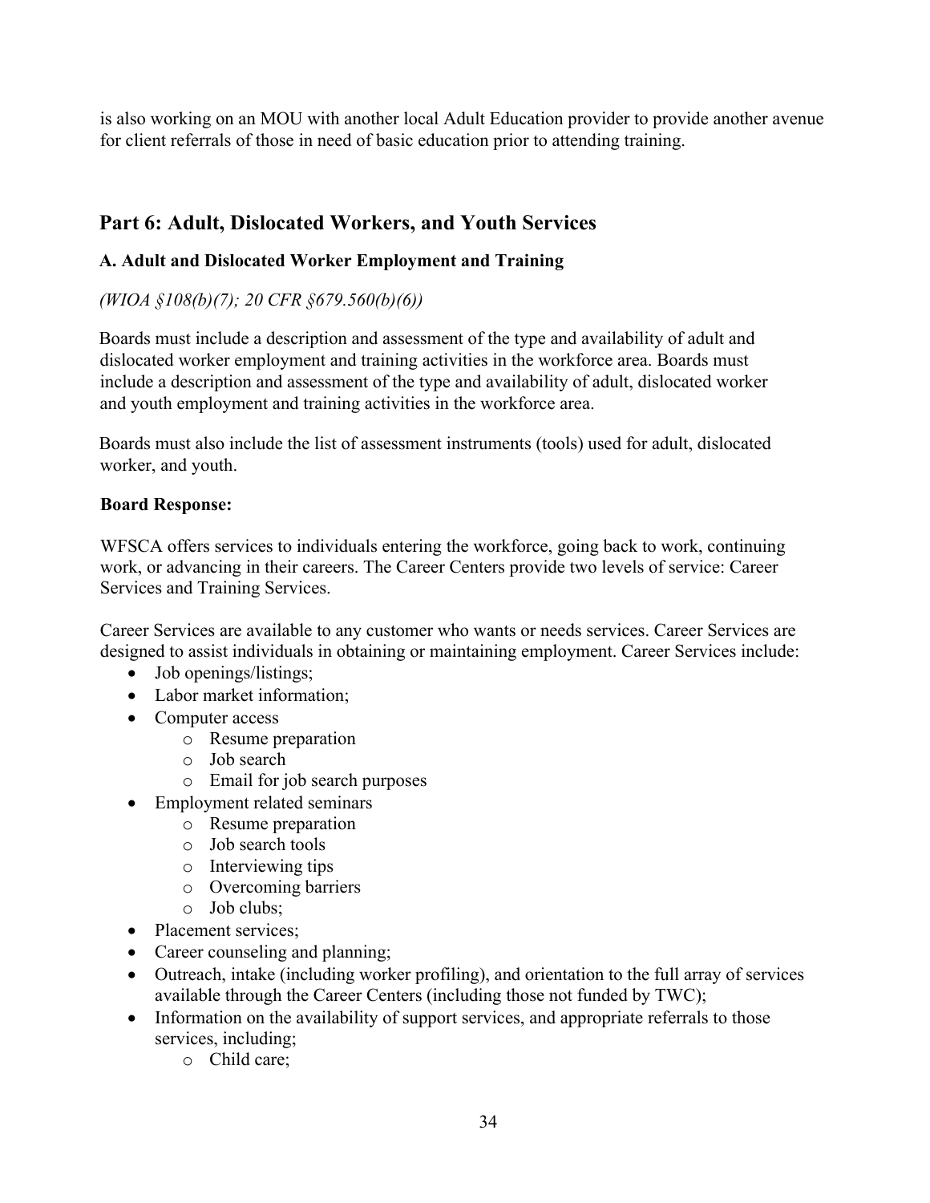is also working on an MOU with another local Adult Education provider to provide another avenue for client referrals of those in need of basic education prior to attending training.

## Part 6: Adult, Dislocated Workers, and Youth Services

### A. Adult and Dislocated Worker Employment and Training

*(WIOA §108(b)(7); 20 CFR §679.560(b)(6))*

Boards must include a description and assessment of the type and availability of adult and dislocated worker employment and training activities in the workforce area. Boards must include a description and assessment of the type and availability of adult, dislocated worker and youth employment and training activities in the workforce area.

Boards must also include the list of assessment instruments (tools) used for adult, dislocated worker, and youth.

**Board Response:**

WFSCA offers services to individuals entering the workforce, going back to work, continuing work, or advancing in their careers. The Career Centers provide two levels of service: Career Services and Training Services.

Career Services are available to any customer who wants or needs services. Career Services are designed to assist individuals in obtaining or maintaining employment. Career Services include:

- Job openings/listings;
- Labor market information;
- Computer access
  - Resume preparation
  - Job search
  - Email for job search purposes
- Employment related seminars
  - Resume preparation
  - Job search tools
  - Interviewing tips
  - Overcoming barriers
  - Job clubs;
- Placement services;
- Career counseling and planning;
- Outreach, intake (including worker profiling), and orientation to the full array of services available through the Career Centers (including those not funded by TWC);
- Information on the availability of support services, and appropriate referrals to those services, including;
  - Child care;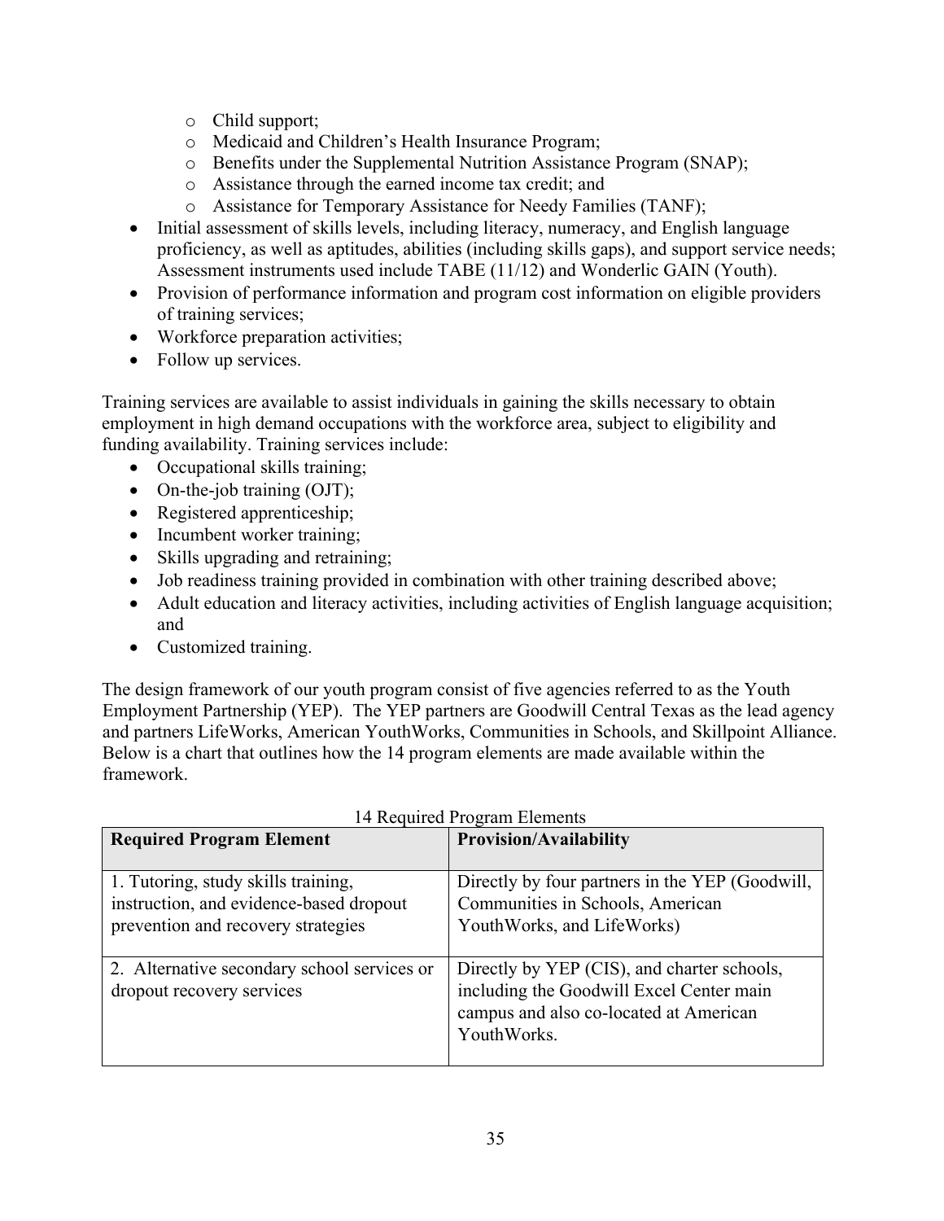- Child support;
  - Medicaid and Children's Health Insurance Program;
  - Benefits under the Supplemental Nutrition Assistance Program (SNAP);
  - Assistance through the earned income tax credit; and
  - Assistance for Temporary Assistance for Needy Families (TANF);
- Initial assessment of skills levels, including literacy, numeracy, and English language proficiency, as well as aptitudes, abilities (including skills gaps), and support service needs; Assessment instruments used include TABE (11/12) and Wonderlic GAIN (Youth).
- Provision of performance information and program cost information on eligible providers of training services;
- Workforce preparation activities;
- Follow up services.

Training services are available to assist individuals in gaining the skills necessary to obtain employment in high demand occupations with the workforce area, subject to eligibility and funding availability. Training services include:

- Occupational skills training;
- On-the-job training (OJT);
- Registered apprenticeship;
- Incumbent worker training;
- Skills upgrading and retraining;
- Job readiness training provided in combination with other training described above;
- Adult education and literacy activities, including activities of English language acquisition; and
- Customized training.

The design framework of our youth program consist of five agencies referred to as the Youth Employment Partnership (YEP). The YEP partners are Goodwill Central Texas as the lead agency and partners LifeWorks, American YouthWorks, Communities in Schools, and Skillpoint Alliance. Below is a chart that outlines how the 14 program elements are made available within the framework.

14 Required Program Elements

| Required Program Element | Provision/Availability |
|---|---|
| 1. Tutoring, study skills training, instruction, and evidence-based dropout prevention and recovery strategies | Directly by four partners in the YEP (Goodwill, Communities in Schools, American YouthWorks, and LifeWorks) |
| 2. Alternative secondary school services or dropout recovery services | Directly by YEP (CIS), and charter schools, including the Goodwill Excel Center main campus and also co-located at American YouthWorks. |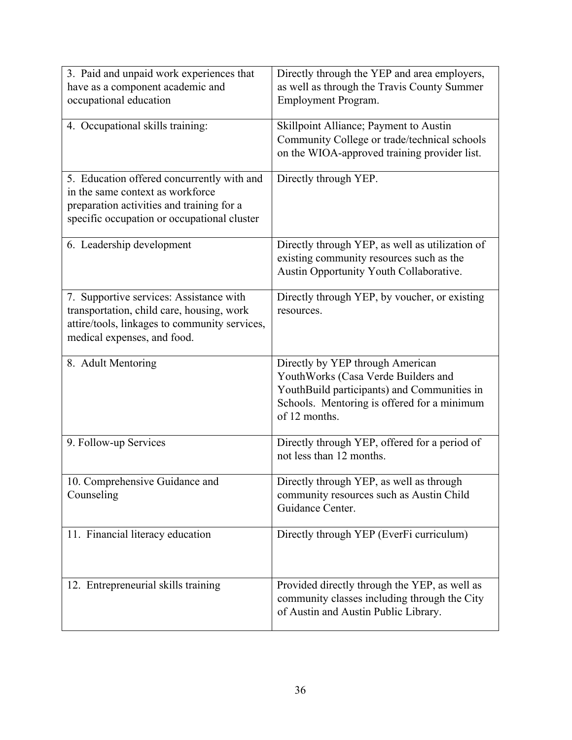| | |
|---|---|
| 3. Paid and unpaid work experiences that have as a component academic and occupational education | Directly through the YEP and area employers, as well as through the Travis County Summer Employment Program. |
| 4. Occupational skills training: | Skillpoint Alliance; Payment to Austin Community College or trade/technical schools on the WIOA-approved training provider list. |
| 5. Education offered concurrently with and in the same context as workforce preparation activities and training for a specific occupation or occupational cluster | Directly through YEP. |
| 6. Leadership development | Directly through YEP, as well as utilization of existing community resources such as the Austin Opportunity Youth Collaborative. |
| 7. Supportive services: Assistance with transportation, child care, housing, work attire/tools, linkages to community services, medical expenses, and food. | Directly through YEP, by voucher, or existing resources. |
| 8. Adult Mentoring | Directly by YEP through American YouthWorks (Casa Verde Builders and YouthBuild participants) and Communities in Schools. Mentoring is offered for a minimum of 12 months. |
| 9. Follow-up Services | Directly through YEP, offered for a period of not less than 12 months. |
| 10. Comprehensive Guidance and Counseling | Directly through YEP, as well as through community resources such as Austin Child Guidance Center. |
| 11. Financial literacy education | Directly through YEP (EverFi curriculum) |
| 12. Entrepreneurial skills training | Provided directly through the YEP, as well as community classes including through the City of Austin and Austin Public Library. |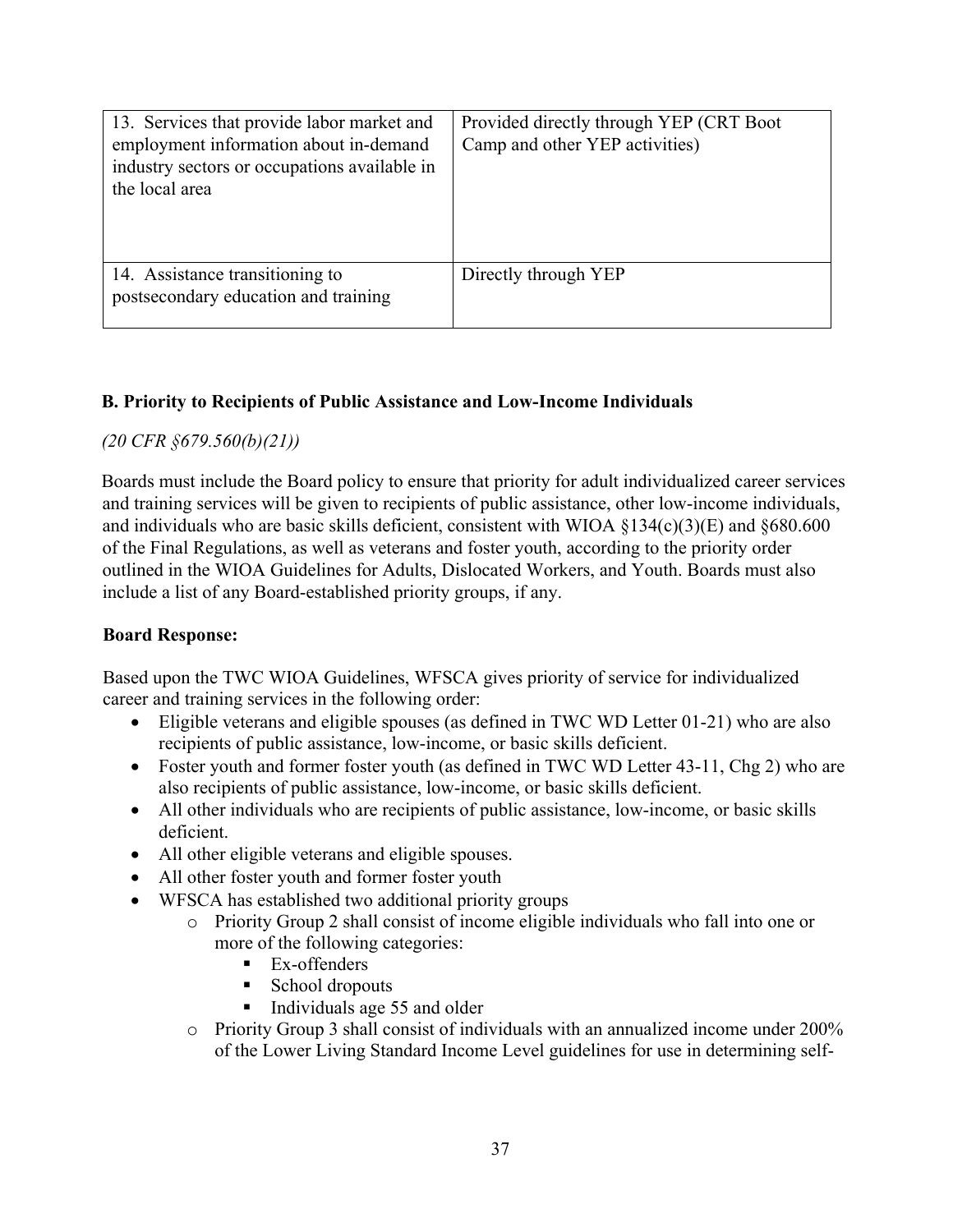| | |
|---|---|
| 13. Services that provide labor market and employment information about in-demand industry sectors or occupations available in the local area | Provided directly through YEP (CRT Boot Camp and other YEP activities) |
| 14. Assistance transitioning to postsecondary education and training | Directly through YEP |

**B. Priority to Recipients of Public Assistance and Low-Income Individuals**

*(20 CFR §679.560(b)(21))*

Boards must include the Board policy to ensure that priority for adult individualized career services and training services will be given to recipients of public assistance, other low-income individuals, and individuals who are basic skills deficient, consistent with WIOA §134(c)(3)(E) and §680.600 of the Final Regulations, as well as veterans and foster youth, according to the priority order outlined in the WIOA Guidelines for Adults, Dislocated Workers, and Youth. Boards must also include a list of any Board-established priority groups, if any.

**Board Response:**

Based upon the TWC WIOA Guidelines, WFSCA gives priority of service for individualized career and training services in the following order:

- Eligible veterans and eligible spouses (as defined in TWC WD Letter 01-21) who are also recipients of public assistance, low-income, or basic skills deficient.
- Foster youth and former foster youth (as defined in TWC WD Letter 43-11, Chg 2) who are also recipients of public assistance, low-income, or basic skills deficient.
- All other individuals who are recipients of public assistance, low-income, or basic skills deficient.
- All other eligible veterans and eligible spouses.
- All other foster youth and former foster youth
- WFSCA has established two additional priority groups
  - Priority Group 2 shall consist of income eligible individuals who fall into one or more of the following categories:
    - Ex-offenders
    - School dropouts
    - Individuals age 55 and older
  - Priority Group 3 shall consist of individuals with an annualized income under 200% of the Lower Living Standard Income Level guidelines for use in determining self-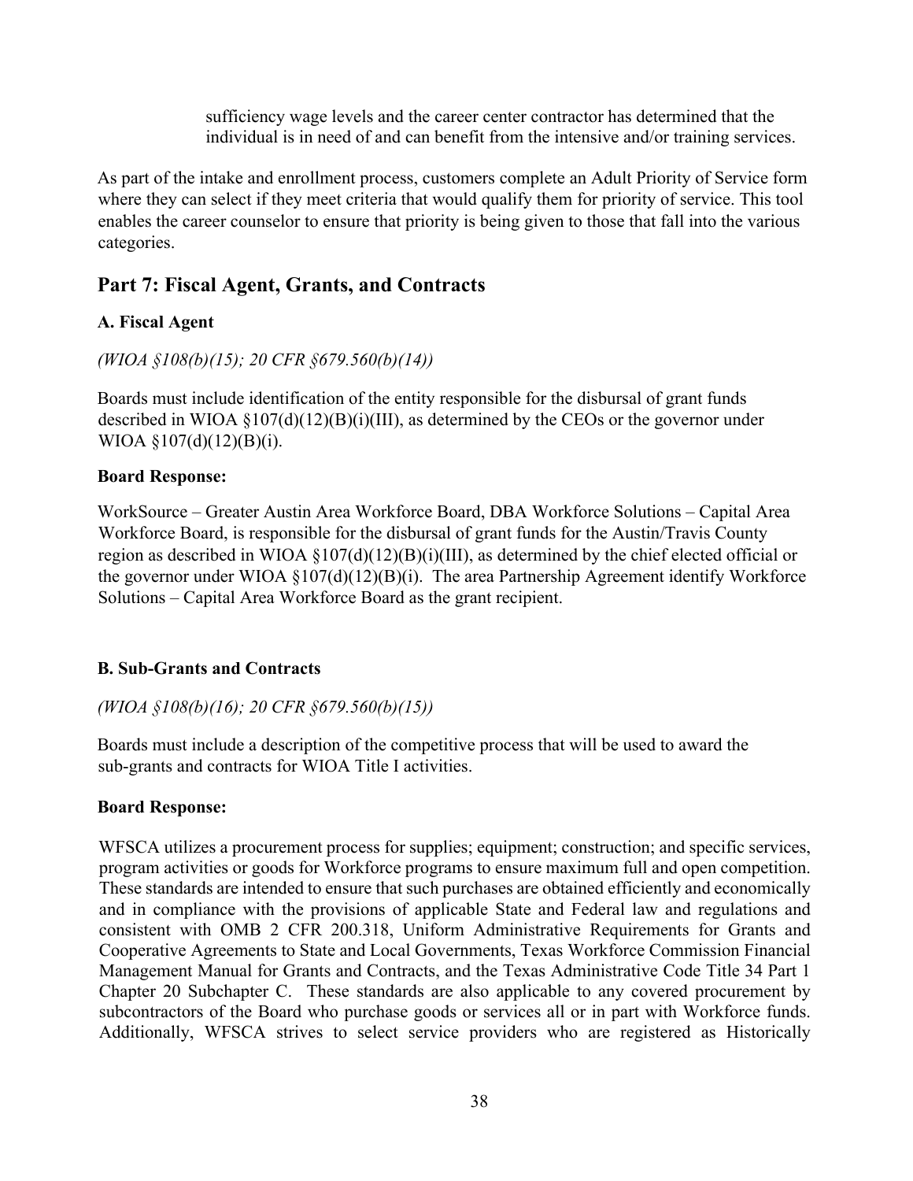sufficiency wage levels and the career center contractor has determined that the individual is in need of and can benefit from the intensive and/or training services.

As part of the intake and enrollment process, customers complete an Adult Priority of Service form where they can select if they meet criteria that would qualify them for priority of service. This tool enables the career counselor to ensure that priority is being given to those that fall into the various categories.

## Part 7: Fiscal Agent, Grants, and Contracts

### A. Fiscal Agent

*(WIOA §108(b)(15); 20 CFR §679.560(b)(14))*

Boards must include identification of the entity responsible for the disbursal of grant funds described in WIOA §107(d)(12)(B)(i)(III), as determined by the CEOs or the governor under WIOA §107(d)(12)(B)(i).

**Board Response:**

WorkSource – Greater Austin Area Workforce Board, DBA Workforce Solutions – Capital Area Workforce Board, is responsible for the disbursal of grant funds for the Austin/Travis County region as described in WIOA §107(d)(12)(B)(i)(III), as determined by the chief elected official or the governor under WIOA §107(d)(12)(B)(i). The area Partnership Agreement identify Workforce Solutions – Capital Area Workforce Board as the grant recipient.

### B. Sub-Grants and Contracts

*(WIOA §108(b)(16); 20 CFR §679.560(b)(15))*

Boards must include a description of the competitive process that will be used to award the sub-grants and contracts for WIOA Title I activities.

**Board Response:**

WFSCA utilizes a procurement process for supplies; equipment; construction; and specific services, program activities or goods for Workforce programs to ensure maximum full and open competition. These standards are intended to ensure that such purchases are obtained efficiently and economically and in compliance with the provisions of applicable State and Federal law and regulations and consistent with OMB 2 CFR 200.318, Uniform Administrative Requirements for Grants and Cooperative Agreements to State and Local Governments, Texas Workforce Commission Financial Management Manual for Grants and Contracts, and the Texas Administrative Code Title 34 Part 1 Chapter 20 Subchapter C. These standards are also applicable to any covered procurement by subcontractors of the Board who purchase goods or services all or in part with Workforce funds. Additionally, WFSCA strives to select service providers who are registered as Historically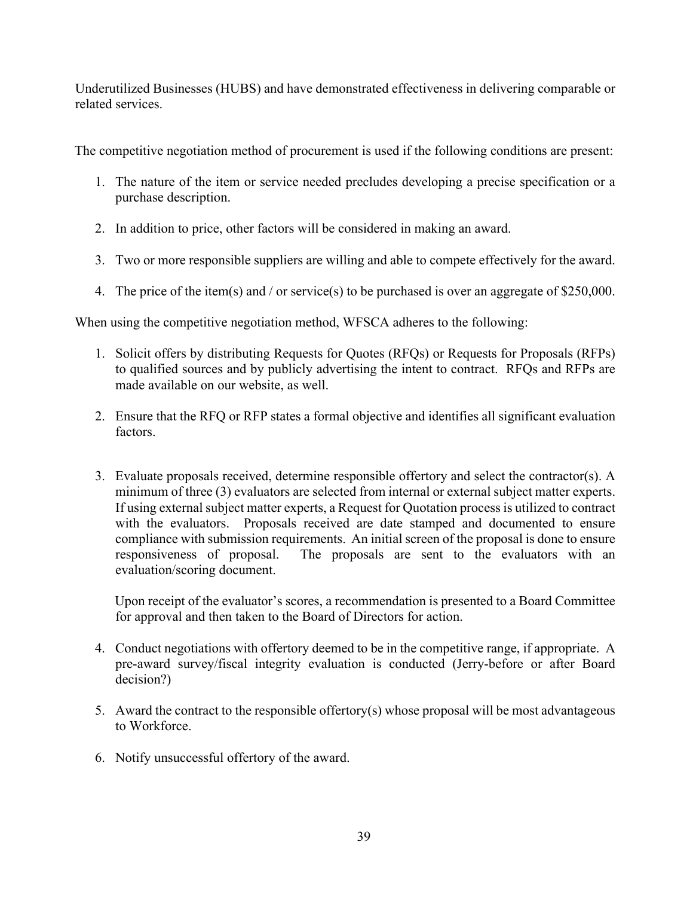Underutilized Businesses (HUBS) and have demonstrated effectiveness in delivering comparable or related services.

The competitive negotiation method of procurement is used if the following conditions are present:

1. The nature of the item or service needed precludes developing a precise specification or a purchase description.

2. In addition to price, other factors will be considered in making an award.

3. Two or more responsible suppliers are willing and able to compete effectively for the award.

4. The price of the item(s) and / or service(s) to be purchased is over an aggregate of $250,000.

When using the competitive negotiation method, WFSCA adheres to the following:

1. Solicit offers by distributing Requests for Quotes (RFQs) or Requests for Proposals (RFPs) to qualified sources and by publicly advertising the intent to contract. RFQs and RFPs are made available on our website, as well.

2. Ensure that the RFQ or RFP states a formal objective and identifies all significant evaluation factors.

3. Evaluate proposals received, determine responsible offertory and select the contractor(s). A minimum of three (3) evaluators are selected from internal or external subject matter experts. If using external subject matter experts, a Request for Quotation process is utilized to contract with the evaluators. Proposals received are date stamped and documented to ensure compliance with submission requirements. An initial screen of the proposal is done to ensure responsiveness of proposal. The proposals are sent to the evaluators with an evaluation/scoring document.

   Upon receipt of the evaluator's scores, a recommendation is presented to a Board Committee for approval and then taken to the Board of Directors for action.

4. Conduct negotiations with offertory deemed to be in the competitive range, if appropriate. A pre-award survey/fiscal integrity evaluation is conducted (Jerry-before or after Board decision?)

5. Award the contract to the responsible offertory(s) whose proposal will be most advantageous to Workforce.

6. Notify unsuccessful offertory of the award.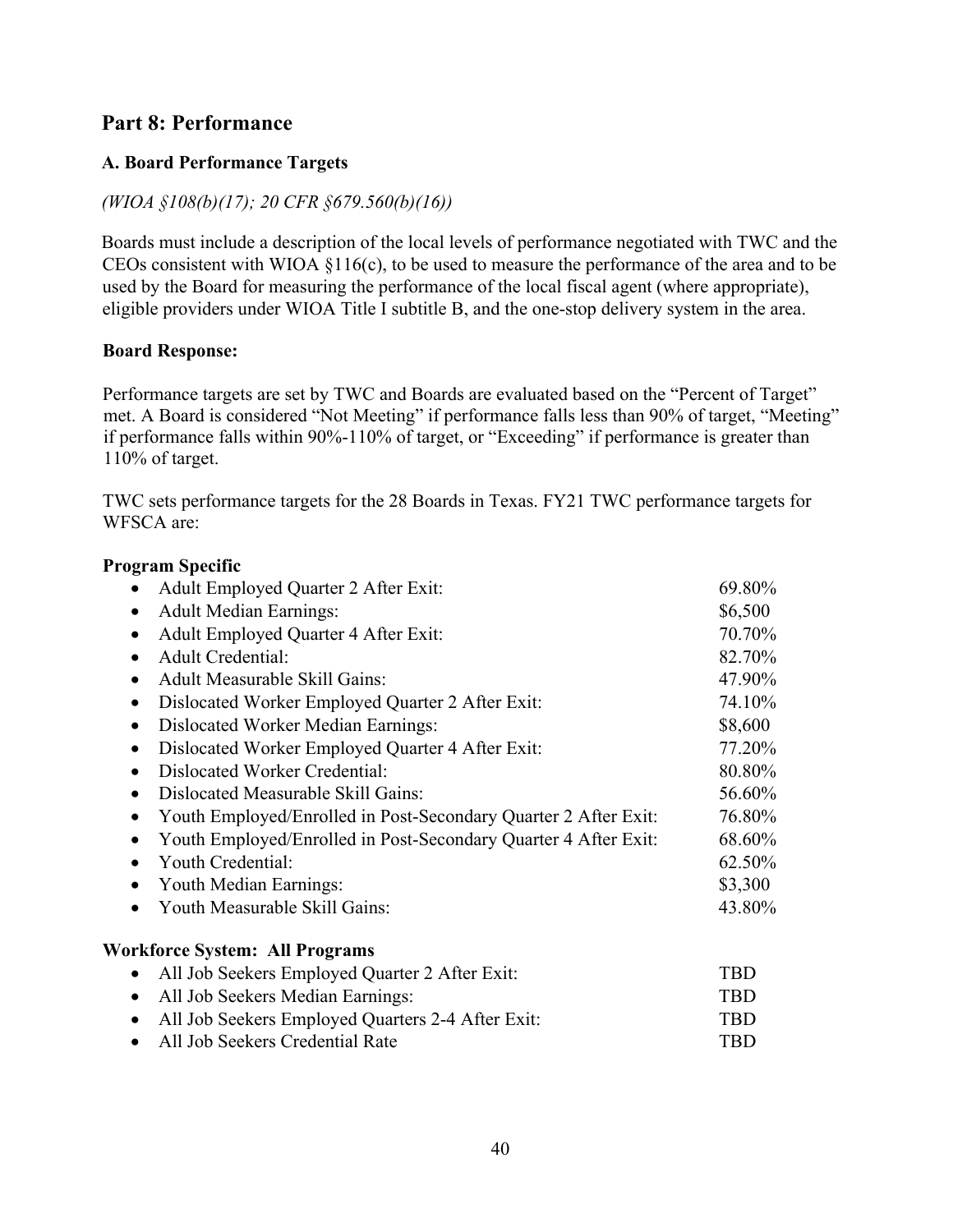## Part 8: Performance

### A. Board Performance Targets

*(WIOA §108(b)(17); 20 CFR §679.560(b)(16))*

Boards must include a description of the local levels of performance negotiated with TWC and the CEOs consistent with WIOA §116(c), to be used to measure the performance of the area and to be used by the Board for measuring the performance of the local fiscal agent (where appropriate), eligible providers under WIOA Title I subtitle B, and the one-stop delivery system in the area.

**Board Response:**

Performance targets are set by TWC and Boards are evaluated based on the "Percent of Target" met. A Board is considered "Not Meeting" if performance falls less than 90% of target, "Meeting" if performance falls within 90%-110% of target, or "Exceeding" if performance is greater than 110% of target.

TWC sets performance targets for the 28 Boards in Texas. FY21 TWC performance targets for WFSCA are:

**Program Specific**

| Measure | Target |
| --- | --- |
| Adult Employed Quarter 2 After Exit: | 69.80% |
| Adult Median Earnings: | $6,500 |
| Adult Employed Quarter 4 After Exit: | 70.70% |
| Adult Credential: | 82.70% |
| Adult Measurable Skill Gains: | 47.90% |
| Dislocated Worker Employed Quarter 2 After Exit: | 74.10% |
| Dislocated Worker Median Earnings: | $8,600 |
| Dislocated Worker Employed Quarter 4 After Exit: | 77.20% |
| Dislocated Worker Credential: | 80.80% |
| Dislocated Measurable Skill Gains: | 56.60% |
| Youth Employed/Enrolled in Post-Secondary Quarter 2 After Exit: | 76.80% |
| Youth Employed/Enrolled in Post-Secondary Quarter 4 After Exit: | 68.60% |
| Youth Credential: | 62.50% |
| Youth Median Earnings: | $3,300 |
| Youth Measurable Skill Gains: | 43.80% |

**Workforce System: All Programs**

| Measure | Target |
| --- | --- |
| All Job Seekers Employed Quarter 2 After Exit: | TBD |
| All Job Seekers Median Earnings: | TBD |
| All Job Seekers Employed Quarters 2-4 After Exit: | TBD |
| All Job Seekers Credential Rate | TBD |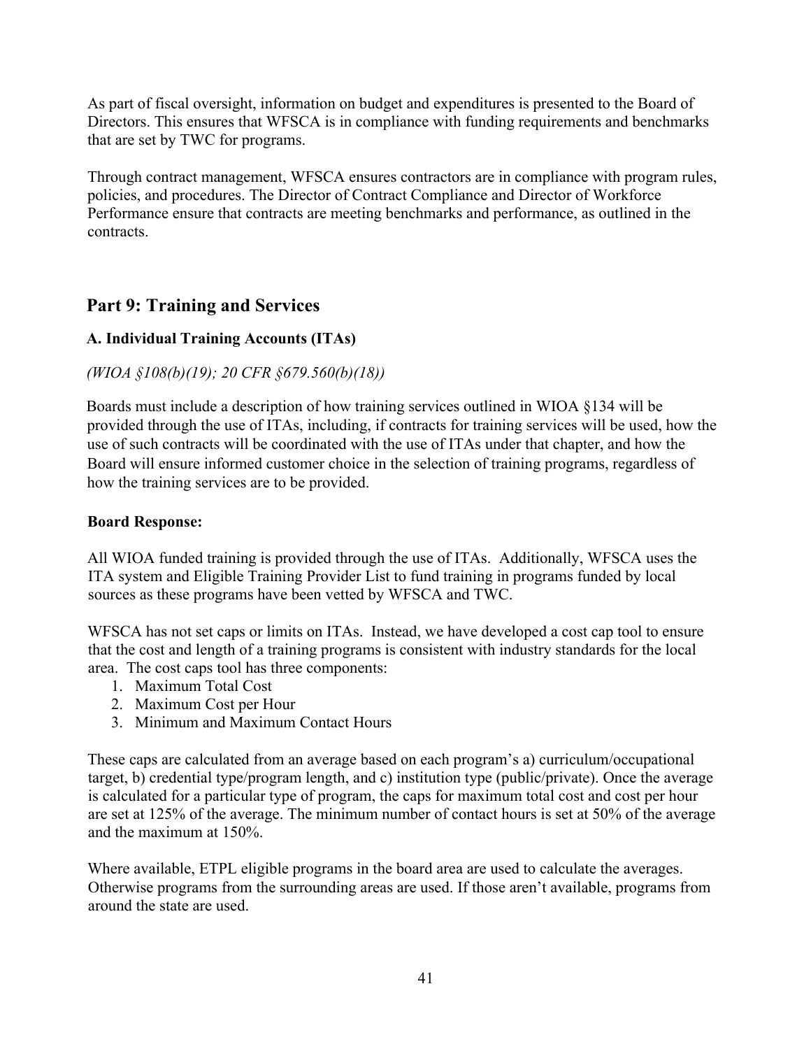As part of fiscal oversight, information on budget and expenditures is presented to the Board of Directors. This ensures that WFSCA is in compliance with funding requirements and benchmarks that are set by TWC for programs.

Through contract management, WFSCA ensures contractors are in compliance with program rules, policies, and procedures. The Director of Contract Compliance and Director of Workforce Performance ensure that contracts are meeting benchmarks and performance, as outlined in the contracts.

## Part 9: Training and Services

### A. Individual Training Accounts (ITAs)

*(WIOA §108(b)(19); 20 CFR §679.560(b)(18))*

Boards must include a description of how training services outlined in WIOA §134 will be provided through the use of ITAs, including, if contracts for training services will be used, how the use of such contracts will be coordinated with the use of ITAs under that chapter, and how the Board will ensure informed customer choice in the selection of training programs, regardless of how the training services are to be provided.

**Board Response:**

All WIOA funded training is provided through the use of ITAs. Additionally, WFSCA uses the ITA system and Eligible Training Provider List to fund training in programs funded by local sources as these programs have been vetted by WFSCA and TWC.

WFSCA has not set caps or limits on ITAs. Instead, we have developed a cost cap tool to ensure that the cost and length of a training programs is consistent with industry standards for the local area. The cost caps tool has three components:

1. Maximum Total Cost
2. Maximum Cost per Hour
3. Minimum and Maximum Contact Hours

These caps are calculated from an average based on each program's a) curriculum/occupational target, b) credential type/program length, and c) institution type (public/private). Once the average is calculated for a particular type of program, the caps for maximum total cost and cost per hour are set at 125% of the average. The minimum number of contact hours is set at 50% of the average and the maximum at 150%.

Where available, ETPL eligible programs in the board area are used to calculate the averages. Otherwise programs from the surrounding areas are used. If those aren't available, programs from around the state are used.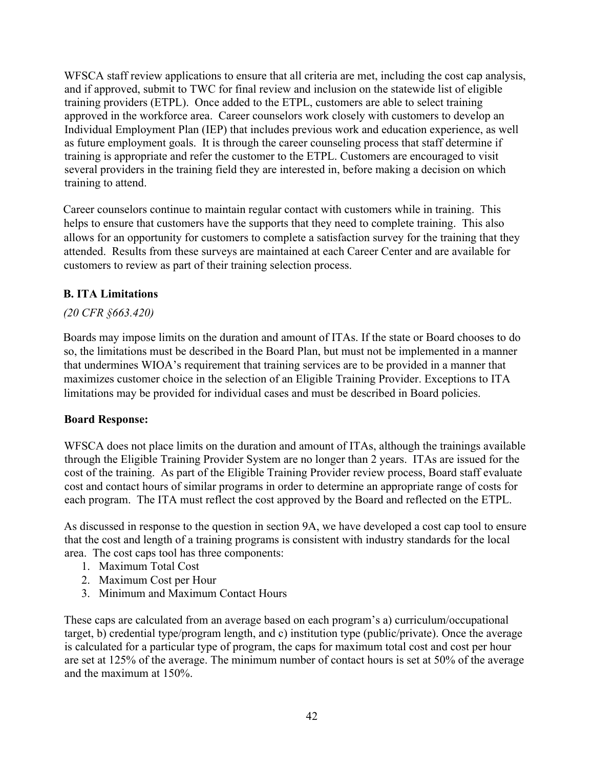WFSCA staff review applications to ensure that all criteria are met, including the cost cap analysis, and if approved, submit to TWC for final review and inclusion on the statewide list of eligible training providers (ETPL). Once added to the ETPL, customers are able to select training approved in the workforce area. Career counselors work closely with customers to develop an Individual Employment Plan (IEP) that includes previous work and education experience, as well as future employment goals. It is through the career counseling process that staff determine if training is appropriate and refer the customer to the ETPL. Customers are encouraged to visit several providers in the training field they are interested in, before making a decision on which training to attend.

Career counselors continue to maintain regular contact with customers while in training. This helps to ensure that customers have the supports that they need to complete training. This also allows for an opportunity for customers to complete a satisfaction survey for the training that they attended. Results from these surveys are maintained at each Career Center and are available for customers to review as part of their training selection process.

### B. ITA Limitations

*(20 CFR §663.420)*

Boards may impose limits on the duration and amount of ITAs. If the state or Board chooses to do so, the limitations must be described in the Board Plan, but must not be implemented in a manner that undermines WIOA's requirement that training services are to be provided in a manner that maximizes customer choice in the selection of an Eligible Training Provider. Exceptions to ITA limitations may be provided for individual cases and must be described in Board policies.

**Board Response:**

WFSCA does not place limits on the duration and amount of ITAs, although the trainings available through the Eligible Training Provider System are no longer than 2 years. ITAs are issued for the cost of the training. As part of the Eligible Training Provider review process, Board staff evaluate cost and contact hours of similar programs in order to determine an appropriate range of costs for each program. The ITA must reflect the cost approved by the Board and reflected on the ETPL.

As discussed in response to the question in section 9A, we have developed a cost cap tool to ensure that the cost and length of a training programs is consistent with industry standards for the local area. The cost caps tool has three components:

1. Maximum Total Cost
2. Maximum Cost per Hour
3. Minimum and Maximum Contact Hours

These caps are calculated from an average based on each program's a) curriculum/occupational target, b) credential type/program length, and c) institution type (public/private). Once the average is calculated for a particular type of program, the caps for maximum total cost and cost per hour are set at 125% of the average. The minimum number of contact hours is set at 50% of the average and the maximum at 150%.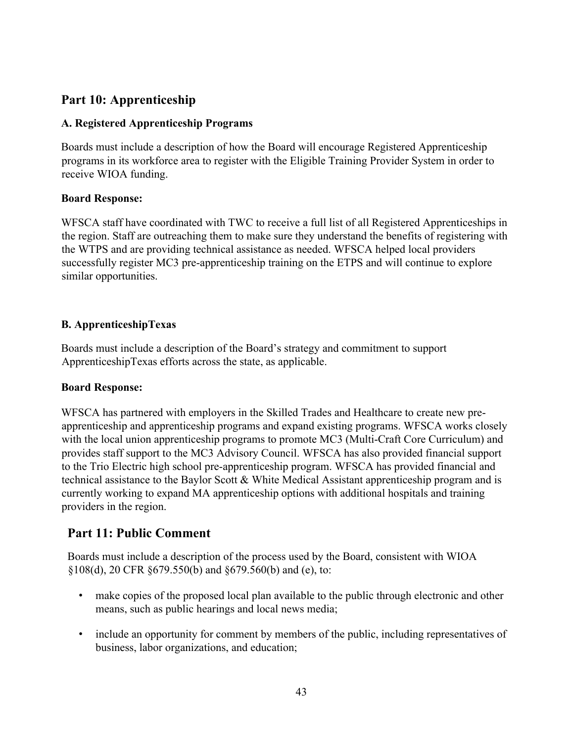## Part 10: Apprenticeship

### A. Registered Apprenticeship Programs

Boards must include a description of how the Board will encourage Registered Apprenticeship programs in its workforce area to register with the Eligible Training Provider System in order to receive WIOA funding.

**Board Response:**

WFSCA staff have coordinated with TWC to receive a full list of all Registered Apprenticeships in the region. Staff are outreaching them to make sure they understand the benefits of registering with the WTPS and are providing technical assistance as needed. WFSCA helped local providers successfully register MC3 pre-apprenticeship training on the ETPS and will continue to explore similar opportunities.

### B. ApprenticeshipTexas

Boards must include a description of the Board's strategy and commitment to support ApprenticeshipTexas efforts across the state, as applicable.

**Board Response:**

WFSCA has partnered with employers in the Skilled Trades and Healthcare to create new pre-apprenticeship and apprenticeship programs and expand existing programs. WFSCA works closely with the local union apprenticeship programs to promote MC3 (Multi-Craft Core Curriculum) and provides staff support to the MC3 Advisory Council. WFSCA has also provided financial support to the Trio Electric high school pre-apprenticeship program. WFSCA has provided financial and technical assistance to the Baylor Scott & White Medical Assistant apprenticeship program and is currently working to expand MA apprenticeship options with additional hospitals and training providers in the region.

## Part 11: Public Comment

Boards must include a description of the process used by the Board, consistent with WIOA §108(d), 20 CFR §679.550(b) and §679.560(b) and (e), to:

- make copies of the proposed local plan available to the public through electronic and other means, such as public hearings and local news media;
- include an opportunity for comment by members of the public, including representatives of business, labor organizations, and education;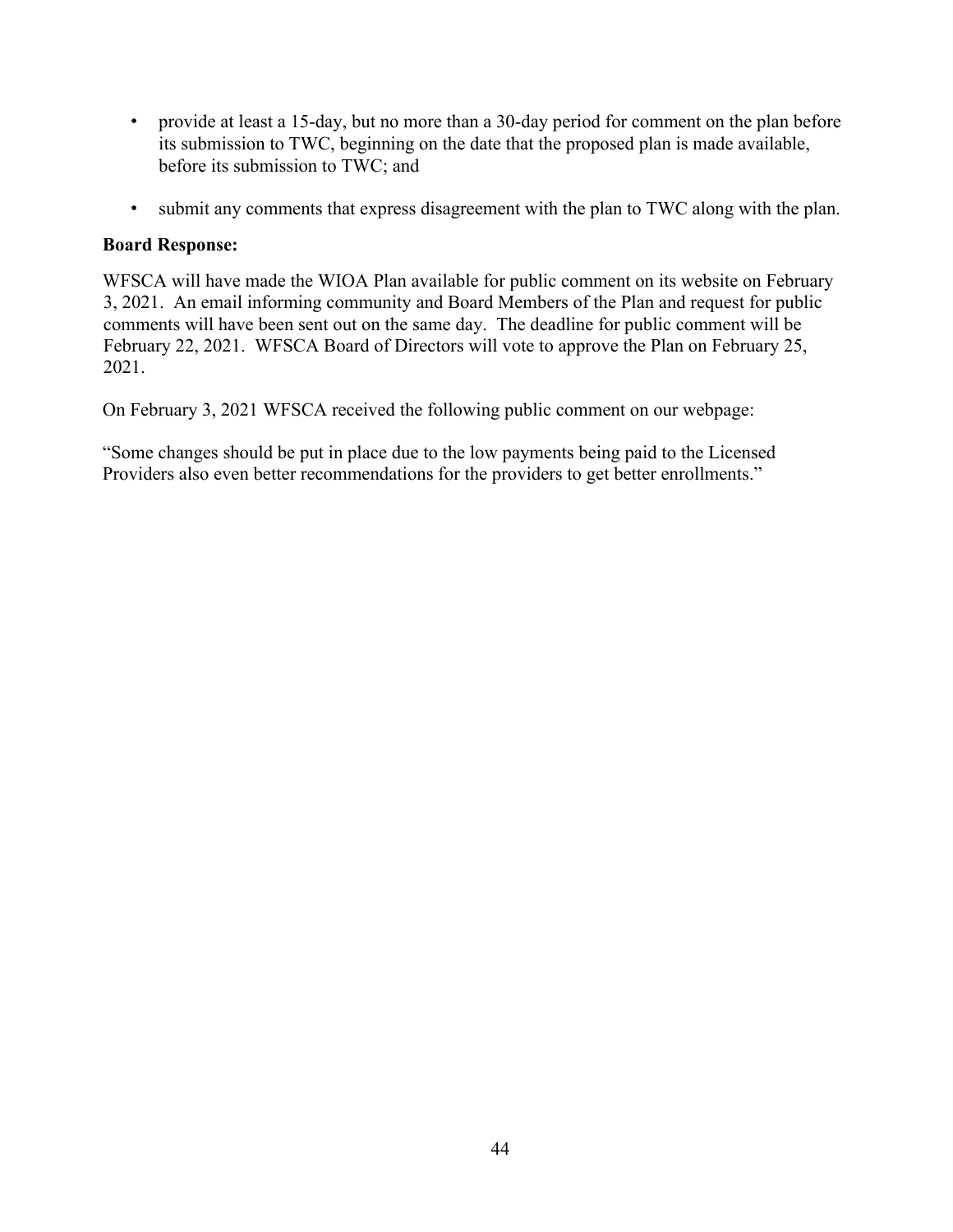- provide at least a 15-day, but no more than a 30-day period for comment on the plan before its submission to TWC, beginning on the date that the proposed plan is made available, before its submission to TWC; and
- submit any comments that express disagreement with the plan to TWC along with the plan.

**Board Response:**

WFSCA will have made the WIOA Plan available for public comment on its website on February 3, 2021. An email informing community and Board Members of the Plan and request for public comments will have been sent out on the same day. The deadline for public comment will be February 22, 2021. WFSCA Board of Directors will vote to approve the Plan on February 25, 2021.

On February 3, 2021 WFSCA received the following public comment on our webpage:

"Some changes should be put in place due to the low payments being paid to the Licensed Providers also even better recommendations for the providers to get better enrollments."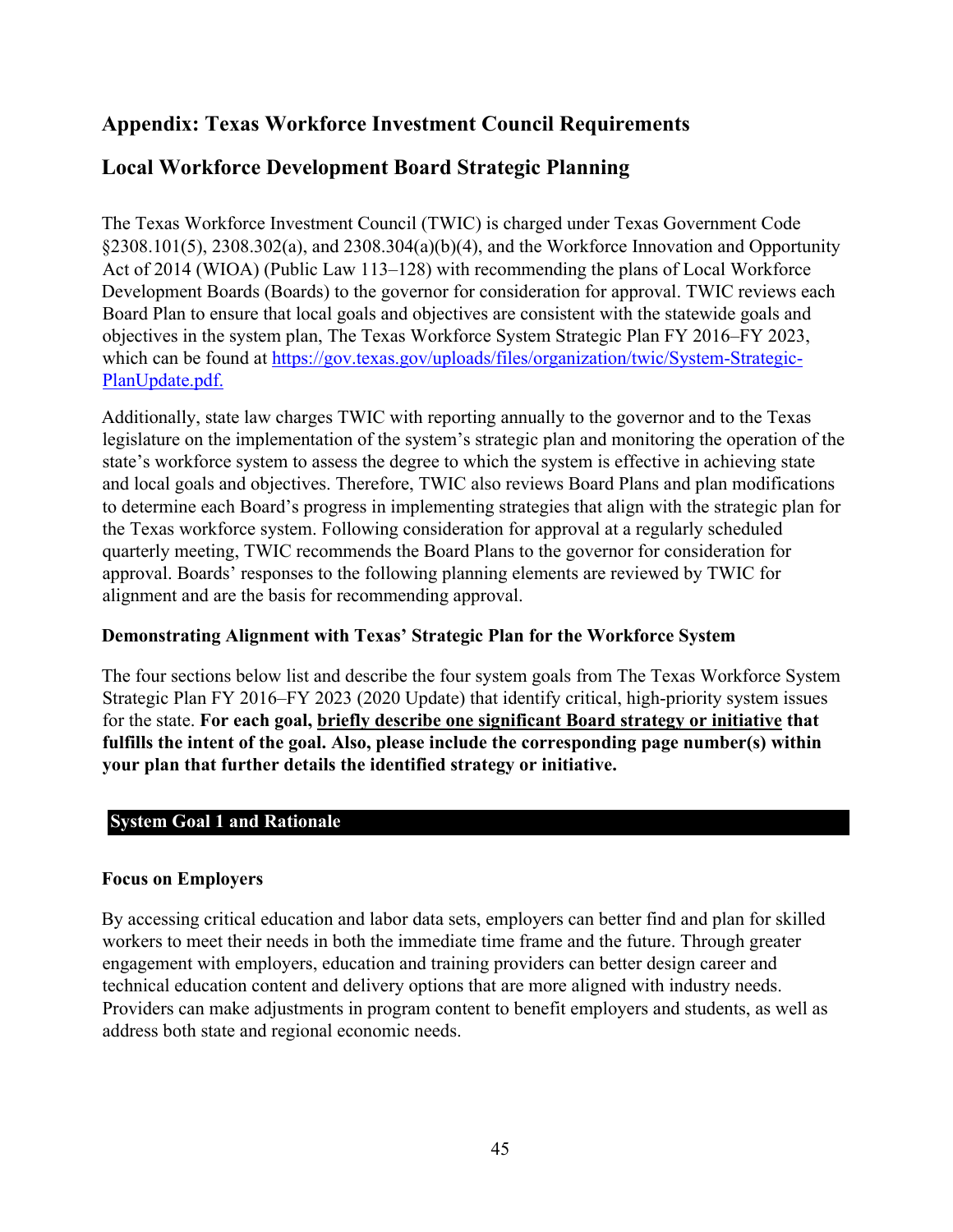## Appendix: Texas Workforce Investment Council Requirements

## Local Workforce Development Board Strategic Planning

The Texas Workforce Investment Council (TWIC) is charged under Texas Government Code §2308.101(5), 2308.302(a), and 2308.304(a)(b)(4), and the Workforce Innovation and Opportunity Act of 2014 (WIOA) (Public Law 113–128) with recommending the plans of Local Workforce Development Boards (Boards) to the governor for consideration for approval. TWIC reviews each Board Plan to ensure that local goals and objectives are consistent with the statewide goals and objectives in the system plan, The Texas Workforce System Strategic Plan FY 2016–FY 2023, which can be found at [https://gov.texas.gov/uploads/files/organization/twic/System-Strategic-PlanUpdate.pdf.](https://gov.texas.gov/uploads/files/organization/twic/System-Strategic-PlanUpdate.pdf)

Additionally, state law charges TWIC with reporting annually to the governor and to the Texas legislature on the implementation of the system's strategic plan and monitoring the operation of the state's workforce system to assess the degree to which the system is effective in achieving state and local goals and objectives. Therefore, TWIC also reviews Board Plans and plan modifications to determine each Board's progress in implementing strategies that align with the strategic plan for the Texas workforce system. Following consideration for approval at a regularly scheduled quarterly meeting, TWIC recommends the Board Plans to the governor for consideration for approval. Boards' responses to the following planning elements are reviewed by TWIC for alignment and are the basis for recommending approval.

**Demonstrating Alignment with Texas' Strategic Plan for the Workforce System**

The four sections below list and describe the four system goals from The Texas Workforce System Strategic Plan FY 2016–FY 2023 (2020 Update) that identify critical, high-priority system issues for the state. **For each goal, <u>briefly describe one significant Board strategy or initiative</u> that fulfills the intent of the goal. Also, please include the corresponding page number(s) within your plan that further details the identified strategy or initiative.**

### System Goal 1 and Rationale

**Focus on Employers**

By accessing critical education and labor data sets, employers can better find and plan for skilled workers to meet their needs in both the immediate time frame and the future. Through greater engagement with employers, education and training providers can better design career and technical education content and delivery options that are more aligned with industry needs. Providers can make adjustments in program content to benefit employers and students, as well as address both state and regional economic needs.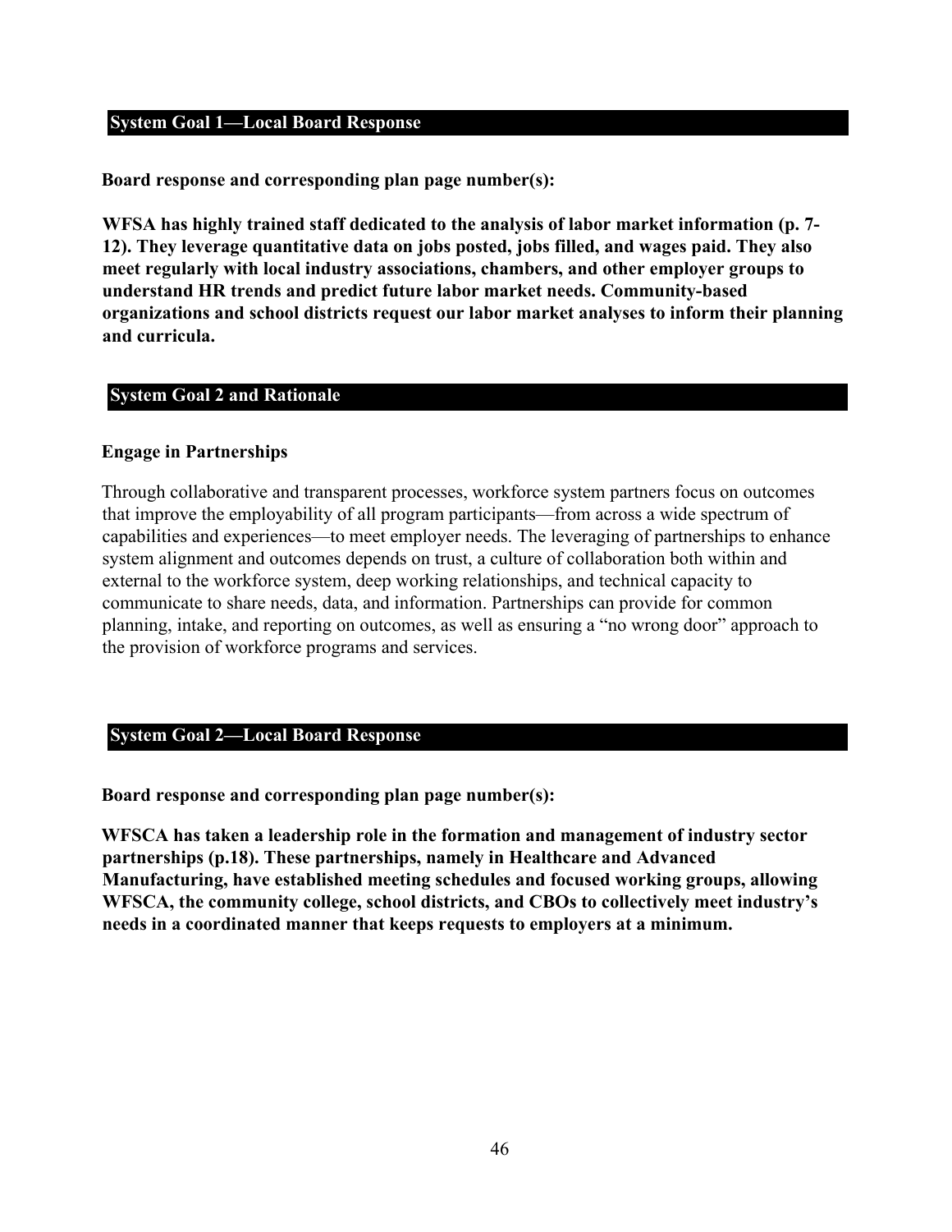## System Goal 1—Local Board Response

**Board response and corresponding plan page number(s):**

**WFSA has highly trained staff dedicated to the analysis of labor market information (p. 7-12). They leverage quantitative data on jobs posted, jobs filled, and wages paid. They also meet regularly with local industry associations, chambers, and other employer groups to understand HR trends and predict future labor market needs. Community-based organizations and school districts request our labor market analyses to inform their planning and curricula.**

## System Goal 2 and Rationale

**Engage in Partnerships**

Through collaborative and transparent processes, workforce system partners focus on outcomes that improve the employability of all program participants—from across a wide spectrum of capabilities and experiences—to meet employer needs. The leveraging of partnerships to enhance system alignment and outcomes depends on trust, a culture of collaboration both within and external to the workforce system, deep working relationships, and technical capacity to communicate to share needs, data, and information. Partnerships can provide for common planning, intake, and reporting on outcomes, as well as ensuring a "no wrong door" approach to the provision of workforce programs and services.

## System Goal 2—Local Board Response

**Board response and corresponding plan page number(s):**

**WFSCA has taken a leadership role in the formation and management of industry sector partnerships (p.18). These partnerships, namely in Healthcare and Advanced Manufacturing, have established meeting schedules and focused working groups, allowing WFSCA, the community college, school districts, and CBOs to collectively meet industry's needs in a coordinated manner that keeps requests to employers at a minimum.**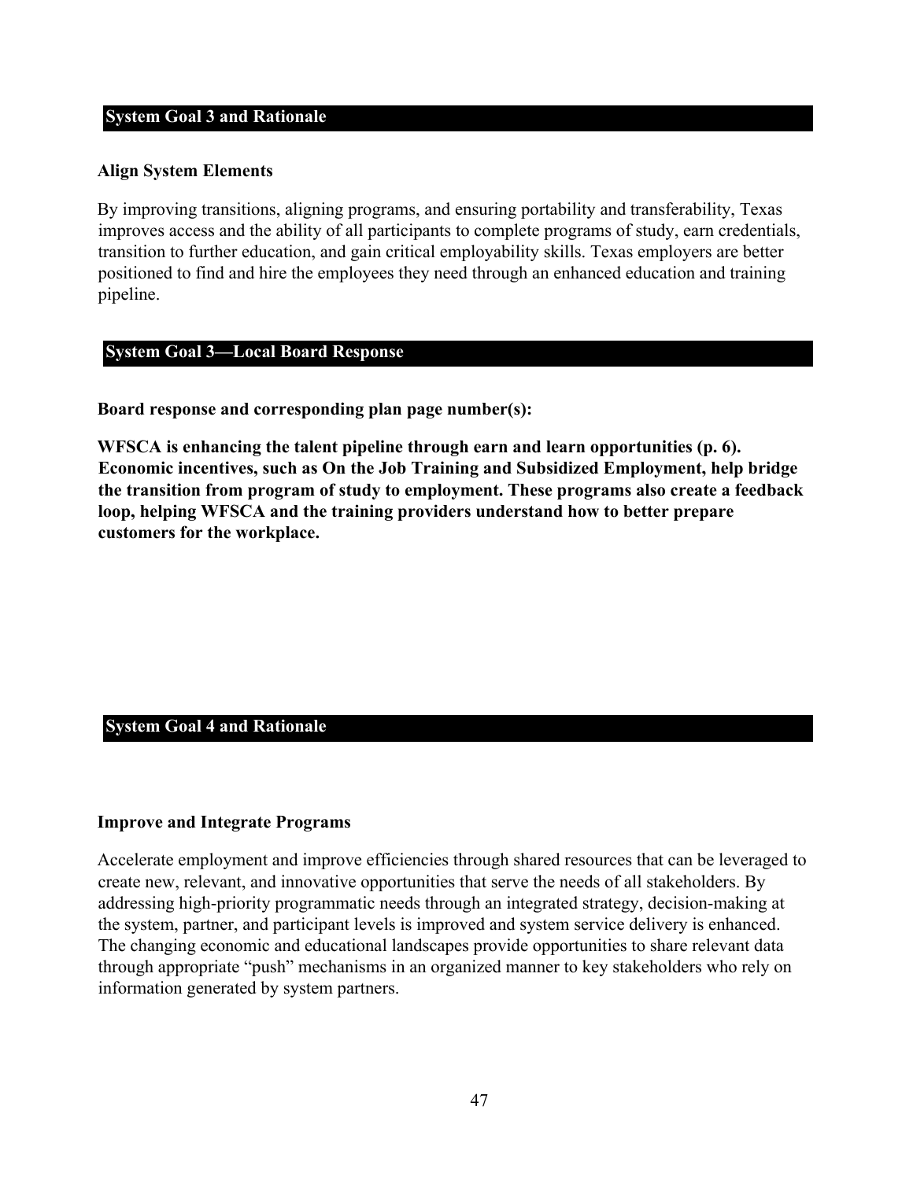## System Goal 3 and Rationale

**Align System Elements**

By improving transitions, aligning programs, and ensuring portability and transferability, Texas improves access and the ability of all participants to complete programs of study, earn credentials, transition to further education, and gain critical employability skills. Texas employers are better positioned to find and hire the employees they need through an enhanced education and training pipeline.

## System Goal 3—Local Board Response

**Board response and corresponding plan page number(s):**

**WFSCA is enhancing the talent pipeline through earn and learn opportunities (p. 6). Economic incentives, such as On the Job Training and Subsidized Employment, help bridge the transition from program of study to employment. These programs also create a feedback loop, helping WFSCA and the training providers understand how to better prepare customers for the workplace.**

## System Goal 4 and Rationale

**Improve and Integrate Programs**

Accelerate employment and improve efficiencies through shared resources that can be leveraged to create new, relevant, and innovative opportunities that serve the needs of all stakeholders. By addressing high-priority programmatic needs through an integrated strategy, decision-making at the system, partner, and participant levels is improved and system service delivery is enhanced. The changing economic and educational landscapes provide opportunities to share relevant data through appropriate "push" mechanisms in an organized manner to key stakeholders who rely on information generated by system partners.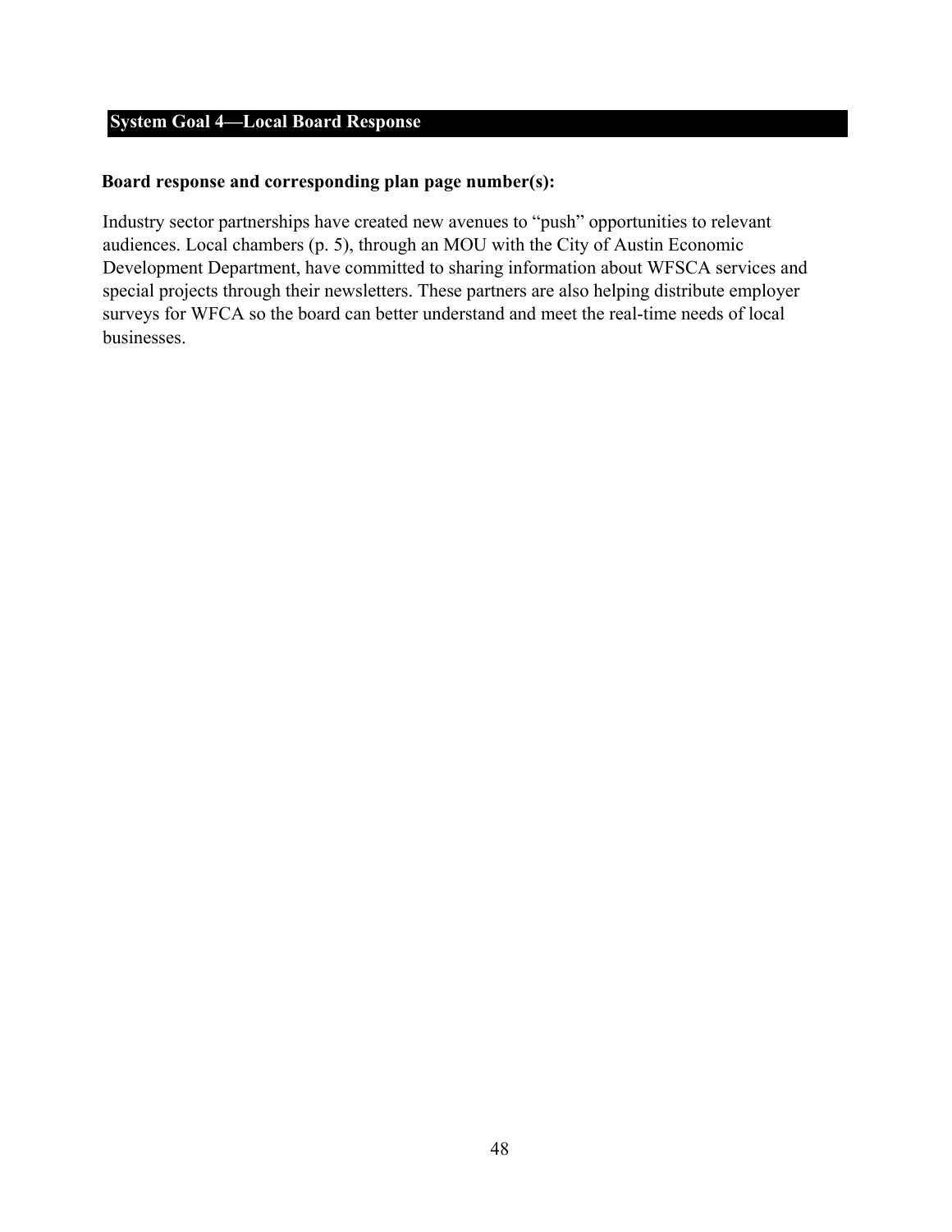## System Goal 4—Local Board Response

**Board response and corresponding plan page number(s):**

Industry sector partnerships have created new avenues to "push" opportunities to relevant audiences. Local chambers (p. 5), through an MOU with the City of Austin Economic Development Department, have committed to sharing information about WFSCA services and special projects through their newsletters. These partners are also helping distribute employer surveys for WFCA so the board can better understand and meet the real-time needs of local businesses.